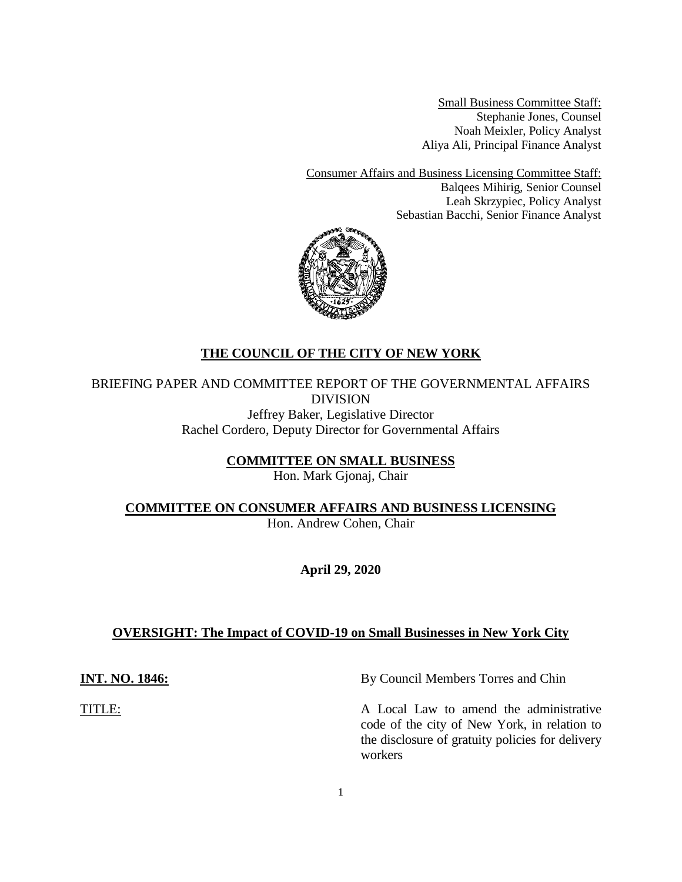<u>Small Business Committee Staff:</u>
Stephanie Jones, Counsel
Noah Meixler, Policy Analyst
Aliya Ali, Principal Finance Analyst

<u>Consumer Affairs and Business Licensing Committee Staff:</u>
Balqees Mihirig, Senior Counsel
Leah Skrzypiec, Policy Analyst
Sebastian Bacchi, Senior Finance Analyst

# THE COUNCIL OF THE CITY OF NEW YORK

BRIEFING PAPER AND COMMITTEE REPORT OF THE GOVERNMENTAL AFFAIRS DIVISION
Jeffrey Baker, Legislative Director
Rachel Cordero, Deputy Director for Governmental Affairs

**COMMITTEE ON SMALL BUSINESS**
Hon. Mark Gjonaj, Chair

**COMMITTEE ON CONSUMER AFFAIRS AND BUSINESS LICENSING**
Hon. Andrew Cohen, Chair

**April 29, 2020**

## OVERSIGHT: The Impact of COVID-19 on Small Businesses in New York City

**INT. NO. 1846:** By Council Members Torres and Chin

TITLE: A Local Law to amend the administrative code of the city of New York, in relation to the disclosure of gratuity policies for delivery workers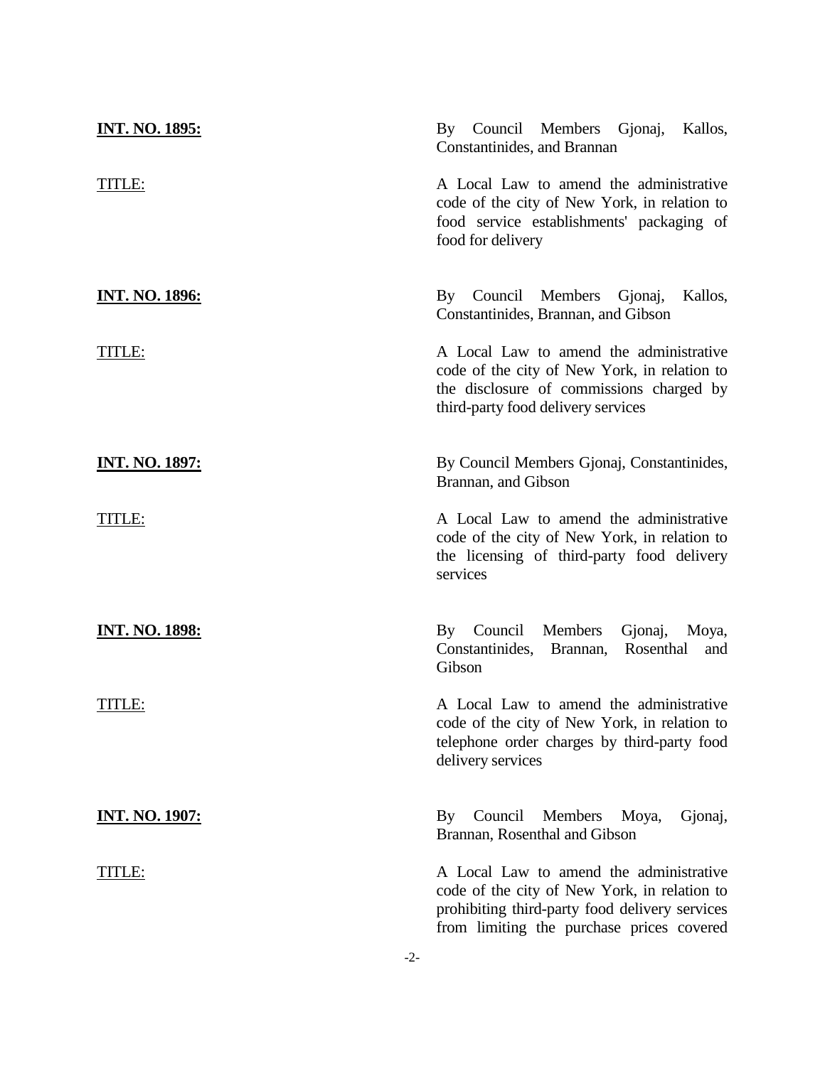**INT. NO. 1895:** By Council Members Gjonaj, Kallos, Constantinides, and Brannan

TITLE: A Local Law to amend the administrative code of the city of New York, in relation to food service establishments' packaging of food for delivery

**INT. NO. 1896:** By Council Members Gjonaj, Kallos, Constantinides, Brannan, and Gibson

TITLE: A Local Law to amend the administrative code of the city of New York, in relation to the disclosure of commissions charged by third-party food delivery services

**INT. NO. 1897:** By Council Members Gjonaj, Constantinides, Brannan, and Gibson

TITLE: A Local Law to amend the administrative code of the city of New York, in relation to the licensing of third-party food delivery services

**INT. NO. 1898:** By Council Members Gjonaj, Moya, Constantinides, Brannan, Rosenthal and Gibson

TITLE: A Local Law to amend the administrative code of the city of New York, in relation to telephone order charges by third-party food delivery services

**INT. NO. 1907:** By Council Members Moya, Gjonaj, Brannan, Rosenthal and Gibson

TITLE: A Local Law to amend the administrative code of the city of New York, in relation to prohibiting third-party food delivery services from limiting the purchase prices covered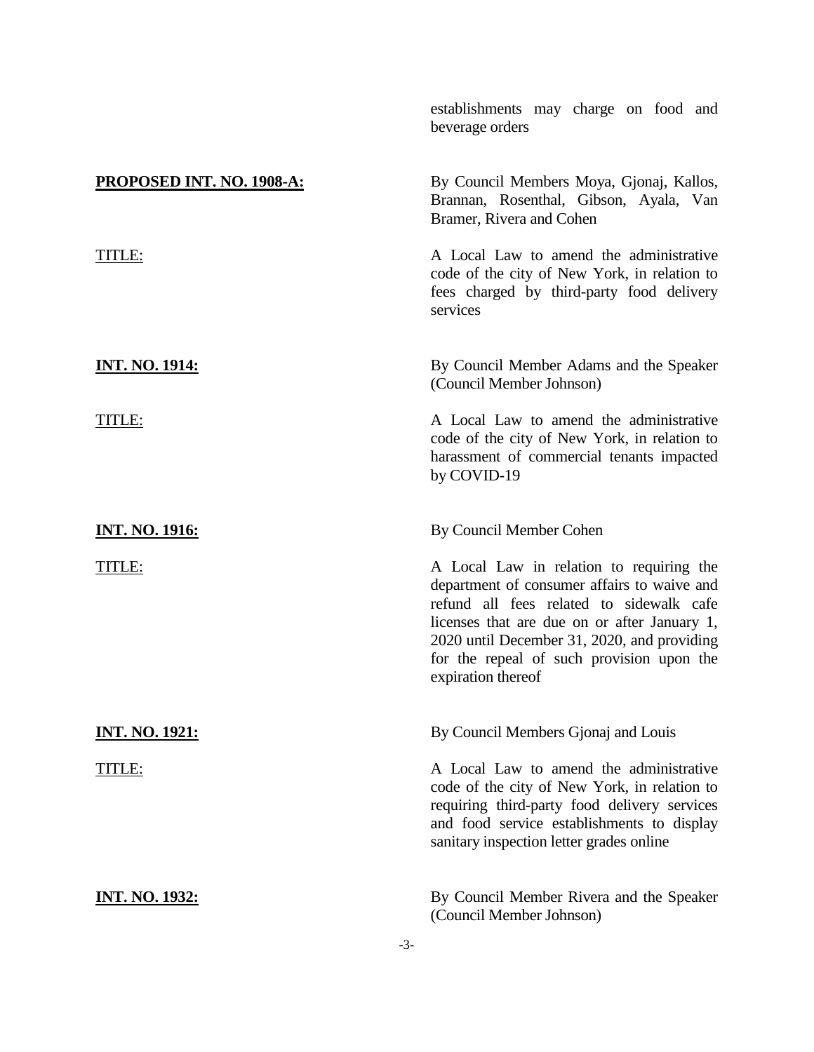establishments may charge on food and beverage orders

**PROPOSED INT. NO. 1908-A:** By Council Members Moya, Gjonaj, Kallos, Brannan, Rosenthal, Gibson, Ayala, Van Bramer, Rivera and Cohen

TITLE: A Local Law to amend the administrative code of the city of New York, in relation to fees charged by third-party food delivery services

**INT. NO. 1914:** By Council Member Adams and the Speaker (Council Member Johnson)

TITLE: A Local Law to amend the administrative code of the city of New York, in relation to harassment of commercial tenants impacted by COVID-19

**INT. NO. 1916:** By Council Member Cohen

TITLE: A Local Law in relation to requiring the department of consumer affairs to waive and refund all fees related to sidewalk cafe licenses that are due on or after January 1, 2020 until December 31, 2020, and providing for the repeal of such provision upon the expiration thereof

**INT. NO. 1921:** By Council Members Gjonaj and Louis

TITLE: A Local Law to amend the administrative code of the city of New York, in relation to requiring third-party food delivery services and food service establishments to display sanitary inspection letter grades online

**INT. NO. 1932:** By Council Member Rivera and the Speaker (Council Member Johnson)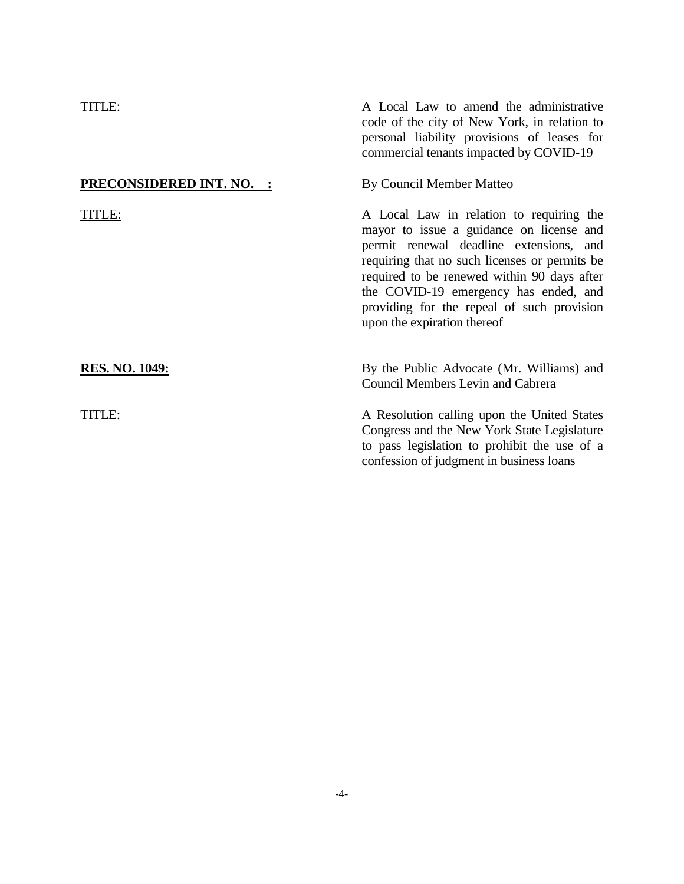TITLE: A Local Law to amend the administrative code of the city of New York, in relation to personal liability provisions of leases for commercial tenants impacted by COVID-19

**PRECONSIDERED INT. NO. :** By Council Member Matteo

TITLE: A Local Law in relation to requiring the mayor to issue a guidance on license and permit renewal deadline extensions, and requiring that no such licenses or permits be required to be renewed within 90 days after the COVID-19 emergency has ended, and providing for the repeal of such provision upon the expiration thereof

**RES. NO. 1049:** By the Public Advocate (Mr. Williams) and Council Members Levin and Cabrera

TITLE: A Resolution calling upon the United States Congress and the New York State Legislature to pass legislation to prohibit the use of a confession of judgment in business loans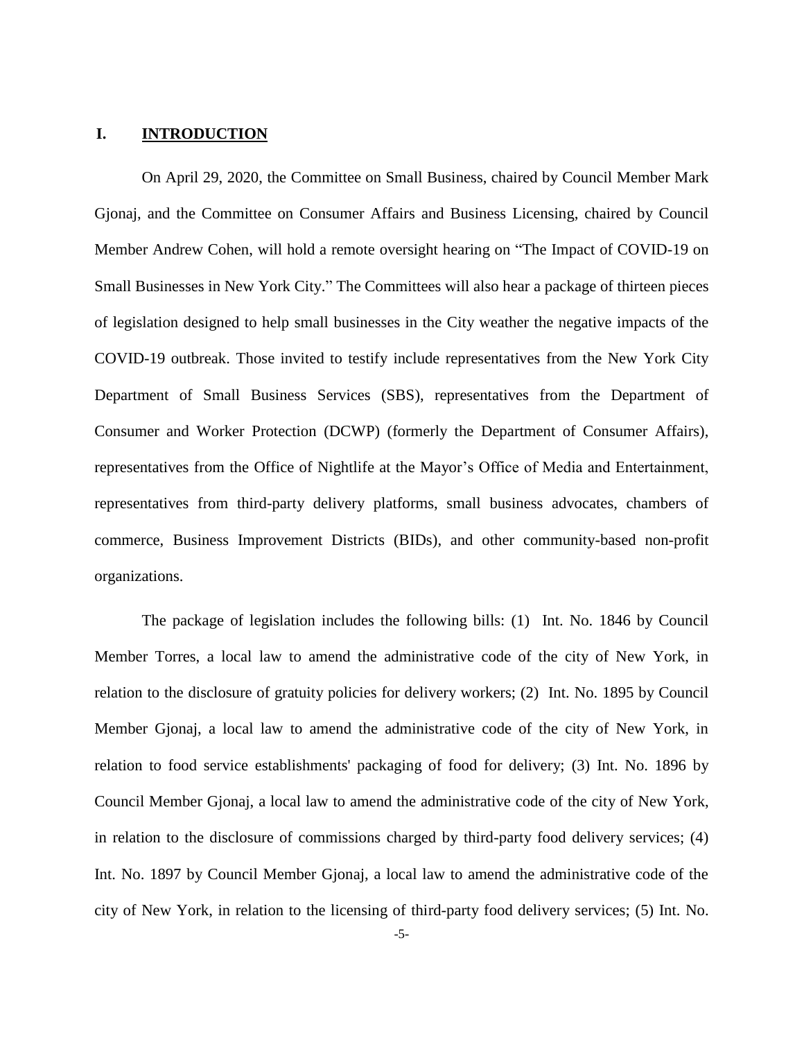# I. INTRODUCTION

On April 29, 2020, the Committee on Small Business, chaired by Council Member Mark Gjonaj, and the Committee on Consumer Affairs and Business Licensing, chaired by Council Member Andrew Cohen, will hold a remote oversight hearing on "The Impact of COVID-19 on Small Businesses in New York City." The Committees will also hear a package of thirteen pieces of legislation designed to help small businesses in the City weather the negative impacts of the COVID-19 outbreak. Those invited to testify include representatives from the New York City Department of Small Business Services (SBS), representatives from the Department of Consumer and Worker Protection (DCWP) (formerly the Department of Consumer Affairs), representatives from the Office of Nightlife at the Mayor's Office of Media and Entertainment, representatives from third-party delivery platforms, small business advocates, chambers of commerce, Business Improvement Districts (BIDs), and other community-based non-profit organizations.

The package of legislation includes the following bills: (1) Int. No. 1846 by Council Member Torres, a local law to amend the administrative code of the city of New York, in relation to the disclosure of gratuity policies for delivery workers; (2) Int. No. 1895 by Council Member Gjonaj, a local law to amend the administrative code of the city of New York, in relation to food service establishments' packaging of food for delivery; (3) Int. No. 1896 by Council Member Gjonaj, a local law to amend the administrative code of the city of New York, in relation to the disclosure of commissions charged by third-party food delivery services; (4) Int. No. 1897 by Council Member Gjonaj, a local law to amend the administrative code of the city of New York, in relation to the licensing of third-party food delivery services; (5) Int. No.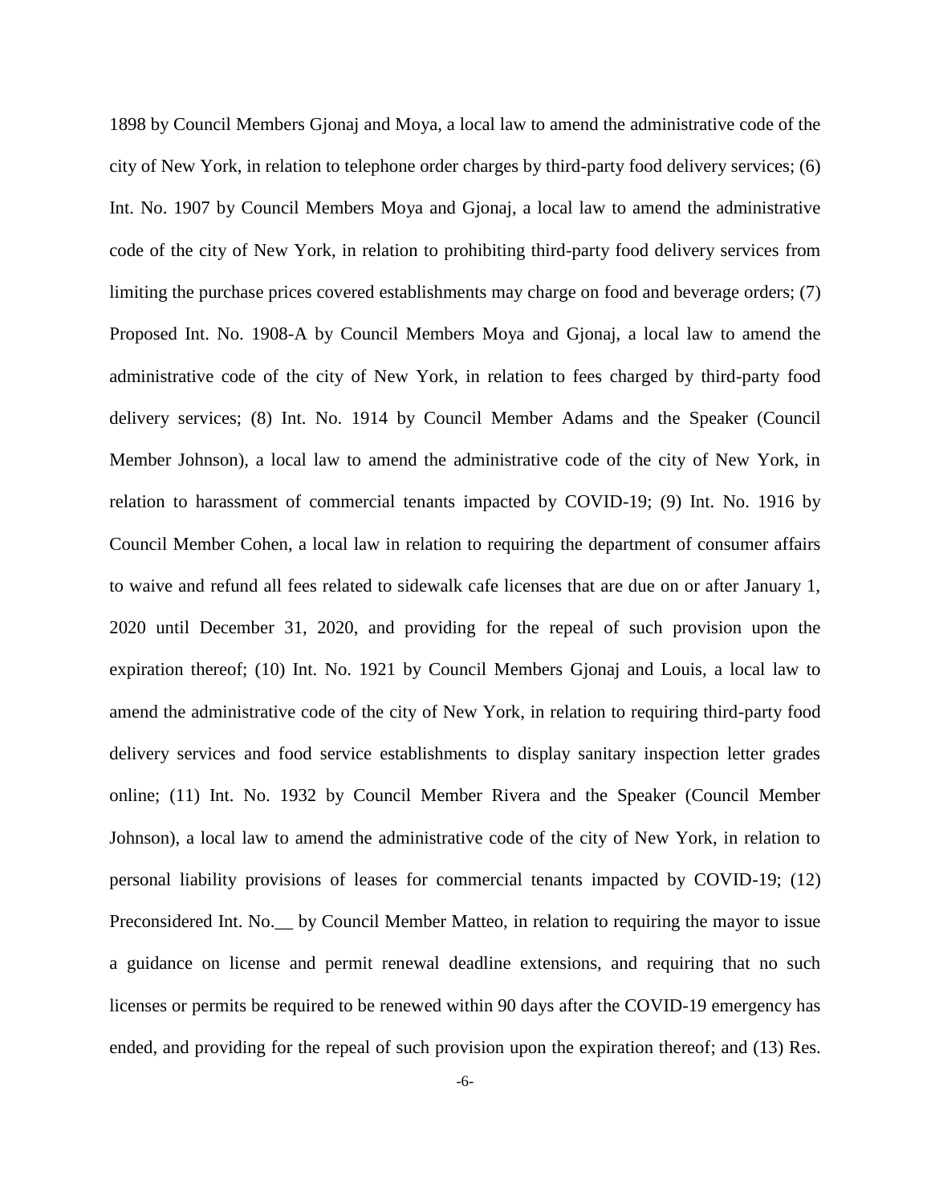1898 by Council Members Gjonaj and Moya, a local law to amend the administrative code of the city of New York, in relation to telephone order charges by third-party food delivery services; (6) Int. No. 1907 by Council Members Moya and Gjonaj, a local law to amend the administrative code of the city of New York, in relation to prohibiting third-party food delivery services from limiting the purchase prices covered establishments may charge on food and beverage orders; (7) Proposed Int. No. 1908-A by Council Members Moya and Gjonaj, a local law to amend the administrative code of the city of New York, in relation to fees charged by third-party food delivery services; (8) Int. No. 1914 by Council Member Adams and the Speaker (Council Member Johnson), a local law to amend the administrative code of the city of New York, in relation to harassment of commercial tenants impacted by COVID-19; (9) Int. No. 1916 by Council Member Cohen, a local law in relation to requiring the department of consumer affairs to waive and refund all fees related to sidewalk cafe licenses that are due on or after January 1, 2020 until December 31, 2020, and providing for the repeal of such provision upon the expiration thereof; (10) Int. No. 1921 by Council Members Gjonaj and Louis, a local law to amend the administrative code of the city of New York, in relation to requiring third-party food delivery services and food service establishments to display sanitary inspection letter grades online; (11) Int. No. 1932 by Council Member Rivera and the Speaker (Council Member Johnson), a local law to amend the administrative code of the city of New York, in relation to personal liability provisions of leases for commercial tenants impacted by COVID-19; (12) Preconsidered Int. No.__ by Council Member Matteo, in relation to requiring the mayor to issue a guidance on license and permit renewal deadline extensions, and requiring that no such licenses or permits be required to be renewed within 90 days after the COVID-19 emergency has ended, and providing for the repeal of such provision upon the expiration thereof; and (13) Res.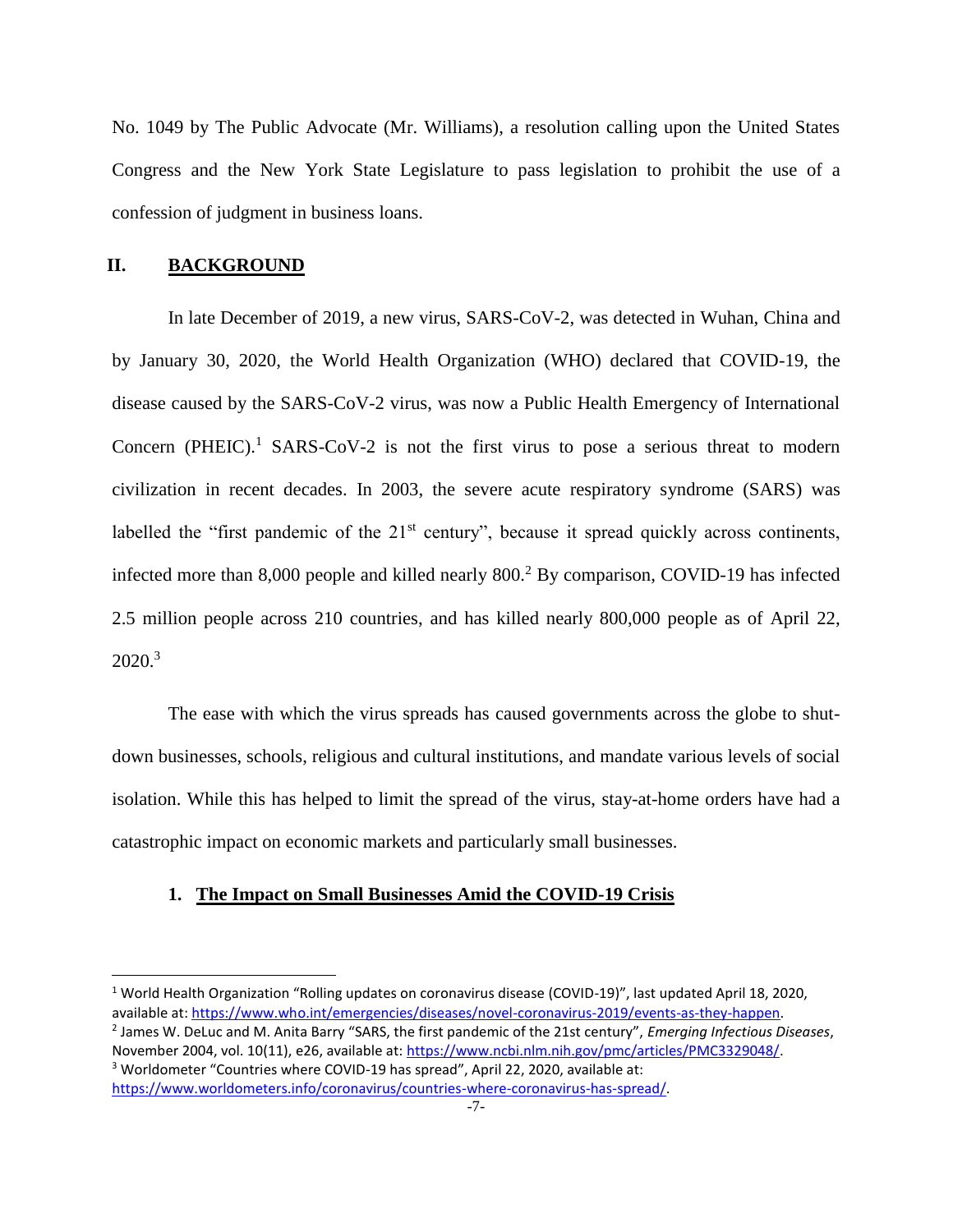No. 1049 by The Public Advocate (Mr. Williams), a resolution calling upon the United States Congress and the New York State Legislature to pass legislation to prohibit the use of a confession of judgment in business loans.

## II. BACKGROUND

In late December of 2019, a new virus, SARS-CoV-2, was detected in Wuhan, China and by January 30, 2020, the World Health Organization (WHO) declared that COVID-19, the disease caused by the SARS-CoV-2 virus, was now a Public Health Emergency of International Concern (PHEIC).[1] SARS-CoV-2 is not the first virus to pose a serious threat to modern civilization in recent decades. In 2003, the severe acute respiratory syndrome (SARS) was labelled the "first pandemic of the 21st century", because it spread quickly across continents, infected more than 8,000 people and killed nearly 800.[2] By comparison, COVID-19 has infected 2.5 million people across 210 countries, and has killed nearly 800,000 people as of April 22, 2020.[3]

The ease with which the virus spreads has caused governments across the globe to shut-down businesses, schools, religious and cultural institutions, and mandate various levels of social isolation. While this has helped to limit the spread of the virus, stay-at-home orders have had a catastrophic impact on economic markets and particularly small businesses.

### 1. The Impact on Small Businesses Amid the COVID-19 Crisis

---

[1] World Health Organization "Rolling updates on coronavirus disease (COVID-19)", last updated April 18, 2020, available at: https://www.who.int/emergencies/diseases/novel-coronavirus-2019/events-as-they-happen.

[2] James W. DeLuc and M. Anita Barry "SARS, the first pandemic of the 21st century", *Emerging Infectious Diseases*, November 2004, vol. 10(11), e26, available at: https://www.ncbi.nlm.nih.gov/pmc/articles/PMC3329048/.

[3] Worldometer "Countries where COVID-19 has spread", April 22, 2020, available at: https://www.worldometers.info/coronavirus/countries-where-coronavirus-has-spread/.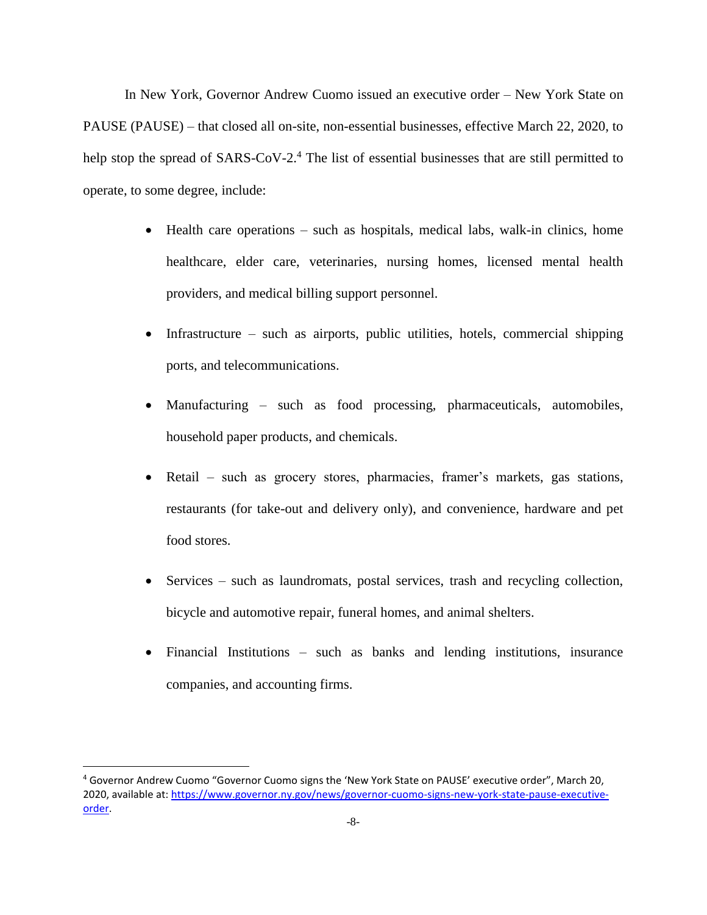In New York, Governor Andrew Cuomo issued an executive order – New York State on PAUSE (PAUSE) – that closed all on-site, non-essential businesses, effective March 22, 2020, to help stop the spread of SARS-CoV-2.[4] The list of essential businesses that are still permitted to operate, to some degree, include:

- Health care operations – such as hospitals, medical labs, walk-in clinics, home healthcare, elder care, veterinaries, nursing homes, licensed mental health providers, and medical billing support personnel.
- Infrastructure – such as airports, public utilities, hotels, commercial shipping ports, and telecommunications.
- Manufacturing – such as food processing, pharmaceuticals, automobiles, household paper products, and chemicals.
- Retail – such as grocery stores, pharmacies, framer's markets, gas stations, restaurants (for take-out and delivery only), and convenience, hardware and pet food stores.
- Services – such as laundromats, postal services, trash and recycling collection, bicycle and automotive repair, funeral homes, and animal shelters.
- Financial Institutions – such as banks and lending institutions, insurance companies, and accounting firms.

---

[4] Governor Andrew Cuomo "Governor Cuomo signs the 'New York State on PAUSE' executive order", March 20, 2020, available at: https://www.governor.ny.gov/news/governor-cuomo-signs-new-york-state-pause-executive-order.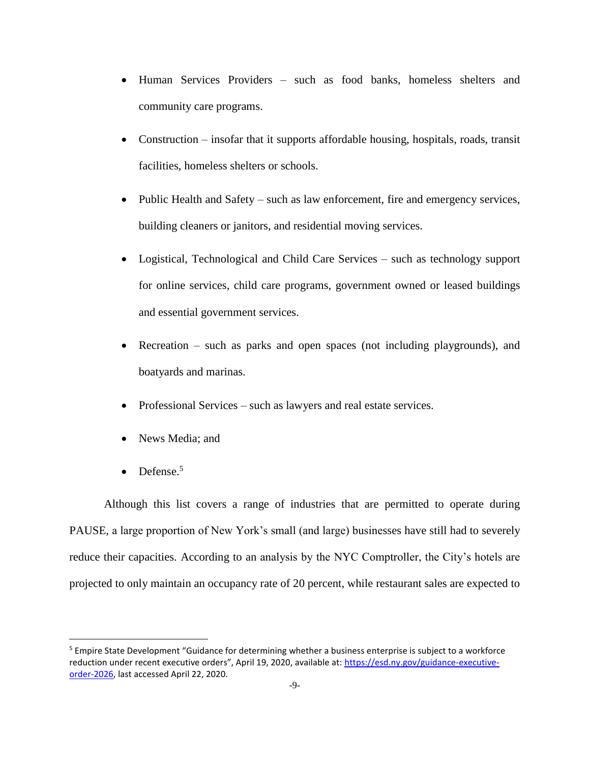- Human Services Providers – such as food banks, homeless shelters and community care programs.
- Construction – insofar that it supports affordable housing, hospitals, roads, transit facilities, homeless shelters or schools.
- Public Health and Safety – such as law enforcement, fire and emergency services, building cleaners or janitors, and residential moving services.
- Logistical, Technological and Child Care Services – such as technology support for online services, child care programs, government owned or leased buildings and essential government services.
- Recreation – such as parks and open spaces (not including playgrounds), and boatyards and marinas.
- Professional Services – such as lawyers and real estate services.
- News Media; and
- Defense.[5]

Although this list covers a range of industries that are permitted to operate during PAUSE, a large proportion of New York's small (and large) businesses have still had to severely reduce their capacities. According to an analysis by the NYC Comptroller, the City's hotels are projected to only maintain an occupancy rate of 20 percent, while restaurant sales are expected to

---

[5] Empire State Development "Guidance for determining whether a business enterprise is subject to a workforce reduction under recent executive orders", April 19, 2020, available at: https://esd.ny.gov/guidance-executive-order-2026, last accessed April 22, 2020.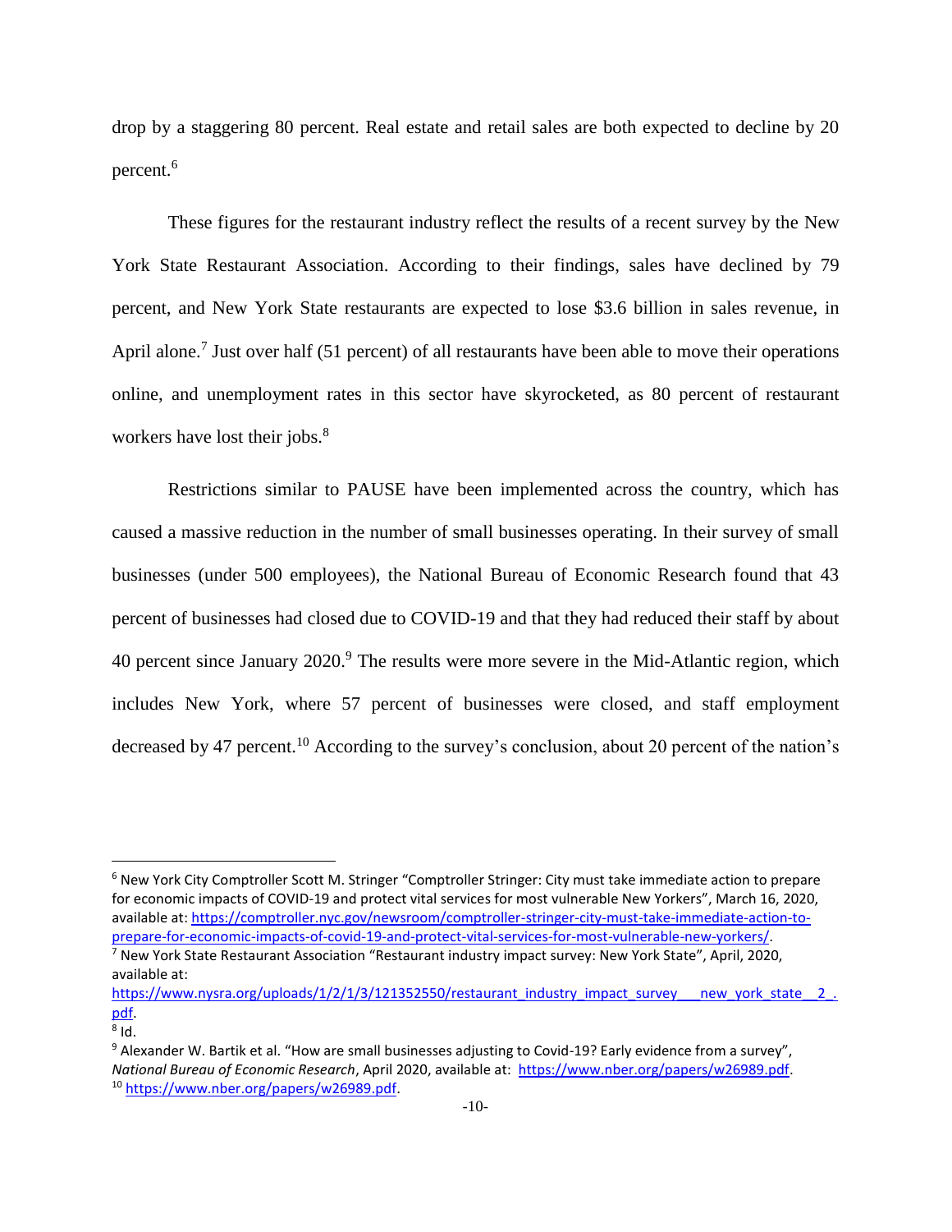drop by a staggering 80 percent. Real estate and retail sales are both expected to decline by 20 percent.[6]

These figures for the restaurant industry reflect the results of a recent survey by the New York State Restaurant Association. According to their findings, sales have declined by 79 percent, and New York State restaurants are expected to lose $3.6 billion in sales revenue, in April alone.[7] Just over half (51 percent) of all restaurants have been able to move their operations online, and unemployment rates in this sector have skyrocketed, as 80 percent of restaurant workers have lost their jobs.[8]

Restrictions similar to PAUSE have been implemented across the country, which has caused a massive reduction in the number of small businesses operating. In their survey of small businesses (under 500 employees), the National Bureau of Economic Research found that 43 percent of businesses had closed due to COVID-19 and that they had reduced their staff by about 40 percent since January 2020.[9] The results were more severe in the Mid-Atlantic region, which includes New York, where 57 percent of businesses were closed, and staff employment decreased by 47 percent.[10] According to the survey's conclusion, about 20 percent of the nation's

---

[6] New York City Comptroller Scott M. Stringer "Comptroller Stringer: City must take immediate action to prepare for economic impacts of COVID-19 and protect vital services for most vulnerable New Yorkers", March 16, 2020, available at: https://comptroller.nyc.gov/newsroom/comptroller-stringer-city-must-take-immediate-action-to-prepare-for-economic-impacts-of-covid-19-and-protect-vital-services-for-most-vulnerable-new-yorkers/.

[7] New York State Restaurant Association "Restaurant industry impact survey: New York State", April, 2020, available at: https://www.nysra.org/uploads/1/2/1/3/121352550/restaurant_industry_impact_survey___new_york_state__2_.pdf.

[8] Id.

[9] Alexander W. Bartik et al. "How are small businesses adjusting to Covid-19? Early evidence from a survey", *National Bureau of Economic Research*, April 2020, available at: https://www.nber.org/papers/w26989.pdf.

[10] https://www.nber.org/papers/w26989.pdf.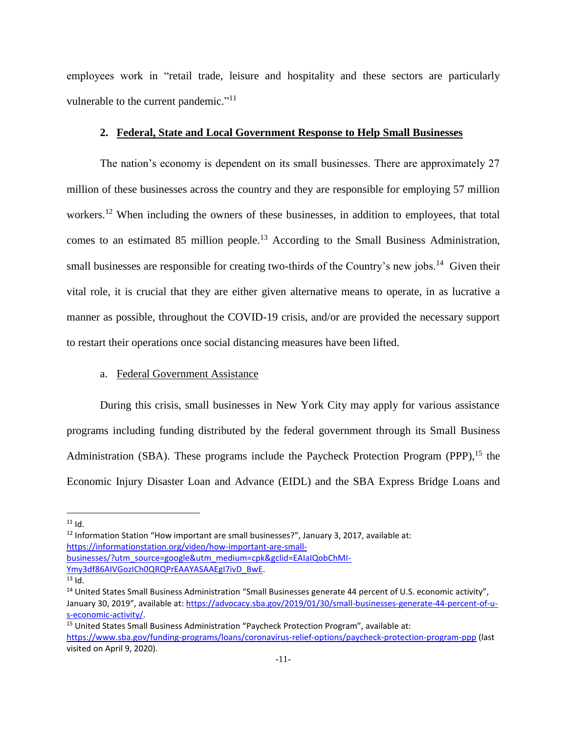employees work in "retail trade, leisure and hospitality and these sectors are particularly vulnerable to the current pandemic."[11]

### 2. Federal, State and Local Government Response to Help Small Businesses

The nation's economy is dependent on its small businesses. There are approximately 27 million of these businesses across the country and they are responsible for employing 57 million workers.[12] When including the owners of these businesses, in addition to employees, that total comes to an estimated 85 million people.[13] According to the Small Business Administration, small businesses are responsible for creating two-thirds of the Country's new jobs.[14] Given their vital role, it is crucial that they are either given alternative means to operate, in as lucrative a manner as possible, throughout the COVID-19 crisis, and/or are provided the necessary support to restart their operations once social distancing measures have been lifted.

#### a. Federal Government Assistance

During this crisis, small businesses in New York City may apply for various assistance programs including funding distributed by the federal government through its Small Business Administration (SBA). These programs include the Paycheck Protection Program (PPP),[15] the Economic Injury Disaster Loan and Advance (EIDL) and the SBA Express Bridge Loans and

---

[11] Id.

[12] Information Station "How important are small businesses?", January 3, 2017, available at: https://informationstation.org/video/how-important-are-small-businesses/?utm_source=google&utm_medium=cpk&gclid=EAIaIQobChMI-Ymy3df86AIVGozICh0QRQPrEAAYASAAEgI7ivD_BwE.

[13] Id.

[14] United States Small Business Administration "Small Businesses generate 44 percent of U.S. economic activity", January 30, 2019", available at: https://advocacy.sba.gov/2019/01/30/small-businesses-generate-44-percent-of-u-s-economic-activity/.

[15] United States Small Business Administration "Paycheck Protection Program", available at: https://www.sba.gov/funding-programs/loans/coronavirus-relief-options/paycheck-protection-program-ppp (last visited on April 9, 2020).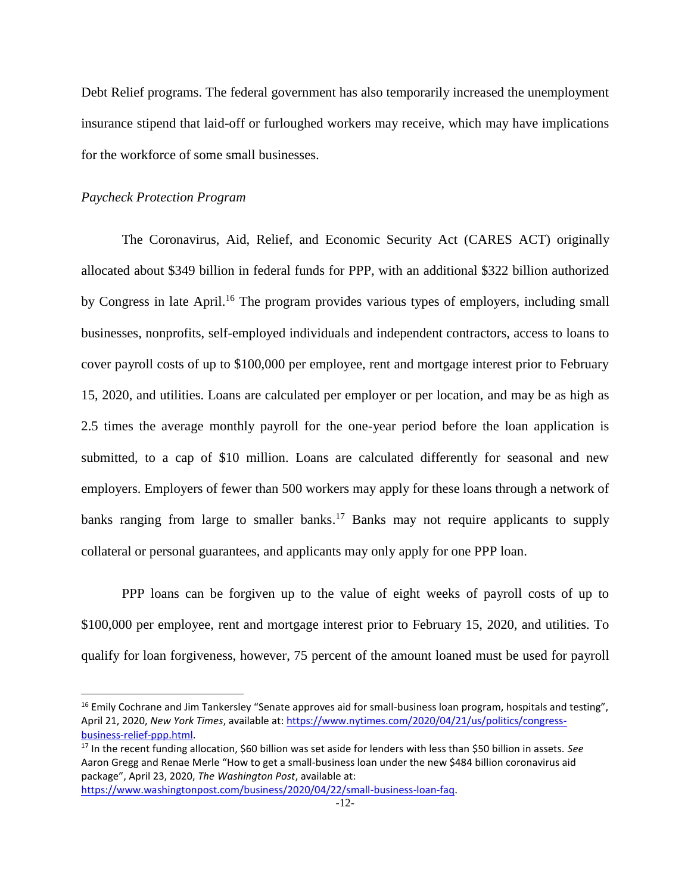Debt Relief programs. The federal government has also temporarily increased the unemployment insurance stipend that laid-off or furloughed workers may receive, which may have implications for the workforce of some small businesses.

*Paycheck Protection Program*

The Coronavirus, Aid, Relief, and Economic Security Act (CARES ACT) originally allocated about $349 billion in federal funds for PPP, with an additional $322 billion authorized by Congress in late April.[16] The program provides various types of employers, including small businesses, nonprofits, self-employed individuals and independent contractors, access to loans to cover payroll costs of up to $100,000 per employee, rent and mortgage interest prior to February 15, 2020, and utilities. Loans are calculated per employer or per location, and may be as high as 2.5 times the average monthly payroll for the one-year period before the loan application is submitted, to a cap of $10 million. Loans are calculated differently for seasonal and new employers. Employers of fewer than 500 workers may apply for these loans through a network of banks ranging from large to smaller banks.[17] Banks may not require applicants to supply collateral or personal guarantees, and applicants may only apply for one PPP loan.

PPP loans can be forgiven up to the value of eight weeks of payroll costs of up to $100,000 per employee, rent and mortgage interest prior to February 15, 2020, and utilities. To qualify for loan forgiveness, however, 75 percent of the amount loaned must be used for payroll

---

[16] Emily Cochrane and Jim Tankersley "Senate approves aid for small-business loan program, hospitals and testing", April 21, 2020, *New York Times*, available at: https://www.nytimes.com/2020/04/21/us/politics/congress-business-relief-ppp.html.

[17] In the recent funding allocation, $60 billion was set aside for lenders with less than $50 billion in assets. *See* Aaron Gregg and Renae Merle "How to get a small-business loan under the new $484 billion coronavirus aid package", April 23, 2020, *The Washington Post*, available at: https://www.washingtonpost.com/business/2020/04/22/small-business-loan-faq.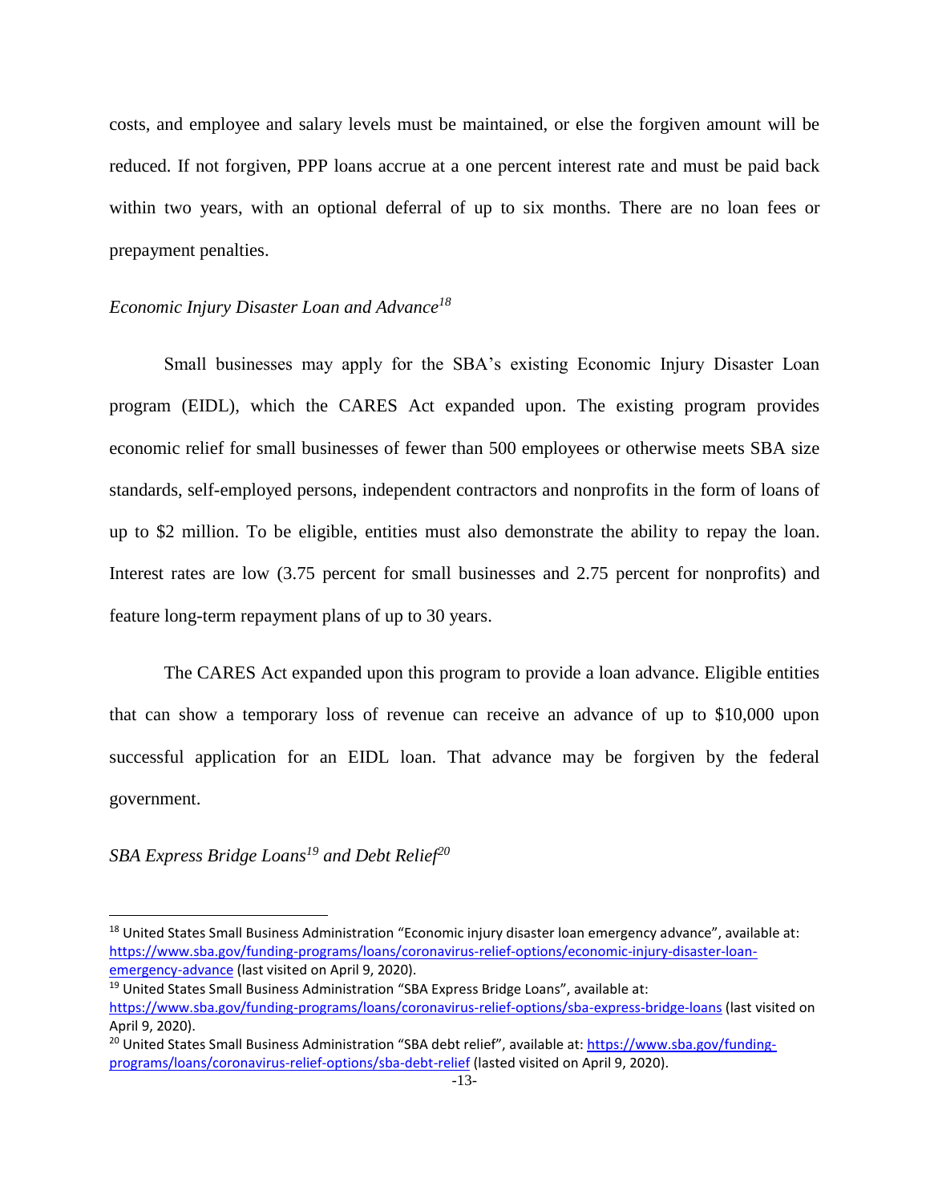costs, and employee and salary levels must be maintained, or else the forgiven amount will be reduced. If not forgiven, PPP loans accrue at a one percent interest rate and must be paid back within two years, with an optional deferral of up to six months. There are no loan fees or prepayment penalties.

*Economic Injury Disaster Loan and Advance*[18]

Small businesses may apply for the SBA's existing Economic Injury Disaster Loan program (EIDL), which the CARES Act expanded upon. The existing program provides economic relief for small businesses of fewer than 500 employees or otherwise meets SBA size standards, self-employed persons, independent contractors and nonprofits in the form of loans of up to $2 million. To be eligible, entities must also demonstrate the ability to repay the loan. Interest rates are low (3.75 percent for small businesses and 2.75 percent for nonprofits) and feature long-term repayment plans of up to 30 years.

The CARES Act expanded upon this program to provide a loan advance. Eligible entities that can show a temporary loss of revenue can receive an advance of up to $10,000 upon successful application for an EIDL loan. That advance may be forgiven by the federal government.

*SBA Express Bridge Loans*[19] *and Debt Relief*[20]

---

[18] United States Small Business Administration "Economic injury disaster loan emergency advance", available at: https://www.sba.gov/funding-programs/loans/coronavirus-relief-options/economic-injury-disaster-loan-emergency-advance (last visited on April 9, 2020).

[19] United States Small Business Administration "SBA Express Bridge Loans", available at: https://www.sba.gov/funding-programs/loans/coronavirus-relief-options/sba-express-bridge-loans (last visited on April 9, 2020).

[20] United States Small Business Administration "SBA debt relief", available at: https://www.sba.gov/funding-programs/loans/coronavirus-relief-options/sba-debt-relief (lasted visited on April 9, 2020).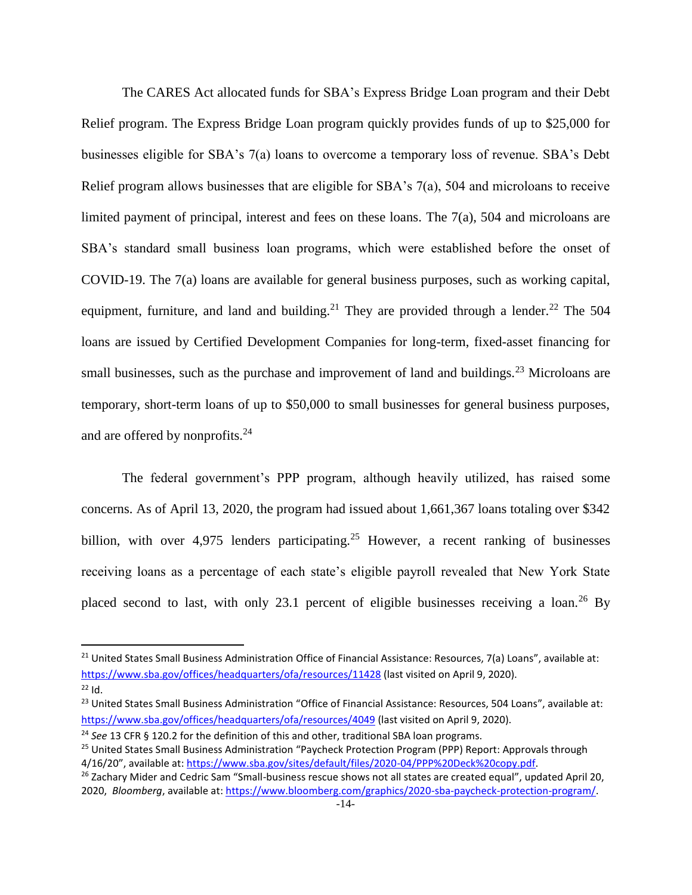The CARES Act allocated funds for SBA's Express Bridge Loan program and their Debt Relief program. The Express Bridge Loan program quickly provides funds of up to $25,000 for businesses eligible for SBA's 7(a) loans to overcome a temporary loss of revenue. SBA's Debt Relief program allows businesses that are eligible for SBA's 7(a), 504 and microloans to receive limited payment of principal, interest and fees on these loans. The 7(a), 504 and microloans are SBA's standard small business loan programs, which were established before the onset of COVID-19. The 7(a) loans are available for general business purposes, such as working capital, equipment, furniture, and land and building.[21] They are provided through a lender.[22] The 504 loans are issued by Certified Development Companies for long-term, fixed-asset financing for small businesses, such as the purchase and improvement of land and buildings.[23] Microloans are temporary, short-term loans of up to $50,000 to small businesses for general business purposes, and are offered by nonprofits.[24]

The federal government's PPP program, although heavily utilized, has raised some concerns. As of April 13, 2020, the program had issued about 1,661,367 loans totaling over $342 billion, with over 4,975 lenders participating.[25] However, a recent ranking of businesses receiving loans as a percentage of each state's eligible payroll revealed that New York State placed second to last, with only 23.1 percent of eligible businesses receiving a loan.[26] By

---

[21] United States Small Business Administration Office of Financial Assistance: Resources, 7(a) Loans", available at: https://www.sba.gov/offices/headquarters/ofa/resources/11428 (last visited on April 9, 2020).

[22] Id.

[23] United States Small Business Administration "Office of Financial Assistance: Resources, 504 Loans", available at: https://www.sba.gov/offices/headquarters/ofa/resources/4049 (last visited on April 9, 2020).

[24] *See* 13 CFR § 120.2 for the definition of this and other, traditional SBA loan programs.

[25] United States Small Business Administration "Paycheck Protection Program (PPP) Report: Approvals through 4/16/20", available at: https://www.sba.gov/sites/default/files/2020-04/PPP%20Deck%20copy.pdf.

[26] Zachary Mider and Cedric Sam "Small-business rescue shows not all states are created equal", updated April 20, 2020, *Bloomberg*, available at: https://www.bloomberg.com/graphics/2020-sba-paycheck-protection-program/.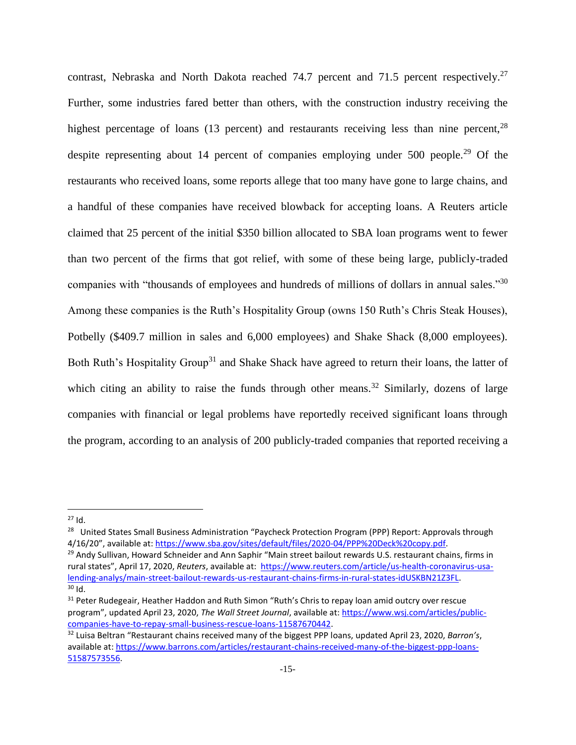contrast, Nebraska and North Dakota reached 74.7 percent and 71.5 percent respectively.[27] Further, some industries fared better than others, with the construction industry receiving the highest percentage of loans (13 percent) and restaurants receiving less than nine percent,[28] despite representing about 14 percent of companies employing under 500 people.[29] Of the restaurants who received loans, some reports allege that too many have gone to large chains, and a handful of these companies have received blowback for accepting loans. A Reuters article claimed that 25 percent of the initial $350 billion allocated to SBA loan programs went to fewer than two percent of the firms that got relief, with some of these being large, publicly-traded companies with "thousands of employees and hundreds of millions of dollars in annual sales."[30] Among these companies is the Ruth's Hospitality Group (owns 150 Ruth's Chris Steak Houses), Potbelly ($409.7 million in sales and 6,000 employees) and Shake Shack (8,000 employees). Both Ruth's Hospitality Group[31] and Shake Shack have agreed to return their loans, the latter of which citing an ability to raise the funds through other means.[32] Similarly, dozens of large companies with financial or legal problems have reportedly received significant loans through the program, according to an analysis of 200 publicly-traded companies that reported receiving a

---

[27] Id.

[28] United States Small Business Administration "Paycheck Protection Program (PPP) Report: Approvals through 4/16/20", available at: https://www.sba.gov/sites/default/files/2020-04/PPP%20Deck%20copy.pdf.

[29] Andy Sullivan, Howard Schneider and Ann Saphir "Main street bailout rewards U.S. restaurant chains, firms in rural states", April 17, 2020, *Reuters*, available at: https://www.reuters.com/article/us-health-coronavirus-usa-lending-analys/main-street-bailout-rewards-us-restaurant-chains-firms-in-rural-states-idUSKBN21Z3FL.

[30] Id.

[31] Peter Rudegeair, Heather Haddon and Ruth Simon "Ruth's Chris to repay loan amid outcry over rescue program", updated April 23, 2020, *The Wall Street Journal*, available at: https://www.wsj.com/articles/public-companies-have-to-repay-small-business-rescue-loans-11587670442.

[32] Luisa Beltran "Restaurant chains received many of the biggest PPP loans, updated April 23, 2020, *Barron's*, available at: https://www.barrons.com/articles/restaurant-chains-received-many-of-the-biggest-ppp-loans-51587573556.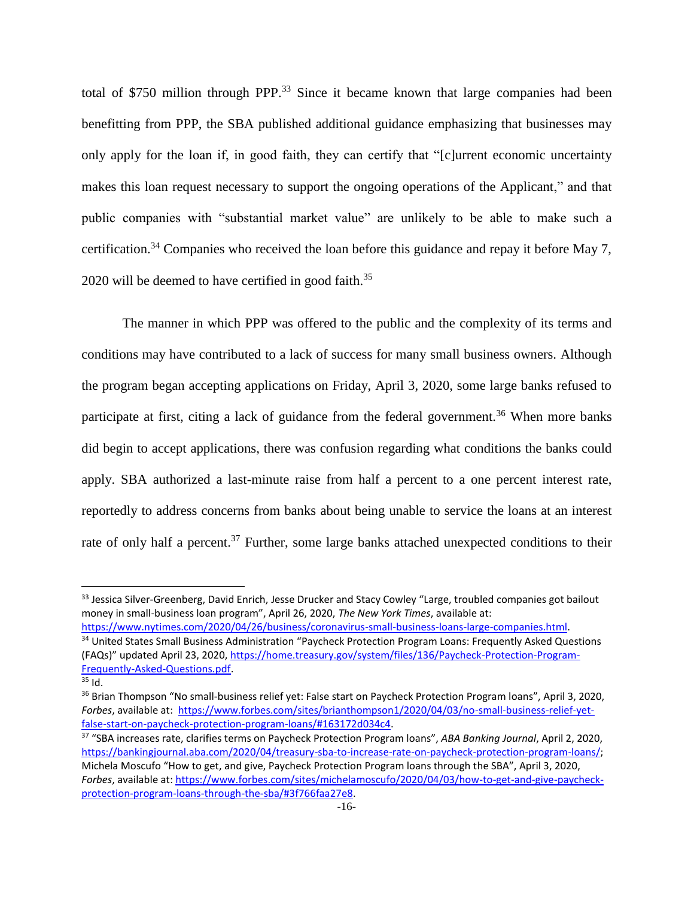total of $750 million through PPP.[33] Since it became known that large companies had been benefitting from PPP, the SBA published additional guidance emphasizing that businesses may only apply for the loan if, in good faith, they can certify that "[c]urrent economic uncertainty makes this loan request necessary to support the ongoing operations of the Applicant," and that public companies with "substantial market value" are unlikely to be able to make such a certification.[34] Companies who received the loan before this guidance and repay it before May 7, 2020 will be deemed to have certified in good faith.[35]

The manner in which PPP was offered to the public and the complexity of its terms and conditions may have contributed to a lack of success for many small business owners. Although the program began accepting applications on Friday, April 3, 2020, some large banks refused to participate at first, citing a lack of guidance from the federal government.[36] When more banks did begin to accept applications, there was confusion regarding what conditions the banks could apply. SBA authorized a last-minute raise from half a percent to a one percent interest rate, reportedly to address concerns from banks about being unable to service the loans at an interest rate of only half a percent.[37] Further, some large banks attached unexpected conditions to their

---

[33] Jessica Silver-Greenberg, David Enrich, Jesse Drucker and Stacy Cowley "Large, troubled companies got bailout money in small-business loan program", April 26, 2020, *The New York Times*, available at: https://www.nytimes.com/2020/04/26/business/coronavirus-small-business-loans-large-companies.html.

[34] United States Small Business Administration "Paycheck Protection Program Loans: Frequently Asked Questions (FAQs)" updated April 23, 2020, https://home.treasury.gov/system/files/136/Paycheck-Protection-Program-Frequently-Asked-Questions.pdf.

[35] Id.

[36] Brian Thompson "No small-business relief yet: False start on Paycheck Protection Program loans", April 3, 2020, *Forbes*, available at: https://www.forbes.com/sites/brianthompson1/2020/04/03/no-small-business-relief-yet-false-start-on-paycheck-protection-program-loans/#163172d034c4.

[37] "SBA increases rate, clarifies terms on Paycheck Protection Program loans", *ABA Banking Journal*, April 2, 2020, https://bankingjournal.aba.com/2020/04/treasury-sba-to-increase-rate-on-paycheck-protection-program-loans/; Michela Moscufo "How to get, and give, Paycheck Protection Program loans through the SBA", April 3, 2020, *Forbes*, available at: https://www.forbes.com/sites/michelamoscufo/2020/04/03/how-to-get-and-give-paycheck-protection-program-loans-through-the-sba/#3f766faa27e8.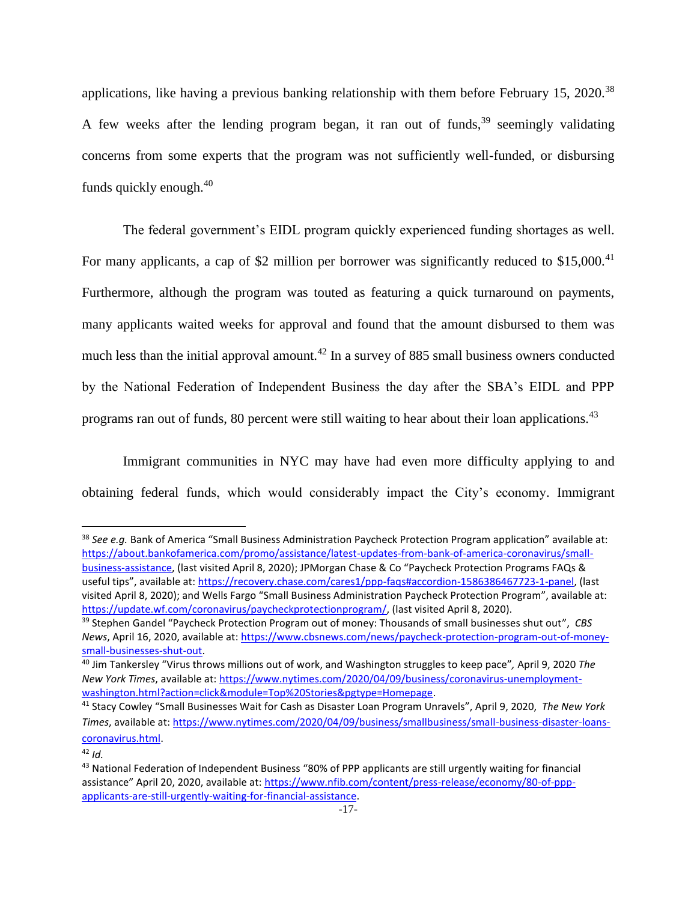applications, like having a previous banking relationship with them before February 15, 2020.[38] A few weeks after the lending program began, it ran out of funds,[39] seemingly validating concerns from some experts that the program was not sufficiently well-funded, or disbursing funds quickly enough.[40]

The federal government's EIDL program quickly experienced funding shortages as well. For many applicants, a cap of $2 million per borrower was significantly reduced to $15,000.[41] Furthermore, although the program was touted as featuring a quick turnaround on payments, many applicants waited weeks for approval and found that the amount disbursed to them was much less than the initial approval amount.[42] In a survey of 885 small business owners conducted by the National Federation of Independent Business the day after the SBA's EIDL and PPP programs ran out of funds, 80 percent were still waiting to hear about their loan applications.[43]

Immigrant communities in NYC may have had even more difficulty applying to and obtaining federal funds, which would considerably impact the City's economy. Immigrant

---

[38] *See e.g.* Bank of America "Small Business Administration Paycheck Protection Program application" available at: https://about.bankofamerica.com/promo/assistance/latest-updates-from-bank-of-america-coronavirus/small-business-assistance, (last visited April 8, 2020); JPMorgan Chase & Co "Paycheck Protection Programs FAQs & useful tips", available at: https://recovery.chase.com/cares1/ppp-faqs#accordion-1586386467723-1-panel, (last visited April 8, 2020); and Wells Fargo "Small Business Administration Paycheck Protection Program", available at: https://update.wf.com/coronavirus/paycheckprotectionprogram/, (last visited April 8, 2020).

[39] Stephen Gandel "Paycheck Protection Program out of money: Thousands of small businesses shut out", *CBS News*, April 16, 2020, available at: https://www.cbsnews.com/news/paycheck-protection-program-out-of-money-small-businesses-shut-out.

[40] Jim Tankersley "Virus throws millions out of work, and Washington struggles to keep pace", April 9, 2020 *The New York Times*, available at: https://www.nytimes.com/2020/04/09/business/coronavirus-unemployment-washington.html?action=click&module=Top%20Stories&pgtype=Homepage.

[41] Stacy Cowley "Small Businesses Wait for Cash as Disaster Loan Program Unravels", April 9, 2020, *The New York Times*, available at: https://www.nytimes.com/2020/04/09/business/smallbusiness/small-business-disaster-loans-coronavirus.html.

[42] *Id.*

[43] National Federation of Independent Business "80% of PPP applicants are still urgently waiting for financial assistance" April 20, 2020, available at: https://www.nfib.com/content/press-release/economy/80-of-ppp-applicants-are-still-urgently-waiting-for-financial-assistance.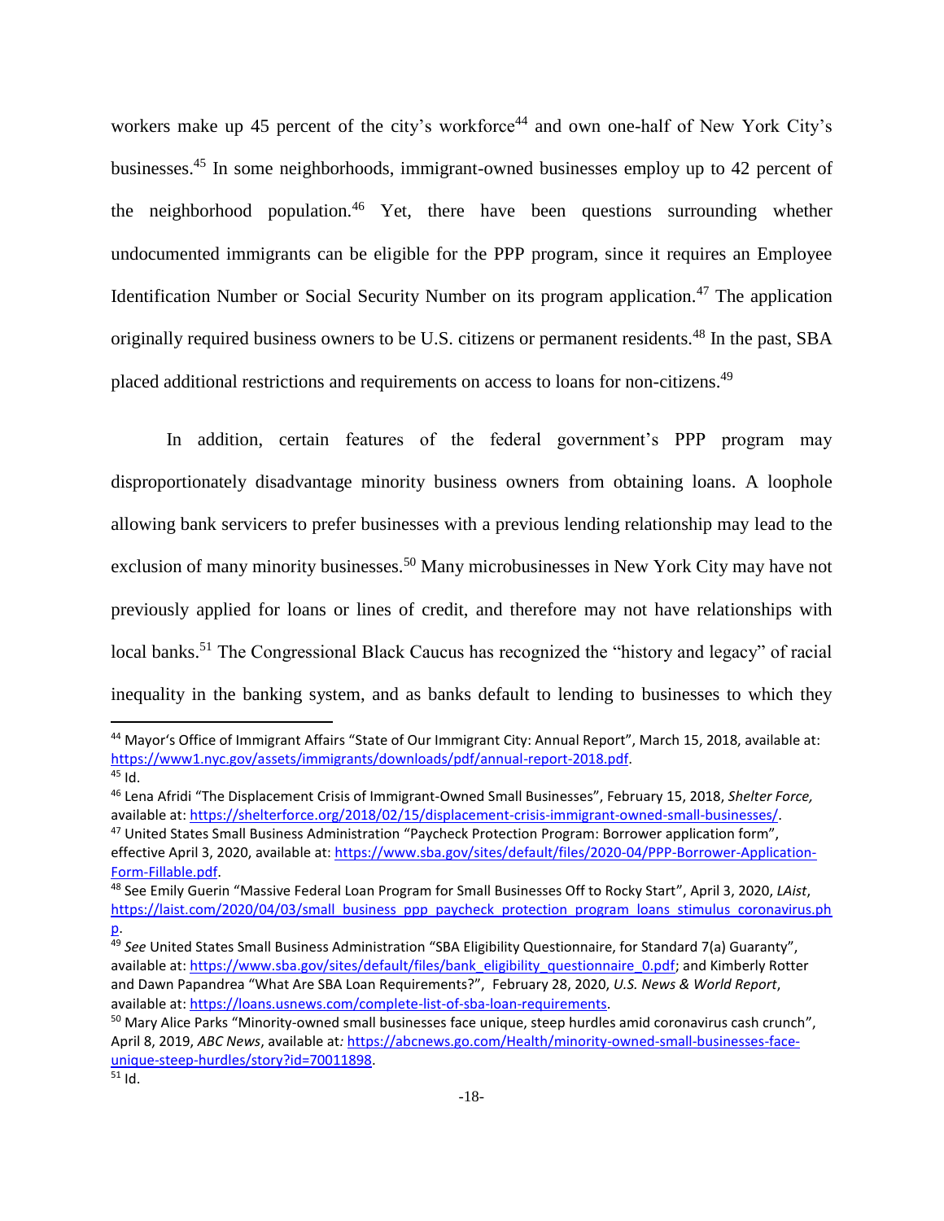workers make up 45 percent of the city's workforce[44] and own one-half of New York City's businesses.[45] In some neighborhoods, immigrant-owned businesses employ up to 42 percent of the neighborhood population.[46] Yet, there have been questions surrounding whether undocumented immigrants can be eligible for the PPP program, since it requires an Employee Identification Number or Social Security Number on its program application.[47] The application originally required business owners to be U.S. citizens or permanent residents.[48] In the past, SBA placed additional restrictions and requirements on access to loans for non-citizens.[49]

In addition, certain features of the federal government's PPP program may disproportionately disadvantage minority business owners from obtaining loans. A loophole allowing bank servicers to prefer businesses with a previous lending relationship may lead to the exclusion of many minority businesses.[50] Many microbusinesses in New York City may have not previously applied for loans or lines of credit, and therefore may not have relationships with local banks.[51] The Congressional Black Caucus has recognized the "history and legacy" of racial inequality in the banking system, and as banks default to lending to businesses to which they

---

[44] Mayor's Office of Immigrant Affairs "State of Our Immigrant City: Annual Report", March 15, 2018, available at: https://www1.nyc.gov/assets/immigrants/downloads/pdf/annual-report-2018.pdf.

[45] Id.

[46] Lena Afridi "The Displacement Crisis of Immigrant-Owned Small Businesses", February 15, 2018, *Shelter Force,* available at: https://shelterforce.org/2018/02/15/displacement-crisis-immigrant-owned-small-businesses/.

[47] United States Small Business Administration "Paycheck Protection Program: Borrower application form", effective April 3, 2020, available at: https://www.sba.gov/sites/default/files/2020-04/PPP-Borrower-Application-Form-Fillable.pdf.

[48] See Emily Guerin "Massive Federal Loan Program for Small Businesses Off to Rocky Start", April 3, 2020, *LAist*, https://laist.com/2020/04/03/small_business_ppp_paycheck_protection_program_loans_stimulus_coronavirus.php.

[49] *See* United States Small Business Administration "SBA Eligibility Questionnaire, for Standard 7(a) Guaranty", available at: https://www.sba.gov/sites/default/files/bank_eligibility_questionnaire_0.pdf; and Kimberly Rotter and Dawn Papandrea "What Are SBA Loan Requirements?", February 28, 2020, *U.S. News & World Report*, available at: https://loans.usnews.com/complete-list-of-sba-loan-requirements.

[50] Mary Alice Parks "Minority-owned small businesses face unique, steep hurdles amid coronavirus cash crunch", April 8, 2019, *ABC News*, available at: https://abcnews.go.com/Health/minority-owned-small-businesses-face-unique-steep-hurdles/story?id=70011898.

[51] Id.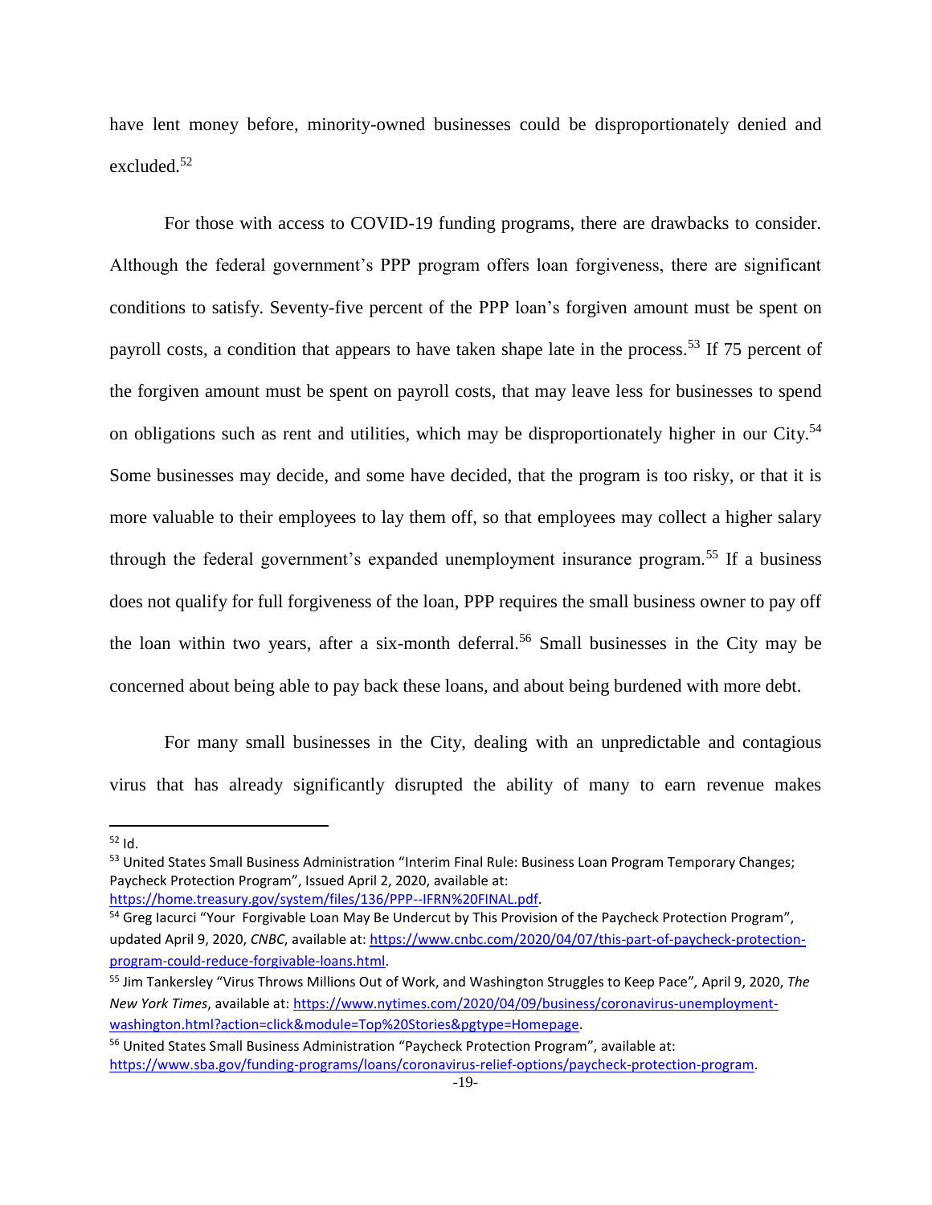have lent money before, minority-owned businesses could be disproportionately denied and excluded.[52]

For those with access to COVID-19 funding programs, there are drawbacks to consider. Although the federal government's PPP program offers loan forgiveness, there are significant conditions to satisfy. Seventy-five percent of the PPP loan's forgiven amount must be spent on payroll costs, a condition that appears to have taken shape late in the process.[53] If 75 percent of the forgiven amount must be spent on payroll costs, that may leave less for businesses to spend on obligations such as rent and utilities, which may be disproportionately higher in our City.[54] Some businesses may decide, and some have decided, that the program is too risky, or that it is more valuable to their employees to lay them off, so that employees may collect a higher salary through the federal government's expanded unemployment insurance program.[55] If a business does not qualify for full forgiveness of the loan, PPP requires the small business owner to pay off the loan within two years, after a six-month deferral.[56] Small businesses in the City may be concerned about being able to pay back these loans, and about being burdened with more debt.

For many small businesses in the City, dealing with an unpredictable and contagious virus that has already significantly disrupted the ability of many to earn revenue makes

---

[52] Id.

[53] United States Small Business Administration "Interim Final Rule: Business Loan Program Temporary Changes; Paycheck Protection Program", Issued April 2, 2020, available at: https://home.treasury.gov/system/files/136/PPP--IFRN%20FINAL.pdf.

[54] Greg Iacurci "Your Forgivable Loan May Be Undercut by This Provision of the Paycheck Protection Program", updated April 9, 2020, *CNBC*, available at: https://www.cnbc.com/2020/04/07/this-part-of-paycheck-protection-program-could-reduce-forgivable-loans.html.

[55] Jim Tankersley "Virus Throws Millions Out of Work, and Washington Struggles to Keep Pace", April 9, 2020, *The New York Times*, available at: https://www.nytimes.com/2020/04/09/business/coronavirus-unemployment-washington.html?action=click&module=Top%20Stories&pgtype=Homepage.

[56] United States Small Business Administration "Paycheck Protection Program", available at: https://www.sba.gov/funding-programs/loans/coronavirus-relief-options/paycheck-protection-program.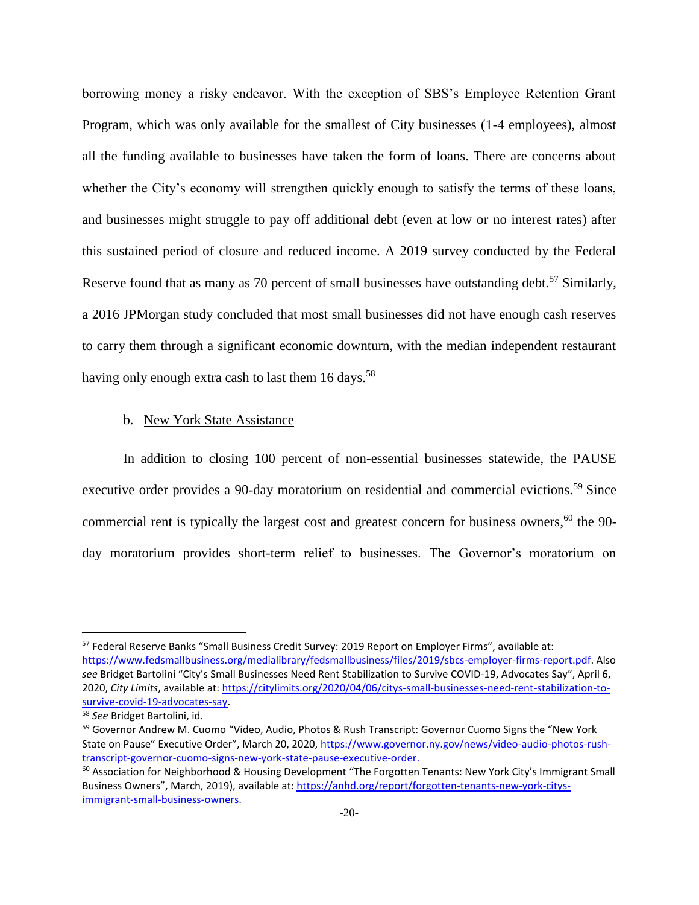borrowing money a risky endeavor. With the exception of SBS's Employee Retention Grant Program, which was only available for the smallest of City businesses (1-4 employees), almost all the funding available to businesses have taken the form of loans. There are concerns about whether the City's economy will strengthen quickly enough to satisfy the terms of these loans, and businesses might struggle to pay off additional debt (even at low or no interest rates) after this sustained period of closure and reduced income. A 2019 survey conducted by the Federal Reserve found that as many as 70 percent of small businesses have outstanding debt.[57] Similarly, a 2016 JPMorgan study concluded that most small businesses did not have enough cash reserves to carry them through a significant economic downturn, with the median independent restaurant having only enough extra cash to last them 16 days.[58]

b. New York State Assistance

In addition to closing 100 percent of non-essential businesses statewide, the PAUSE executive order provides a 90-day moratorium on residential and commercial evictions.[59] Since commercial rent is typically the largest cost and greatest concern for business owners,[60] the 90-day moratorium provides short-term relief to businesses. The Governor's moratorium on

---

[57] Federal Reserve Banks "Small Business Credit Survey: 2019 Report on Employer Firms", available at: https://www.fedsmallbusiness.org/medialibrary/fedsmallbusiness/files/2019/sbcs-employer-firms-report.pdf. Also *see* Bridget Bartolini "City's Small Businesses Need Rent Stabilization to Survive COVID-19, Advocates Say", April 6, 2020, *City Limits*, available at: https://citylimits.org/2020/04/06/citys-small-businesses-need-rent-stabilization-to-survive-covid-19-advocates-say.

[58] *See* Bridget Bartolini, id.

[59] Governor Andrew M. Cuomo "Video, Audio, Photos & Rush Transcript: Governor Cuomo Signs the "New York State on Pause" Executive Order", March 20, 2020, https://www.governor.ny.gov/news/video-audio-photos-rush-transcript-governor-cuomo-signs-new-york-state-pause-executive-order.

[60] Association for Neighborhood & Housing Development "The Forgotten Tenants: New York City's Immigrant Small Business Owners", March, 2019), available at: https://anhd.org/report/forgotten-tenants-new-york-citys-immigrant-small-business-owners.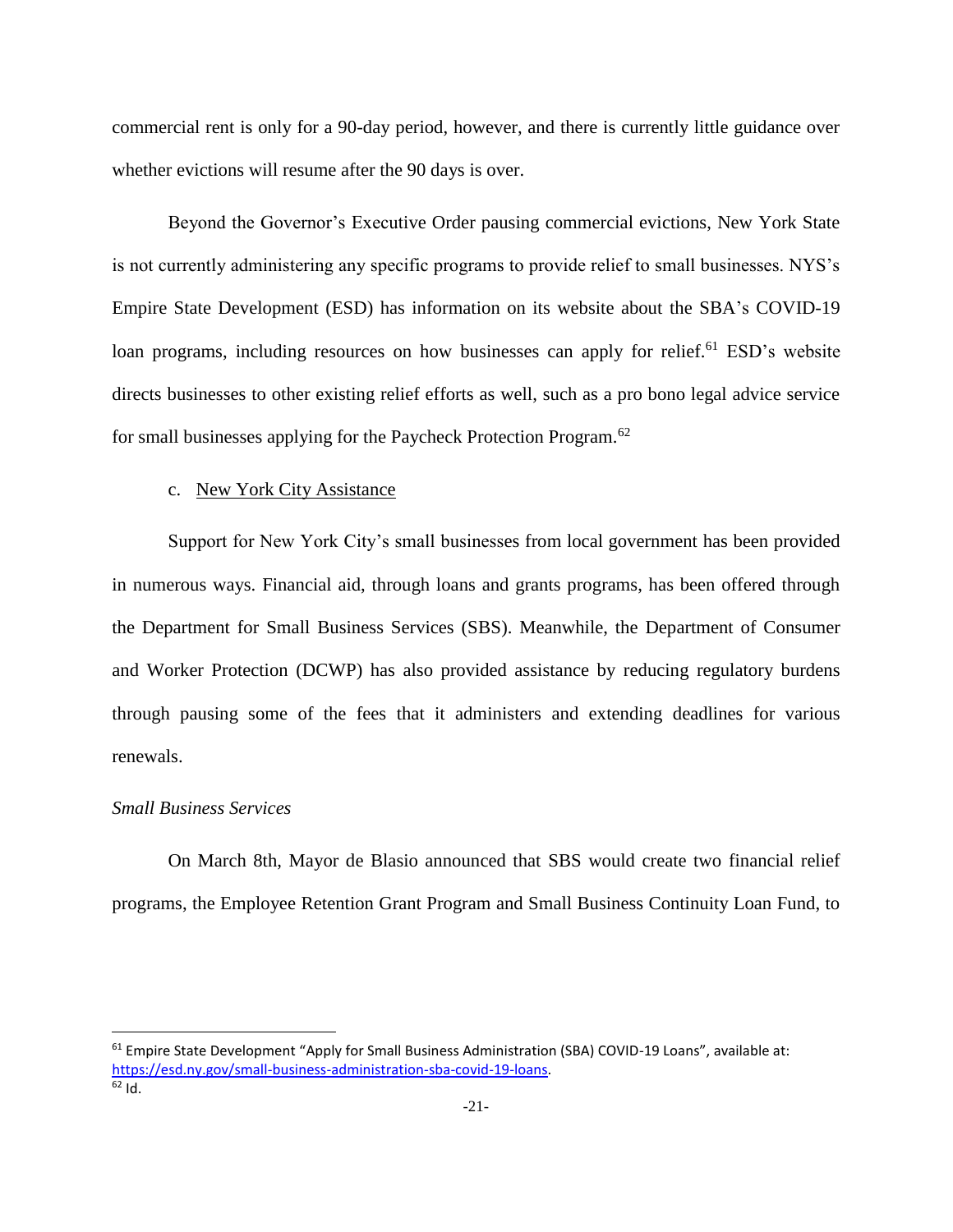commercial rent is only for a 90-day period, however, and there is currently little guidance over whether evictions will resume after the 90 days is over.

Beyond the Governor's Executive Order pausing commercial evictions, New York State is not currently administering any specific programs to provide relief to small businesses. NYS's Empire State Development (ESD) has information on its website about the SBA's COVID-19 loan programs, including resources on how businesses can apply for relief.[61] ESD's website directs businesses to other existing relief efforts as well, such as a pro bono legal advice service for small businesses applying for the Paycheck Protection Program.[62]

c. <u>New York City Assistance</u>

Support for New York City's small businesses from local government has been provided in numerous ways. Financial aid, through loans and grants programs, has been offered through the Department for Small Business Services (SBS). Meanwhile, the Department of Consumer and Worker Protection (DCWP) has also provided assistance by reducing regulatory burdens through pausing some of the fees that it administers and extending deadlines for various renewals.

*Small Business Services*

On March 8th, Mayor de Blasio announced that SBS would create two financial relief programs, the Employee Retention Grant Program and Small Business Continuity Loan Fund, to

---

[61] Empire State Development "Apply for Small Business Administration (SBA) COVID-19 Loans", available at: https://esd.ny.gov/small-business-administration-sba-covid-19-loans.

[62] Id.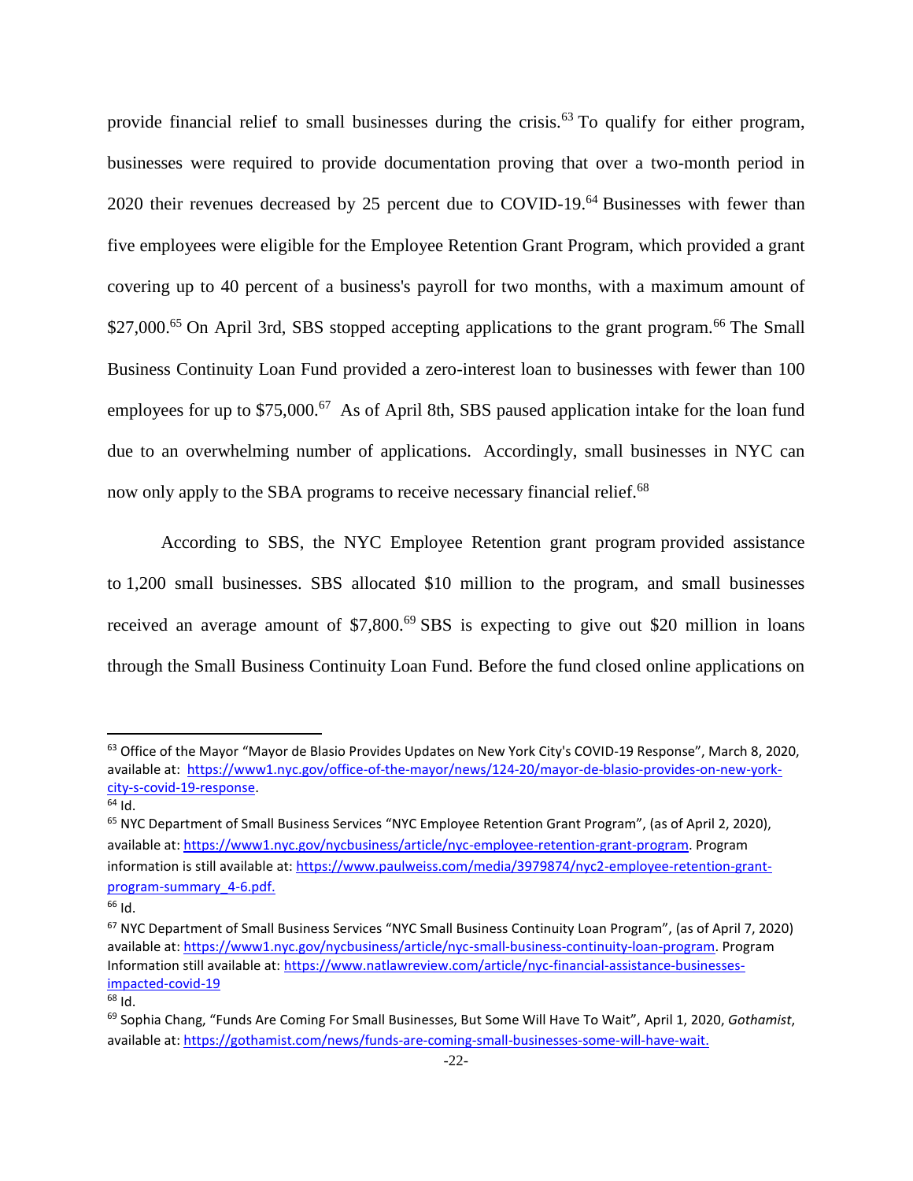provide financial relief to small businesses during the crisis.[63] To qualify for either program, businesses were required to provide documentation proving that over a two-month period in 2020 their revenues decreased by 25 percent due to COVID-19.[64] Businesses with fewer than five employees were eligible for the Employee Retention Grant Program, which provided a grant covering up to 40 percent of a business's payroll for two months, with a maximum amount of $27,000.[65] On April 3rd, SBS stopped accepting applications to the grant program.[66] The Small Business Continuity Loan Fund provided a zero-interest loan to businesses with fewer than 100 employees for up to $75,000.[67] As of April 8th, SBS paused application intake for the loan fund due to an overwhelming number of applications. Accordingly, small businesses in NYC can now only apply to the SBA programs to receive necessary financial relief.[68]

According to SBS, the NYC Employee Retention grant program provided assistance to 1,200 small businesses. SBS allocated $10 million to the program, and small businesses received an average amount of $7,800.[69] SBS is expecting to give out $20 million in loans through the Small Business Continuity Loan Fund. Before the fund closed online applications on

---

[63] Office of the Mayor "Mayor de Blasio Provides Updates on New York City's COVID-19 Response", March 8, 2020, available at: https://www1.nyc.gov/office-of-the-mayor/news/124-20/mayor-de-blasio-provides-on-new-york-city-s-covid-19-response.

[64] Id.

[65] NYC Department of Small Business Services "NYC Employee Retention Grant Program", (as of April 2, 2020), available at: https://www1.nyc.gov/nycbusiness/article/nyc-employee-retention-grant-program. Program information is still available at: https://www.paulweiss.com/media/3979874/nyc2-employee-retention-grant-program-summary_4-6.pdf.

[66] Id.

[67] NYC Department of Small Business Services "NYC Small Business Continuity Loan Program", (as of April 7, 2020) available at: https://www1.nyc.gov/nycbusiness/article/nyc-small-business-continuity-loan-program. Program Information still available at: https://www.natlawreview.com/article/nyc-financial-assistance-businesses-impacted-covid-19

[68] Id.

[69] Sophia Chang, "Funds Are Coming For Small Businesses, But Some Will Have To Wait", April 1, 2020, *Gothamist*, available at: https://gothamist.com/news/funds-are-coming-small-businesses-some-will-have-wait.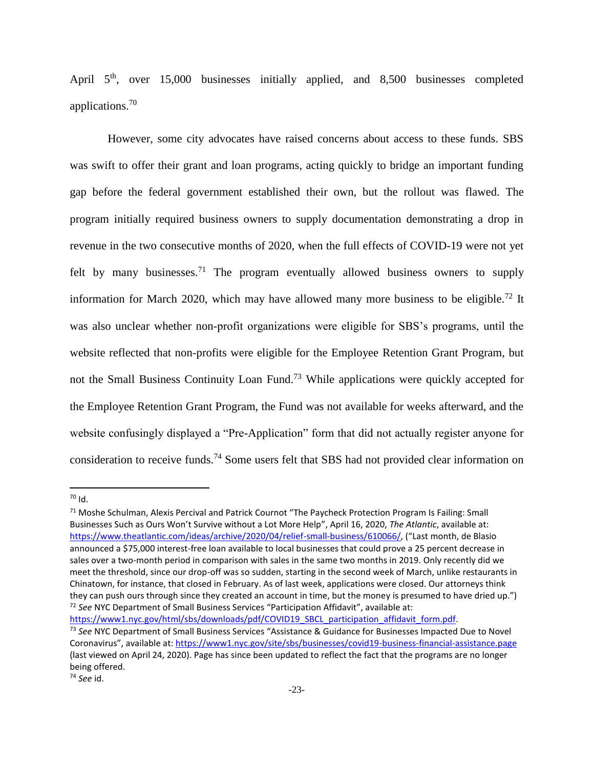April 5th, over 15,000 businesses initially applied, and 8,500 businesses completed applications.[70]

However, some city advocates have raised concerns about access to these funds. SBS was swift to offer their grant and loan programs, acting quickly to bridge an important funding gap before the federal government established their own, but the rollout was flawed. The program initially required business owners to supply documentation demonstrating a drop in revenue in the two consecutive months of 2020, when the full effects of COVID-19 were not yet felt by many businesses.[71] The program eventually allowed business owners to supply information for March 2020, which may have allowed many more business to be eligible.[72] It was also unclear whether non-profit organizations were eligible for SBS's programs, until the website reflected that non-profits were eligible for the Employee Retention Grant Program, but not the Small Business Continuity Loan Fund.[73] While applications were quickly accepted for the Employee Retention Grant Program, the Fund was not available for weeks afterward, and the website confusingly displayed a "Pre-Application" form that did not actually register anyone for consideration to receive funds.[74] Some users felt that SBS had not provided clear information on

---

[70] Id.

[71] Moshe Schulman, Alexis Percival and Patrick Cournot "The Paycheck Protection Program Is Failing: Small Businesses Such as Ours Won't Survive without a Lot More Help", April 16, 2020, *The Atlantic*, available at: https://www.theatlantic.com/ideas/archive/2020/04/relief-small-business/610066/, ("Last month, de Blasio announced a $75,000 interest-free loan available to local businesses that could prove a 25 percent decrease in sales over a two-month period in comparison with sales in the same two months in 2019. Only recently did we meet the threshold, since our drop-off was so sudden, starting in the second week of March, unlike restaurants in Chinatown, for instance, that closed in February. As of last week, applications were closed. Our attorneys think they can push ours through since they created an account in time, but the money is presumed to have dried up.")

[72] *See* NYC Department of Small Business Services "Participation Affidavit", available at: https://www1.nyc.gov/html/sbs/downloads/pdf/COVID19_SBCL_participation_affidavit_form.pdf.

[73] *See* NYC Department of Small Business Services "Assistance & Guidance for Businesses Impacted Due to Novel Coronavirus", available at: https://www1.nyc.gov/site/sbs/businesses/covid19-business-financial-assistance.page (last viewed on April 24, 2020). Page has since been updated to reflect the fact that the programs are no longer being offered.

[74] *See* id.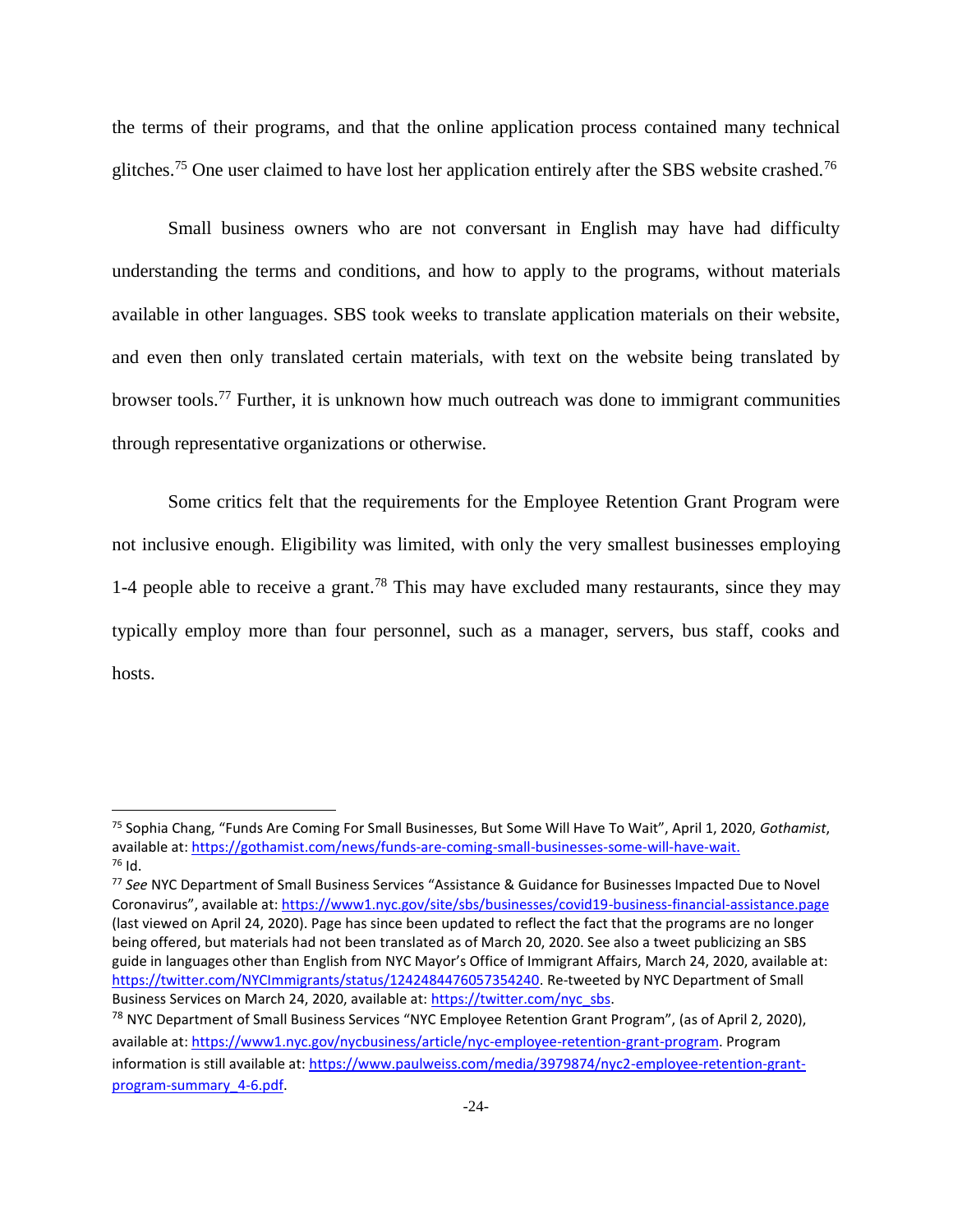the terms of their programs, and that the online application process contained many technical glitches.[75] One user claimed to have lost her application entirely after the SBS website crashed.[76]

Small business owners who are not conversant in English may have had difficulty understanding the terms and conditions, and how to apply to the programs, without materials available in other languages. SBS took weeks to translate application materials on their website, and even then only translated certain materials, with text on the website being translated by browser tools.[77] Further, it is unknown how much outreach was done to immigrant communities through representative organizations or otherwise.

Some critics felt that the requirements for the Employee Retention Grant Program were not inclusive enough. Eligibility was limited, with only the very smallest businesses employing 1-4 people able to receive a grant.[78] This may have excluded many restaurants, since they may typically employ more than four personnel, such as a manager, servers, bus staff, cooks and hosts.

---

[75] Sophia Chang, "Funds Are Coming For Small Businesses, But Some Will Have To Wait", April 1, 2020, *Gothamist*, available at: https://gothamist.com/news/funds-are-coming-small-businesses-some-will-have-wait.

[76] Id.

[77] *See* NYC Department of Small Business Services "Assistance & Guidance for Businesses Impacted Due to Novel Coronavirus", available at: https://www1.nyc.gov/site/sbs/businesses/covid19-business-financial-assistance.page (last viewed on April 24, 2020). Page has since been updated to reflect the fact that the programs are no longer being offered, but materials had not been translated as of March 20, 2020. See also a tweet publicizing an SBS guide in languages other than English from NYC Mayor's Office of Immigrant Affairs, March 24, 2020, available at: https://twitter.com/NYCImmigrants/status/1242484476057354240. Re-tweeted by NYC Department of Small Business Services on March 24, 2020, available at: https://twitter.com/nyc_sbs.

[78] NYC Department of Small Business Services "NYC Employee Retention Grant Program", (as of April 2, 2020), available at: https://www1.nyc.gov/nycbusiness/article/nyc-employee-retention-grant-program. Program information is still available at: https://www.paulweiss.com/media/3979874/nyc2-employee-retention-grant-program-summary_4-6.pdf.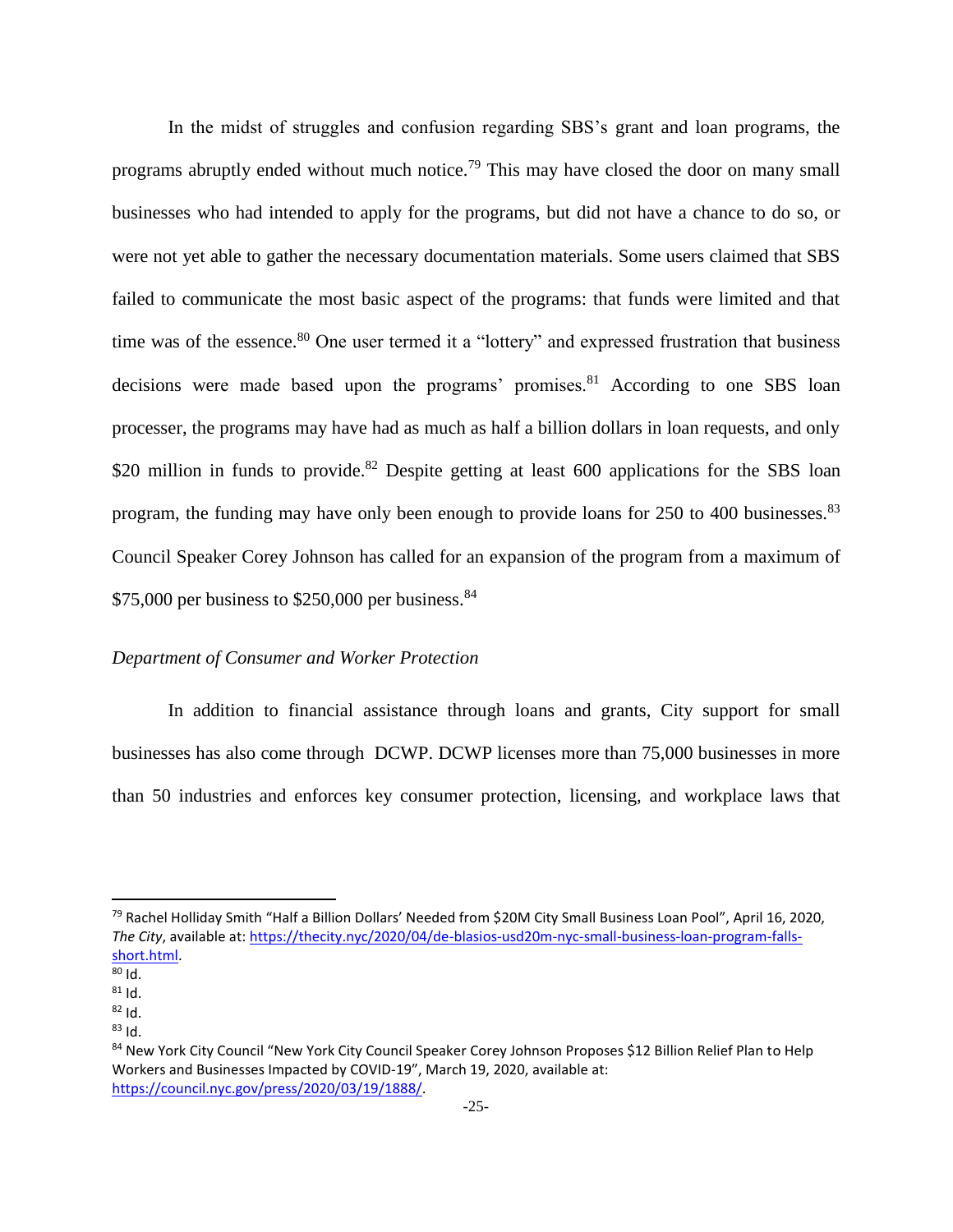In the midst of struggles and confusion regarding SBS's grant and loan programs, the programs abruptly ended without much notice.[79] This may have closed the door on many small businesses who had intended to apply for the programs, but did not have a chance to do so, or were not yet able to gather the necessary documentation materials. Some users claimed that SBS failed to communicate the most basic aspect of the programs: that funds were limited and that time was of the essence.[80] One user termed it a "lottery" and expressed frustration that business decisions were made based upon the programs' promises.[81] According to one SBS loan processer, the programs may have had as much as half a billion dollars in loan requests, and only $20 million in funds to provide.[82] Despite getting at least 600 applications for the SBS loan program, the funding may have only been enough to provide loans for 250 to 400 businesses.[83] Council Speaker Corey Johnson has called for an expansion of the program from a maximum of $75,000 per business to $250,000 per business.[84]

*Department of Consumer and Worker Protection*

In addition to financial assistance through loans and grants, City support for small businesses has also come through DCWP. DCWP licenses more than 75,000 businesses in more than 50 industries and enforces key consumer protection, licensing, and workplace laws that

---

[79] Rachel Holliday Smith "Half a Billion Dollars' Needed from $20M City Small Business Loan Pool", April 16, 2020, *The City*, available at: https://thecity.nyc/2020/04/de-blasios-usd20m-nyc-small-business-loan-program-falls-short.html.

[80] Id.

[81] Id.

[82] Id.

[83] Id.

[84] New York City Council "New York City Council Speaker Corey Johnson Proposes $12 Billion Relief Plan to Help Workers and Businesses Impacted by COVID-19", March 19, 2020, available at: https://council.nyc.gov/press/2020/03/19/1888/.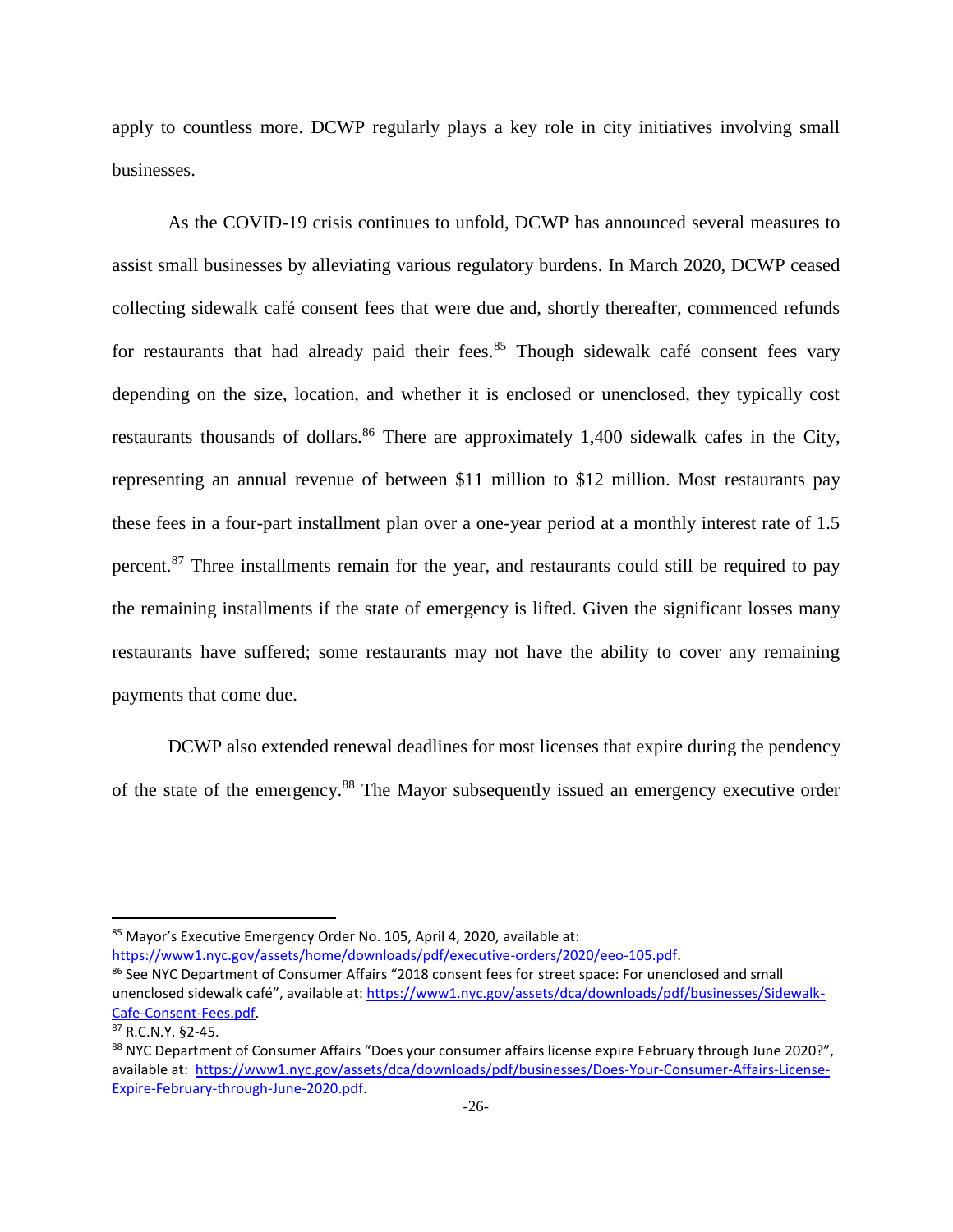apply to countless more. DCWP regularly plays a key role in city initiatives involving small businesses.

As the COVID-19 crisis continues to unfold, DCWP has announced several measures to assist small businesses by alleviating various regulatory burdens. In March 2020, DCWP ceased collecting sidewalk café consent fees that were due and, shortly thereafter, commenced refunds for restaurants that had already paid their fees.[85] Though sidewalk café consent fees vary depending on the size, location, and whether it is enclosed or unenclosed, they typically cost restaurants thousands of dollars.[86] There are approximately 1,400 sidewalk cafes in the City, representing an annual revenue of between $11 million to $12 million. Most restaurants pay these fees in a four-part installment plan over a one-year period at a monthly interest rate of 1.5 percent.[87] Three installments remain for the year, and restaurants could still be required to pay the remaining installments if the state of emergency is lifted. Given the significant losses many restaurants have suffered; some restaurants may not have the ability to cover any remaining payments that come due.

DCWP also extended renewal deadlines for most licenses that expire during the pendency of the state of the emergency.[88] The Mayor subsequently issued an emergency executive order

---

[85] Mayor's Executive Emergency Order No. 105, April 4, 2020, available at: https://www1.nyc.gov/assets/home/downloads/pdf/executive-orders/2020/eeo-105.pdf.

[86] See NYC Department of Consumer Affairs "2018 consent fees for street space: For unenclosed and small unenclosed sidewalk café", available at: https://www1.nyc.gov/assets/dca/downloads/pdf/businesses/Sidewalk-Cafe-Consent-Fees.pdf.

[87] R.C.N.Y. §2-45.

[88] NYC Department of Consumer Affairs "Does your consumer affairs license expire February through June 2020?", available at: https://www1.nyc.gov/assets/dca/downloads/pdf/businesses/Does-Your-Consumer-Affairs-License-Expire-February-through-June-2020.pdf.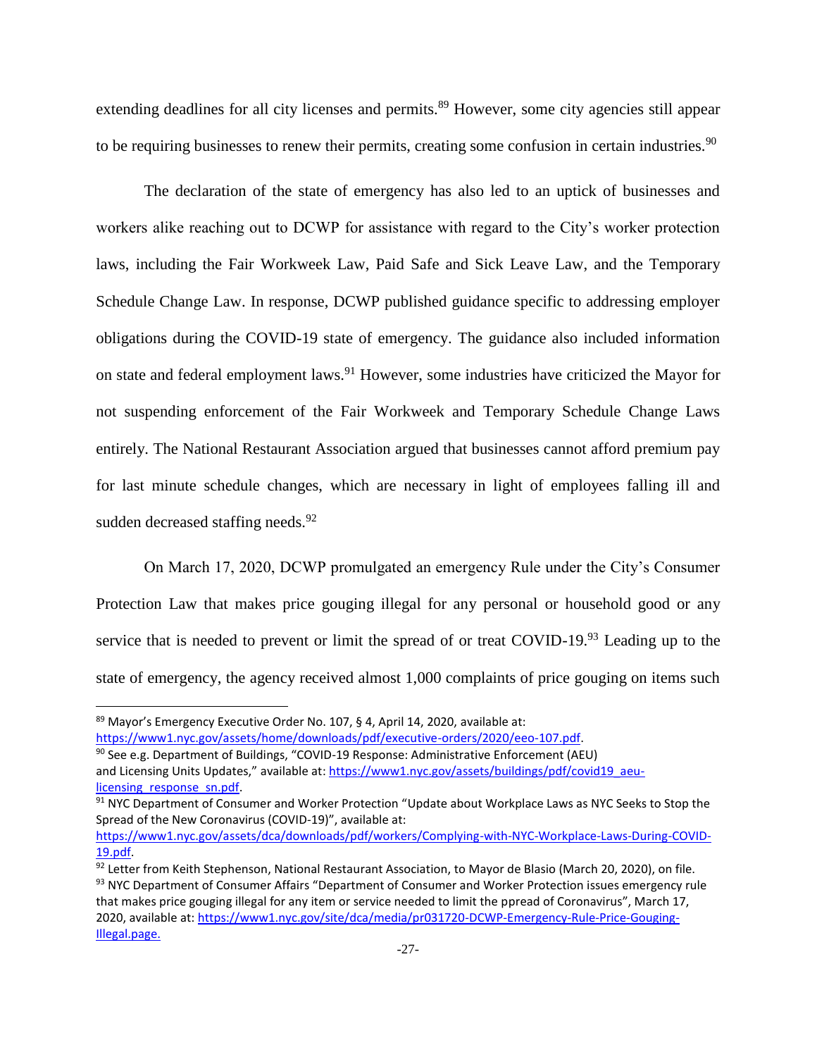extending deadlines for all city licenses and permits.[89] However, some city agencies still appear to be requiring businesses to renew their permits, creating some confusion in certain industries.[90]

The declaration of the state of emergency has also led to an uptick of businesses and workers alike reaching out to DCWP for assistance with regard to the City's worker protection laws, including the Fair Workweek Law, Paid Safe and Sick Leave Law, and the Temporary Schedule Change Law. In response, DCWP published guidance specific to addressing employer obligations during the COVID-19 state of emergency. The guidance also included information on state and federal employment laws.[91] However, some industries have criticized the Mayor for not suspending enforcement of the Fair Workweek and Temporary Schedule Change Laws entirely. The National Restaurant Association argued that businesses cannot afford premium pay for last minute schedule changes, which are necessary in light of employees falling ill and sudden decreased staffing needs.[92]

On March 17, 2020, DCWP promulgated an emergency Rule under the City's Consumer Protection Law that makes price gouging illegal for any personal or household good or any service that is needed to prevent or limit the spread of or treat COVID-19.[93] Leading up to the state of emergency, the agency received almost 1,000 complaints of price gouging on items such

---

[89] Mayor's Emergency Executive Order No. 107, § 4, April 14, 2020, available at: https://www1.nyc.gov/assets/home/downloads/pdf/executive-orders/2020/eeo-107.pdf.

[90] See e.g. Department of Buildings, "COVID-19 Response: Administrative Enforcement (AEU) and Licensing Units Updates," available at: https://www1.nyc.gov/assets/buildings/pdf/covid19_aeu-licensing_response_sn.pdf.

[91] NYC Department of Consumer and Worker Protection "Update about Workplace Laws as NYC Seeks to Stop the Spread of the New Coronavirus (COVID-19)", available at: https://www1.nyc.gov/assets/dca/downloads/pdf/workers/Complying-with-NYC-Workplace-Laws-During-COVID-19.pdf.

[92] Letter from Keith Stephenson, National Restaurant Association, to Mayor de Blasio (March 20, 2020), on file.

[93] NYC Department of Consumer Affairs "Department of Consumer and Worker Protection issues emergency rule that makes price gouging illegal for any item or service needed to limit the ppread of Coronavirus", March 17, 2020, available at: https://www1.nyc.gov/site/dca/media/pr031720-DCWP-Emergency-Rule-Price-Gouging-Illegal.page.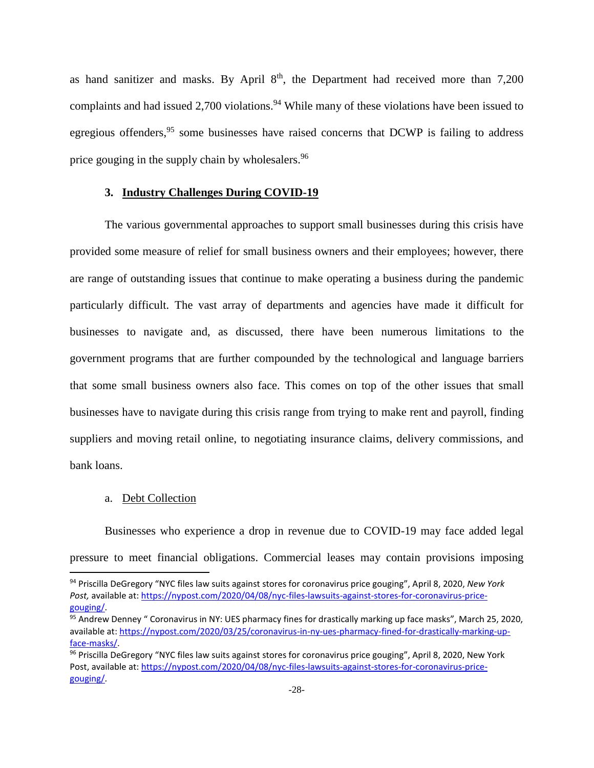as hand sanitizer and masks. By April 8th, the Department had received more than 7,200 complaints and had issued 2,700 violations.[94] While many of these violations have been issued to egregious offenders,[95] some businesses have raised concerns that DCWP is failing to address price gouging in the supply chain by wholesalers.[96]

### 3. <u>Industry Challenges During COVID-19</u>

The various governmental approaches to support small businesses during this crisis have provided some measure of relief for small business owners and their employees; however, there are range of outstanding issues that continue to make operating a business during the pandemic particularly difficult. The vast array of departments and agencies have made it difficult for businesses to navigate and, as discussed, there have been numerous limitations to the government programs that are further compounded by the technological and language barriers that some small business owners also face. This comes on top of the other issues that small businesses have to navigate during this crisis range from trying to make rent and payroll, finding suppliers and moving retail online, to negotiating insurance claims, delivery commissions, and bank loans.

#### a. <u>Debt Collection</u>

Businesses who experience a drop in revenue due to COVID-19 may face added legal pressure to meet financial obligations. Commercial leases may contain provisions imposing

---

[94] Priscilla DeGregory "NYC files law suits against stores for coronavirus price gouging", April 8, 2020, *New York Post,* available at: https://nypost.com/2020/04/08/nyc-files-lawsuits-against-stores-for-coronavirus-price-gouging/.

[95] Andrew Denney " Coronavirus in NY: UES pharmacy fines for drastically marking up face masks", March 25, 2020, available at: https://nypost.com/2020/03/25/coronavirus-in-ny-ues-pharmacy-fined-for-drastically-marking-up-face-masks/.

[96] Priscilla DeGregory "NYC files law suits against stores for coronavirus price gouging", April 8, 2020, New York Post, available at: https://nypost.com/2020/04/08/nyc-files-lawsuits-against-stores-for-coronavirus-price-gouging/.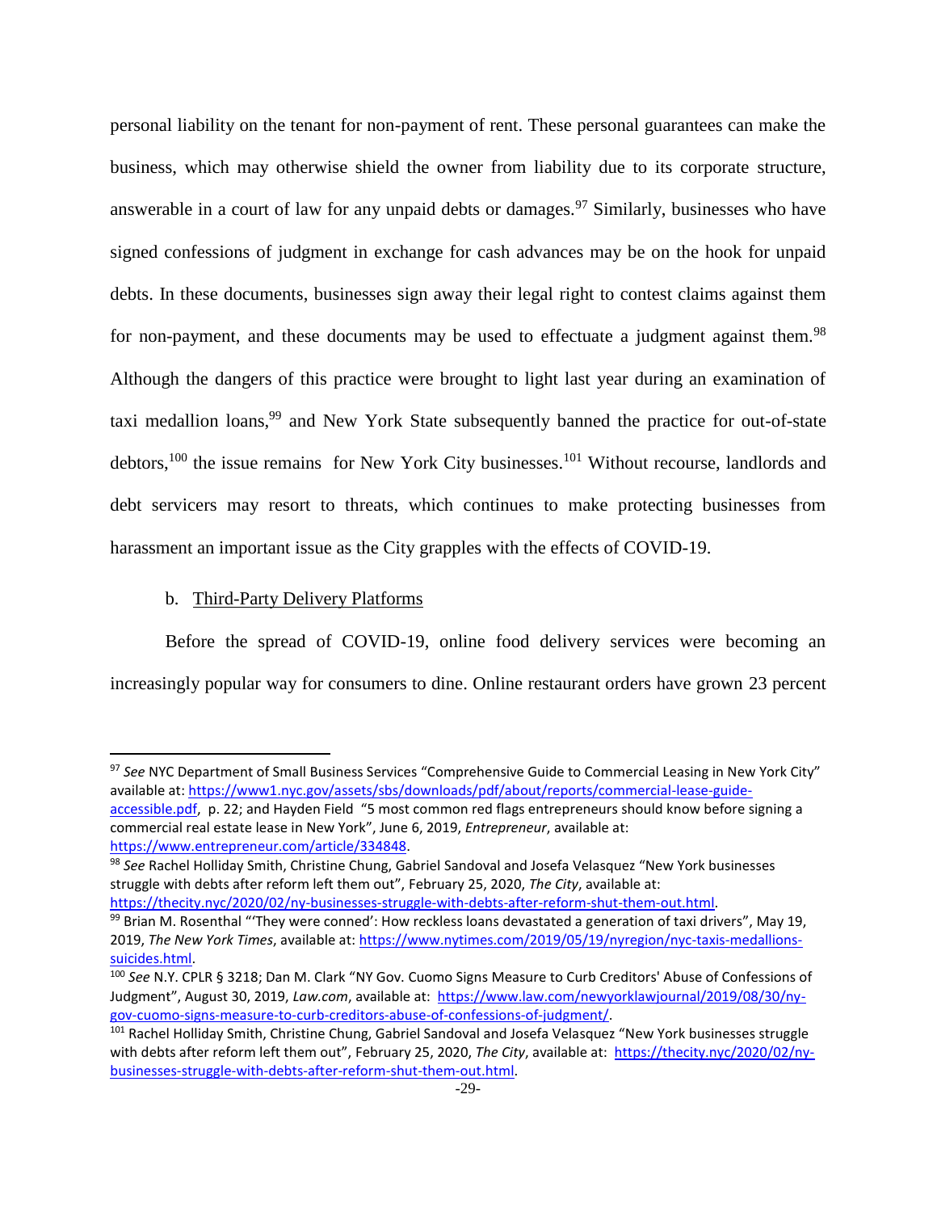personal liability on the tenant for non-payment of rent. These personal guarantees can make the business, which may otherwise shield the owner from liability due to its corporate structure, answerable in a court of law for any unpaid debts or damages.[97] Similarly, businesses who have signed confessions of judgment in exchange for cash advances may be on the hook for unpaid debts. In these documents, businesses sign away their legal right to contest claims against them for non-payment, and these documents may be used to effectuate a judgment against them.[98] Although the dangers of this practice were brought to light last year during an examination of taxi medallion loans,[99] and New York State subsequently banned the practice for out-of-state debtors,[100] the issue remains for New York City businesses.[101] Without recourse, landlords and debt servicers may resort to threats, which continues to make protecting businesses from harassment an important issue as the City grapples with the effects of COVID-19.

b. Third-Party Delivery Platforms

Before the spread of COVID-19, online food delivery services were becoming an increasingly popular way for consumers to dine. Online restaurant orders have grown 23 percent

---

[97] *See* NYC Department of Small Business Services "Comprehensive Guide to Commercial Leasing in New York City" available at: https://www1.nyc.gov/assets/sbs/downloads/pdf/about/reports/commercial-lease-guide-accessible.pdf, p. 22; and Hayden Field "5 most common red flags entrepreneurs should know before signing a commercial real estate lease in New York", June 6, 2019, *Entrepreneur*, available at: https://www.entrepreneur.com/article/334848.

[98] *See* Rachel Holliday Smith, Christine Chung, Gabriel Sandoval and Josefa Velasquez "New York businesses struggle with debts after reform left them out", February 25, 2020, *The City*, available at: https://thecity.nyc/2020/02/ny-businesses-struggle-with-debts-after-reform-shut-them-out.html.

[99] Brian M. Rosenthal "'They were conned': How reckless loans devastated a generation of taxi drivers", May 19, 2019, *The New York Times*, available at: https://www.nytimes.com/2019/05/19/nyregion/nyc-taxis-medallions-suicides.html.

[100] *See* N.Y. CPLR § 3218; Dan M. Clark "NY Gov. Cuomo Signs Measure to Curb Creditors' Abuse of Confessions of Judgment", August 30, 2019, *Law.com*, available at: https://www.law.com/newyorklawjournal/2019/08/30/ny-gov-cuomo-signs-measure-to-curb-creditors-abuse-of-confessions-of-judgment/.

[101] Rachel Holliday Smith, Christine Chung, Gabriel Sandoval and Josefa Velasquez "New York businesses struggle with debts after reform left them out", February 25, 2020, *The City*, available at: https://thecity.nyc/2020/02/ny-businesses-struggle-with-debts-after-reform-shut-them-out.html.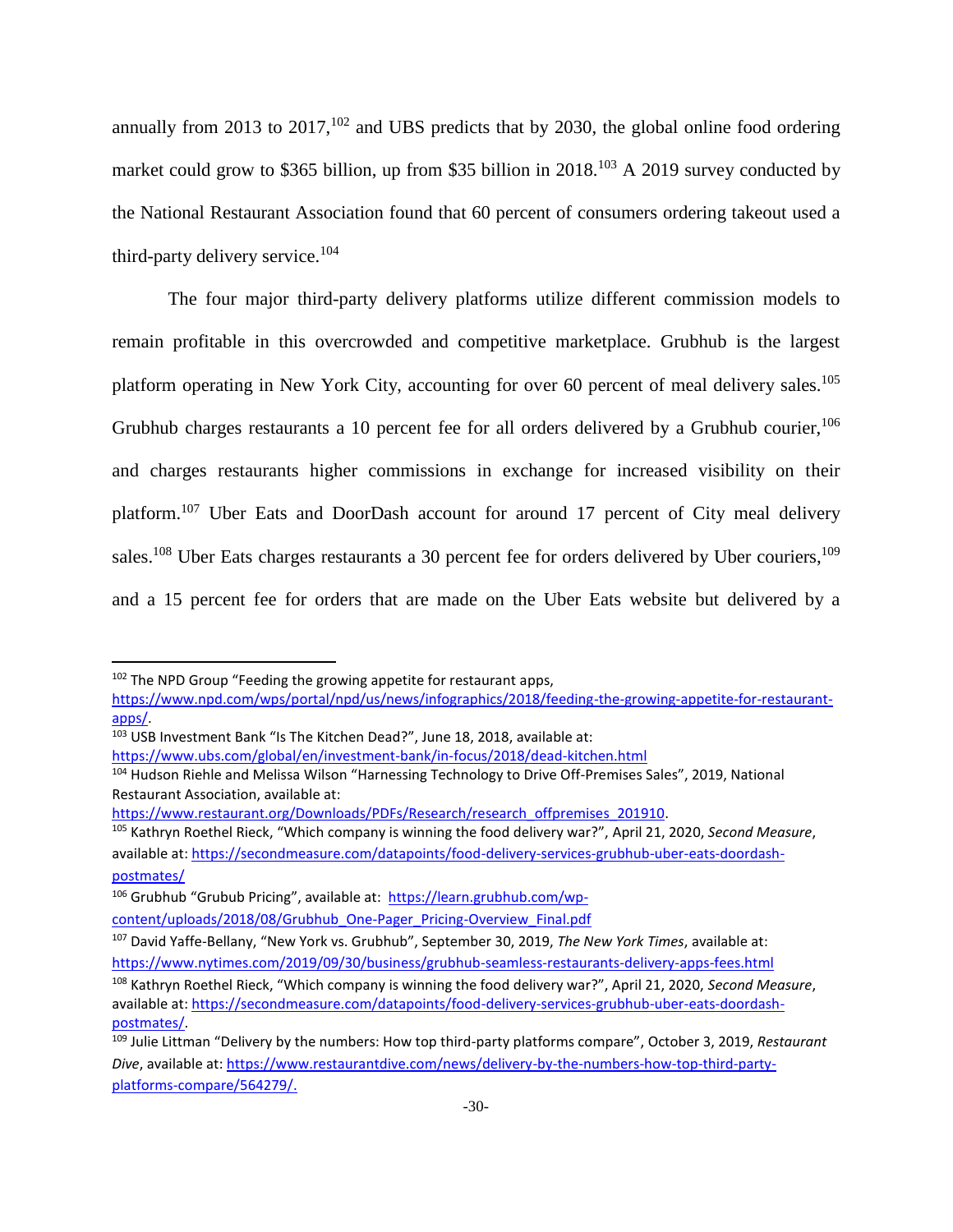annually from 2013 to 2017,[102] and UBS predicts that by 2030, the global online food ordering market could grow to $365 billion, up from $35 billion in 2018.[103] A 2019 survey conducted by the National Restaurant Association found that 60 percent of consumers ordering takeout used a third-party delivery service.[104]

The four major third-party delivery platforms utilize different commission models to remain profitable in this overcrowded and competitive marketplace. Grubhub is the largest platform operating in New York City, accounting for over 60 percent of meal delivery sales.[105] Grubhub charges restaurants a 10 percent fee for all orders delivered by a Grubhub courier,[106] and charges restaurants higher commissions in exchange for increased visibility on their platform.[107] Uber Eats and DoorDash account for around 17 percent of City meal delivery sales.[108] Uber Eats charges restaurants a 30 percent fee for orders delivered by Uber couriers,[109] and a 15 percent fee for orders that are made on the Uber Eats website but delivered by a

---

[102] The NPD Group "Feeding the growing appetite for restaurant apps, https://www.npd.com/wps/portal/npd/us/news/infographics/2018/feeding-the-growing-appetite-for-restaurant-apps/.

[103] USB Investment Bank "Is The Kitchen Dead?", June 18, 2018, available at: https://www.ubs.com/global/en/investment-bank/in-focus/2018/dead-kitchen.html

[104] Hudson Riehle and Melissa Wilson "Harnessing Technology to Drive Off-Premises Sales", 2019, National Restaurant Association, available at: https://www.restaurant.org/Downloads/PDFs/Research/research_offpremises_201910.

[105] Kathryn Roethel Rieck, "Which company is winning the food delivery war?", April 21, 2020, *Second Measure*, available at: https://secondmeasure.com/datapoints/food-delivery-services-grubhub-uber-eats-doordash-postmates/

[106] Grubhub "Grubub Pricing", available at: https://learn.grubhub.com/wp-content/uploads/2018/08/Grubhub_One-Pager_Pricing-Overview_Final.pdf

[107] David Yaffe-Bellany, "New York vs. Grubhub", September 30, 2019, *The New York Times*, available at: https://www.nytimes.com/2019/09/30/business/grubhub-seamless-restaurants-delivery-apps-fees.html

[108] Kathryn Roethel Rieck, "Which company is winning the food delivery war?", April 21, 2020, *Second Measure*, available at: https://secondmeasure.com/datapoints/food-delivery-services-grubhub-uber-eats-doordash-postmates/.

[109] Julie Littman "Delivery by the numbers: How top third-party platforms compare", October 3, 2019, *Restaurant Dive*, available at: https://www.restaurantdive.com/news/delivery-by-the-numbers-how-top-third-party-platforms-compare/564279/.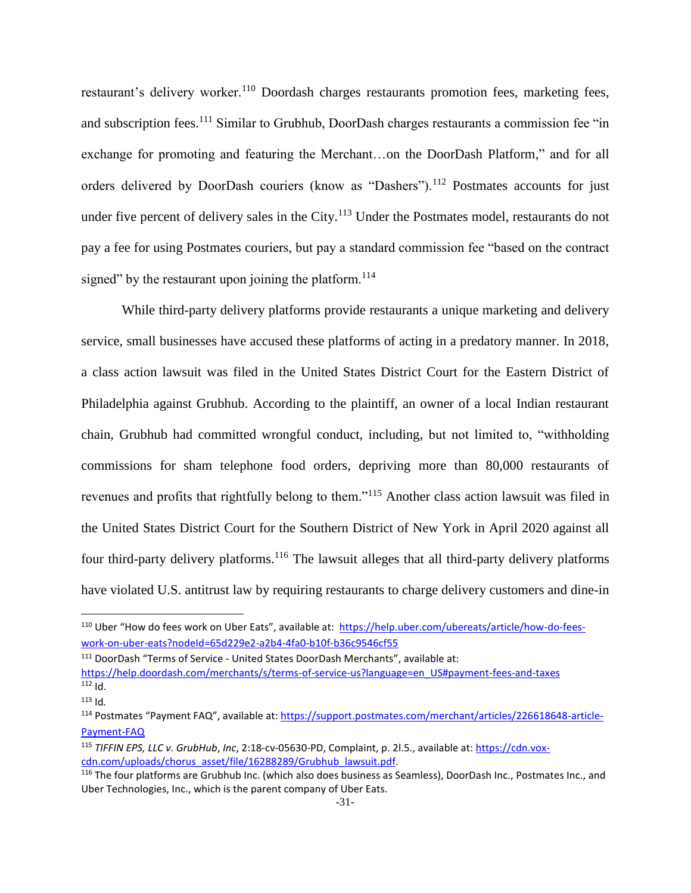restaurant's delivery worker.[110] Doordash charges restaurants promotion fees, marketing fees, and subscription fees.[111] Similar to Grubhub, DoorDash charges restaurants a commission fee "in exchange for promoting and featuring the Merchant…on the DoorDash Platform," and for all orders delivered by DoorDash couriers (know as "Dashers").[112] Postmates accounts for just under five percent of delivery sales in the City.[113] Under the Postmates model, restaurants do not pay a fee for using Postmates couriers, but pay a standard commission fee "based on the contract signed" by the restaurant upon joining the platform.[114]

While third-party delivery platforms provide restaurants a unique marketing and delivery service, small businesses have accused these platforms of acting in a predatory manner. In 2018, a class action lawsuit was filed in the United States District Court for the Eastern District of Philadelphia against Grubhub. According to the plaintiff, an owner of a local Indian restaurant chain, Grubhub had committed wrongful conduct, including, but not limited to, "withholding commissions for sham telephone food orders, depriving more than 80,000 restaurants of revenues and profits that rightfully belong to them."[115] Another class action lawsuit was filed in the United States District Court for the Southern District of New York in April 2020 against all four third-party delivery platforms.[116] The lawsuit alleges that all third-party delivery platforms have violated U.S. antitrust law by requiring restaurants to charge delivery customers and dine-in

---

[110] Uber "How do fees work on Uber Eats", available at: https://help.uber.com/ubereats/article/how-do-fees-work-on-uber-eats?nodeId=65d229e2-a2b4-4fa0-b10f-b36c9546cf55

[111] DoorDash "Terms of Service - United States DoorDash Merchants", available at: https://help.doordash.com/merchants/s/terms-of-service-us?language=en_US#payment-fees-and-taxes

[112] Id.

[113] Id.

[114] Postmates "Payment FAQ", available at: https://support.postmates.com/merchant/articles/226618648-article-Payment-FAQ

[115] *TIFFIN EPS, LLC v. GrubHub*, *Inc*, 2:18-cv-05630-PD, Complaint, p. 2l.5., available at: https://cdn.vox-cdn.com/uploads/chorus_asset/file/16288289/Grubhub_lawsuit.pdf.

[116] The four platforms are Grubhub Inc. (which also does business as Seamless), DoorDash Inc., Postmates Inc., and Uber Technologies, Inc., which is the parent company of Uber Eats.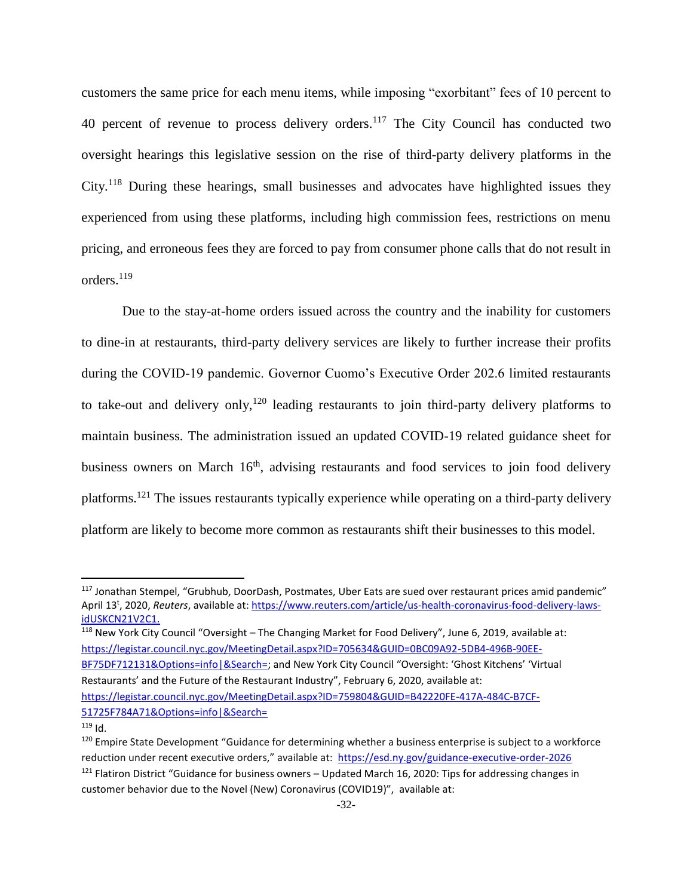customers the same price for each menu items, while imposing "exorbitant" fees of 10 percent to 40 percent of revenue to process delivery orders.[117] The City Council has conducted two oversight hearings this legislative session on the rise of third-party delivery platforms in the City.[118] During these hearings, small businesses and advocates have highlighted issues they experienced from using these platforms, including high commission fees, restrictions on menu pricing, and erroneous fees they are forced to pay from consumer phone calls that do not result in orders.[119]

Due to the stay-at-home orders issued across the country and the inability for customers to dine-in at restaurants, third-party delivery services are likely to further increase their profits during the COVID-19 pandemic. Governor Cuomo's Executive Order 202.6 limited restaurants to take-out and delivery only,[120] leading restaurants to join third-party delivery platforms to maintain business. The administration issued an updated COVID-19 related guidance sheet for business owners on March 16th, advising restaurants and food services to join food delivery platforms.[121] The issues restaurants typically experience while operating on a third-party delivery platform are likely to become more common as restaurants shift their businesses to this model.

---

[117] Jonathan Stempel, "Grubhub, DoorDash, Postmates, Uber Eats are sued over restaurant prices amid pandemic" April 13t, 2020, *Reuters*, available at: https://www.reuters.com/article/us-health-coronavirus-food-delivery-laws-idUSKCN21V2C1.

[118] New York City Council "Oversight – The Changing Market for Food Delivery", June 6, 2019, available at: https://legistar.council.nyc.gov/MeetingDetail.aspx?ID=705634&GUID=0BC09A92-5DB4-496B-90EE-BF75DF712131&Options=info|&Search=; and New York City Council "Oversight: 'Ghost Kitchens' 'Virtual Restaurants' and the Future of the Restaurant Industry", February 6, 2020, available at: https://legistar.council.nyc.gov/MeetingDetail.aspx?ID=759804&GUID=B42220FE-417A-484C-B7CF-51725F784A71&Options=info|&Search=

[119] Id.

[120] Empire State Development "Guidance for determining whether a business enterprise is subject to a workforce reduction under recent executive orders," available at: https://esd.ny.gov/guidance-executive-order-2026

[121] Flatiron District "Guidance for business owners – Updated March 16, 2020: Tips for addressing changes in customer behavior due to the Novel (New) Coronavirus (COVID19)", available at: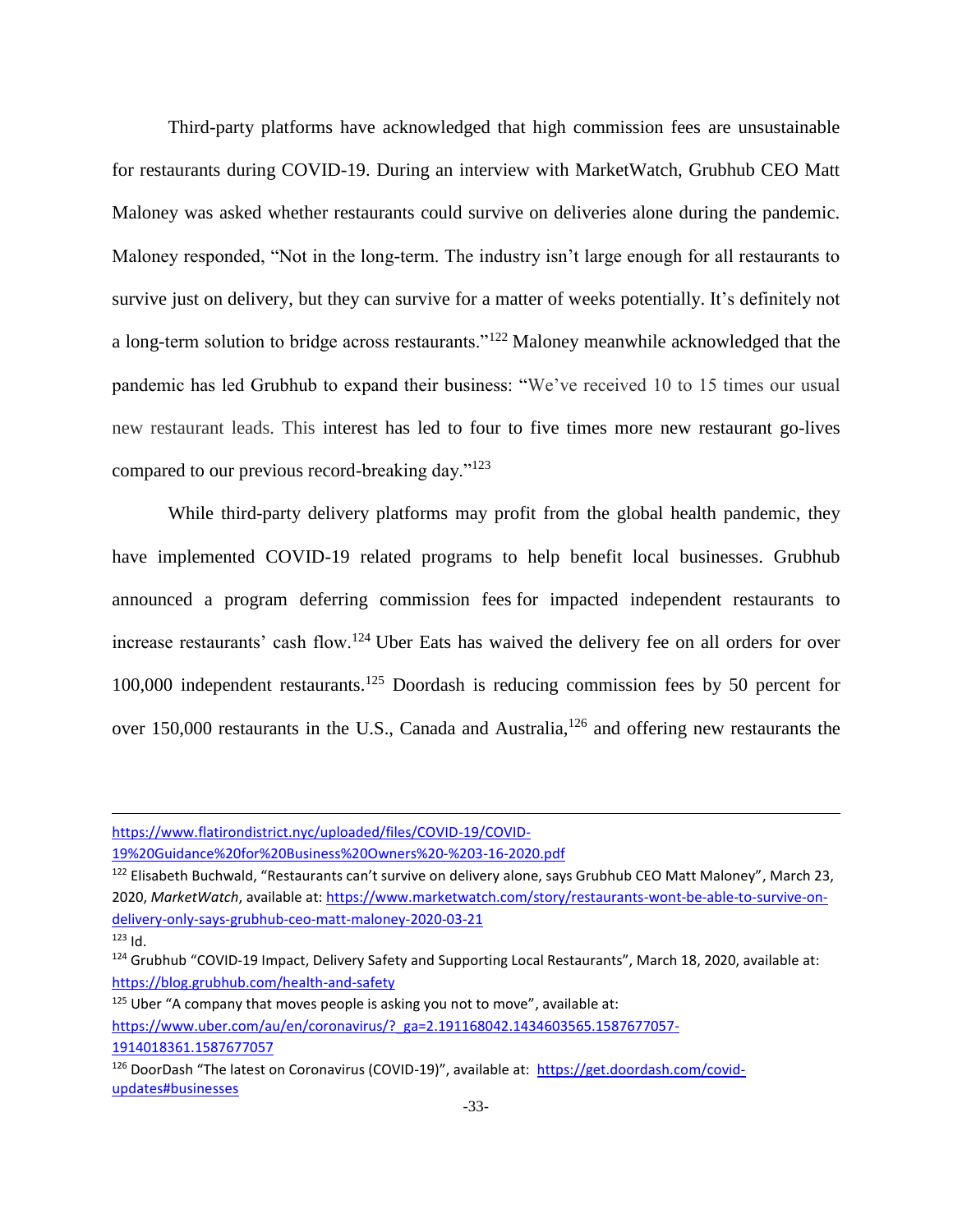Third-party platforms have acknowledged that high commission fees are unsustainable for restaurants during COVID-19. During an interview with MarketWatch, Grubhub CEO Matt Maloney was asked whether restaurants could survive on deliveries alone during the pandemic. Maloney responded, "Not in the long-term. The industry isn't large enough for all restaurants to survive just on delivery, but they can survive for a matter of weeks potentially. It's definitely not a long-term solution to bridge across restaurants."[122] Maloney meanwhile acknowledged that the pandemic has led Grubhub to expand their business: "We've received 10 to 15 times our usual new restaurant leads. This interest has led to four to five times more new restaurant go-lives compared to our previous record-breaking day."[123]

While third-party delivery platforms may profit from the global health pandemic, they have implemented COVID-19 related programs to help benefit local businesses. Grubhub announced a program deferring commission fees for impacted independent restaurants to increase restaurants' cash flow.[124] Uber Eats has waived the delivery fee on all orders for over 100,000 independent restaurants.[125] Doordash is reducing commission fees by 50 percent for over 150,000 restaurants in the U.S., Canada and Australia,[126] and offering new restaurants the

---

https://www.flatirondistrict.nyc/uploaded/files/COVID-19/COVID-19%20Guidance%20for%20Business%20Owners%20-%203-16-2020.pdf

[122] Elisabeth Buchwald, "Restaurants can't survive on delivery alone, says Grubhub CEO Matt Maloney", March 23, 2020, *MarketWatch*, available at: https://www.marketwatch.com/story/restaurants-wont-be-able-to-survive-on-delivery-only-says-grubhub-ceo-matt-maloney-2020-03-21

[123] Id.

[124] Grubhub "COVID-19 Impact, Delivery Safety and Supporting Local Restaurants", March 18, 2020, available at: https://blog.grubhub.com/health-and-safety

[125] Uber "A company that moves people is asking you not to move", available at: https://www.uber.com/au/en/coronavirus/?_ga=2.191168042.1434603565.1587677057-1914018361.1587677057

[126] DoorDash "The latest on Coronavirus (COVID-19)", available at: https://get.doordash.com/covid-updates#businesses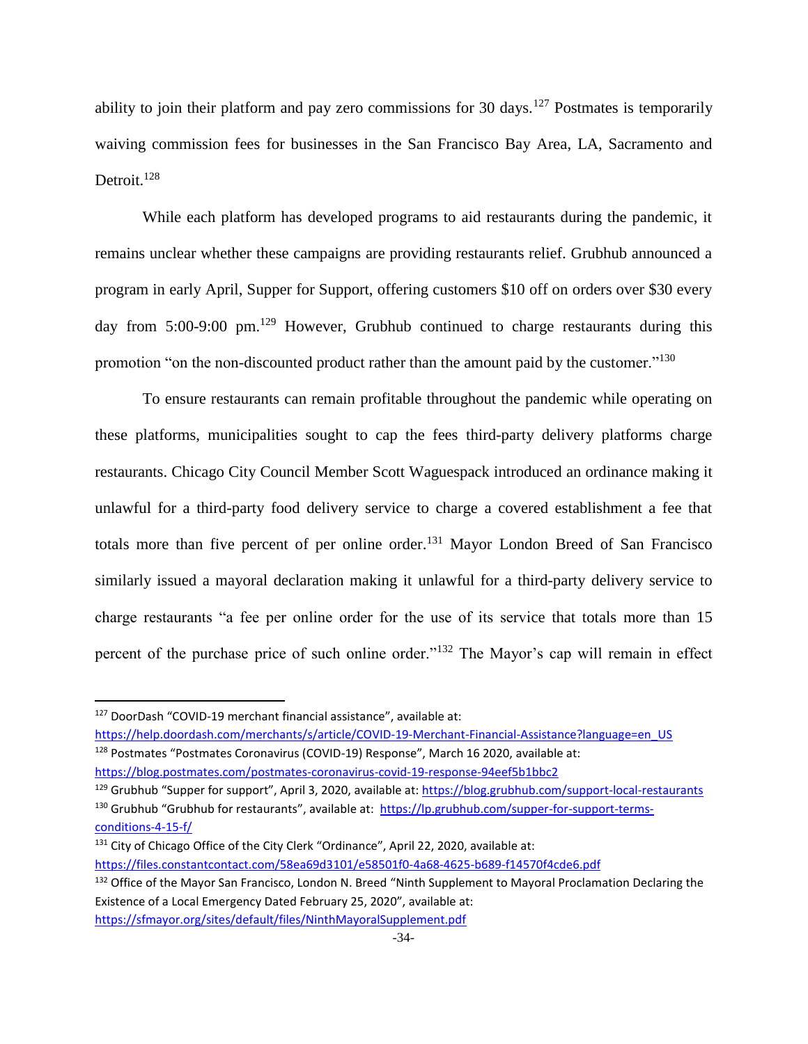ability to join their platform and pay zero commissions for 30 days.[127] Postmates is temporarily waiving commission fees for businesses in the San Francisco Bay Area, LA, Sacramento and Detroit.[128]

While each platform has developed programs to aid restaurants during the pandemic, it remains unclear whether these campaigns are providing restaurants relief. Grubhub announced a program in early April, Supper for Support, offering customers $10 off on orders over $30 every day from 5:00-9:00 pm.[129] However, Grubhub continued to charge restaurants during this promotion "on the non-discounted product rather than the amount paid by the customer."[130]

To ensure restaurants can remain profitable throughout the pandemic while operating on these platforms, municipalities sought to cap the fees third-party delivery platforms charge restaurants. Chicago City Council Member Scott Waguespack introduced an ordinance making it unlawful for a third-party food delivery service to charge a covered establishment a fee that totals more than five percent of per online order.[131] Mayor London Breed of San Francisco similarly issued a mayoral declaration making it unlawful for a third-party delivery service to charge restaurants "a fee per online order for the use of its service that totals more than 15 percent of the purchase price of such online order."[132] The Mayor's cap will remain in effect

---

[127] DoorDash "COVID-19 merchant financial assistance", available at: https://help.doordash.com/merchants/s/article/COVID-19-Merchant-Financial-Assistance?language=en_US

[128] Postmates "Postmates Coronavirus (COVID-19) Response", March 16 2020, available at: https://blog.postmates.com/postmates-coronavirus-covid-19-response-94eef5b1bbc2

[129] Grubhub "Supper for support", April 3, 2020, available at: https://blog.grubhub.com/support-local-restaurants

[130] Grubhub "Grubhub for restaurants", available at: https://lp.grubhub.com/supper-for-support-terms-conditions-4-15-f/

[131] City of Chicago Office of the City Clerk "Ordinance", April 22, 2020, available at: https://files.constantcontact.com/58ea69d3101/e58501f0-4a68-4625-b689-f14570f4cde6.pdf

[132] Office of the Mayor San Francisco, London N. Breed "Ninth Supplement to Mayoral Proclamation Declaring the Existence of a Local Emergency Dated February 25, 2020", available at: https://sfmayor.org/sites/default/files/NinthMayoralSupplement.pdf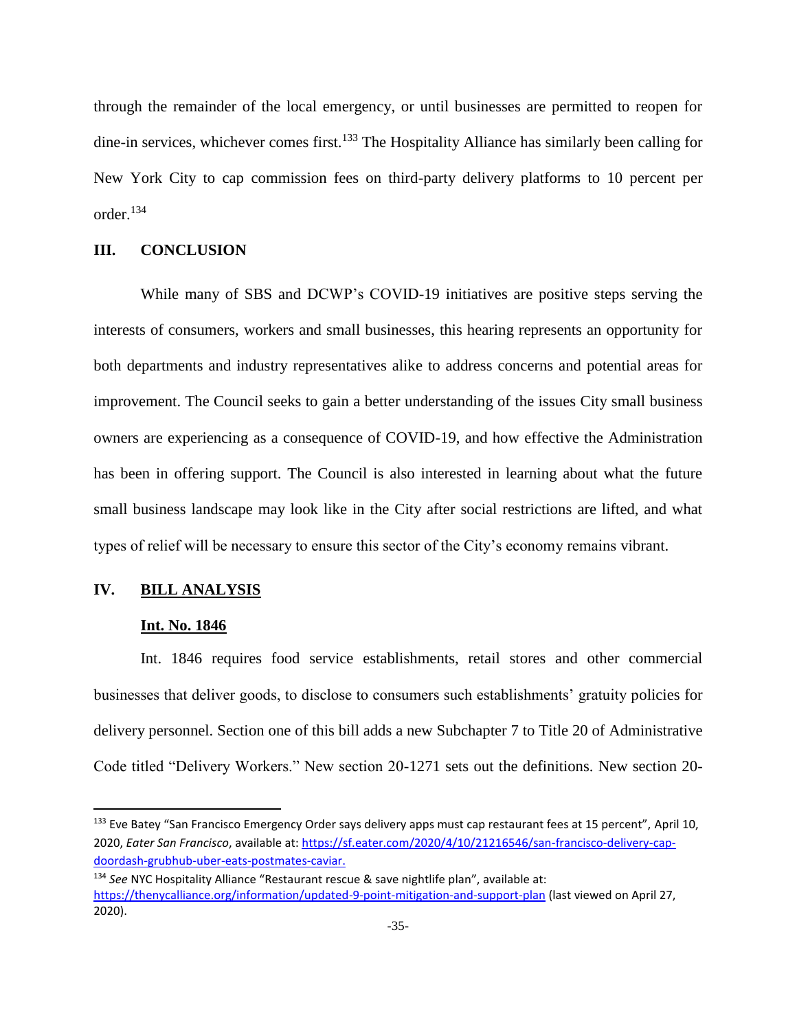through the remainder of the local emergency, or until businesses are permitted to reopen for dine-in services, whichever comes first.[133] The Hospitality Alliance has similarly been calling for New York City to cap commission fees on third-party delivery platforms to 10 percent per order.[134]

## III. CONCLUSION

While many of SBS and DCWP's COVID-19 initiatives are positive steps serving the interests of consumers, workers and small businesses, this hearing represents an opportunity for both departments and industry representatives alike to address concerns and potential areas for improvement. The Council seeks to gain a better understanding of the issues City small business owners are experiencing as a consequence of COVID-19, and how effective the Administration has been in offering support. The Council is also interested in learning about what the future small business landscape may look like in the City after social restrictions are lifted, and what types of relief will be necessary to ensure this sector of the City's economy remains vibrant.

## IV. BILL ANALYSIS

### Int. No. 1846

Int. 1846 requires food service establishments, retail stores and other commercial businesses that deliver goods, to disclose to consumers such establishments' gratuity policies for delivery personnel. Section one of this bill adds a new Subchapter 7 to Title 20 of Administrative Code titled "Delivery Workers." New section 20-1271 sets out the definitions. New section 20-

---

[133] Eve Batey "San Francisco Emergency Order says delivery apps must cap restaurant fees at 15 percent", April 10, 2020, *Eater San Francisco*, available at: https://sf.eater.com/2020/4/10/21216546/san-francisco-delivery-cap-doordash-grubhub-uber-eats-postmates-caviar.

[134] *See* NYC Hospitality Alliance "Restaurant rescue & save nightlife plan", available at: https://thenycalliance.org/information/updated-9-point-mitigation-and-support-plan (last viewed on April 27, 2020).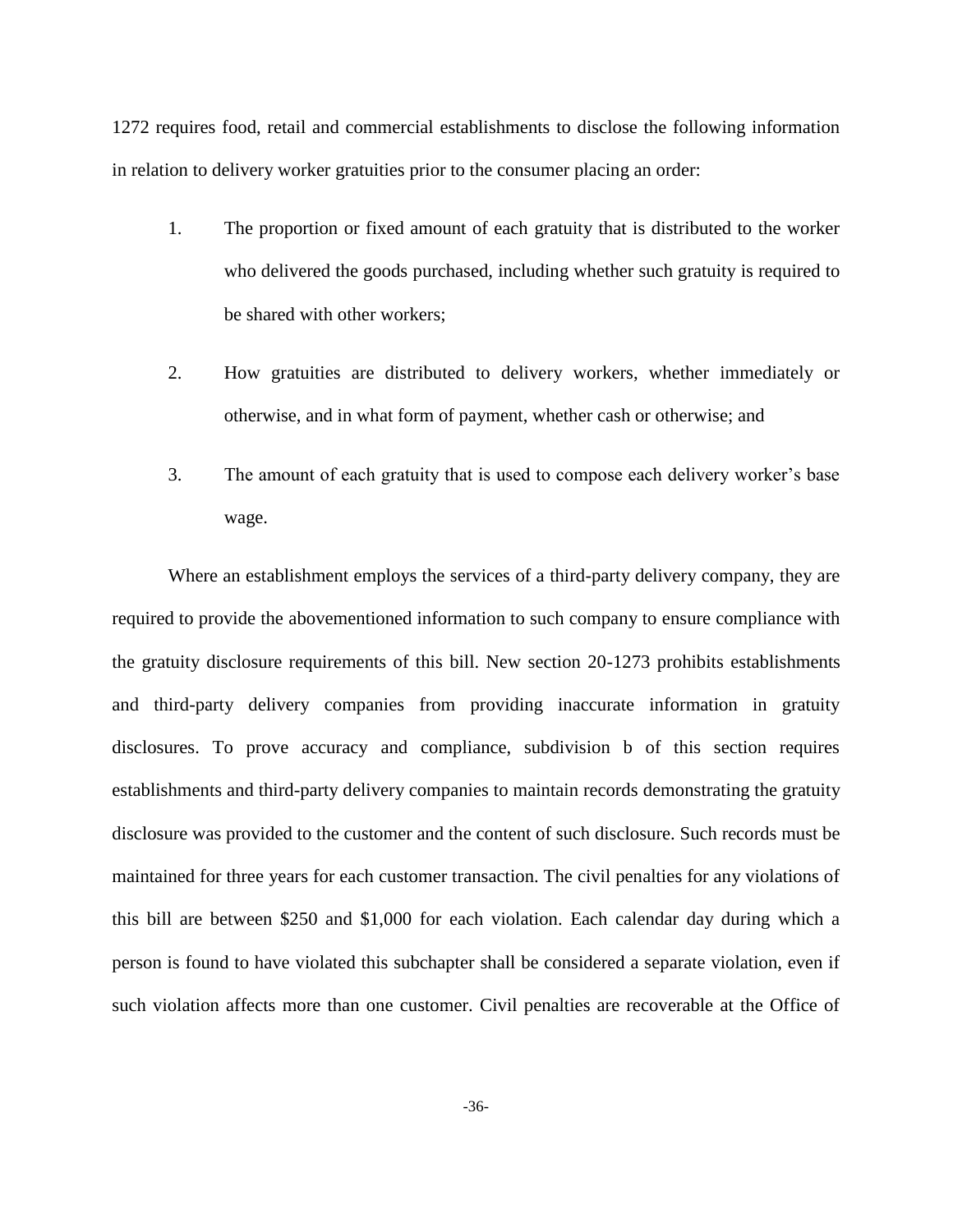1272 requires food, retail and commercial establishments to disclose the following information in relation to delivery worker gratuities prior to the consumer placing an order:

1. The proportion or fixed amount of each gratuity that is distributed to the worker who delivered the goods purchased, including whether such gratuity is required to be shared with other workers;

2. How gratuities are distributed to delivery workers, whether immediately or otherwise, and in what form of payment, whether cash or otherwise; and

3. The amount of each gratuity that is used to compose each delivery worker's base wage.

Where an establishment employs the services of a third-party delivery company, they are required to provide the abovementioned information to such company to ensure compliance with the gratuity disclosure requirements of this bill. New section 20-1273 prohibits establishments and third-party delivery companies from providing inaccurate information in gratuity disclosures. To prove accuracy and compliance, subdivision b of this section requires establishments and third-party delivery companies to maintain records demonstrating the gratuity disclosure was provided to the customer and the content of such disclosure. Such records must be maintained for three years for each customer transaction. The civil penalties for any violations of this bill are between $250 and $1,000 for each violation. Each calendar day during which a person is found to have violated this subchapter shall be considered a separate violation, even if such violation affects more than one customer. Civil penalties are recoverable at the Office of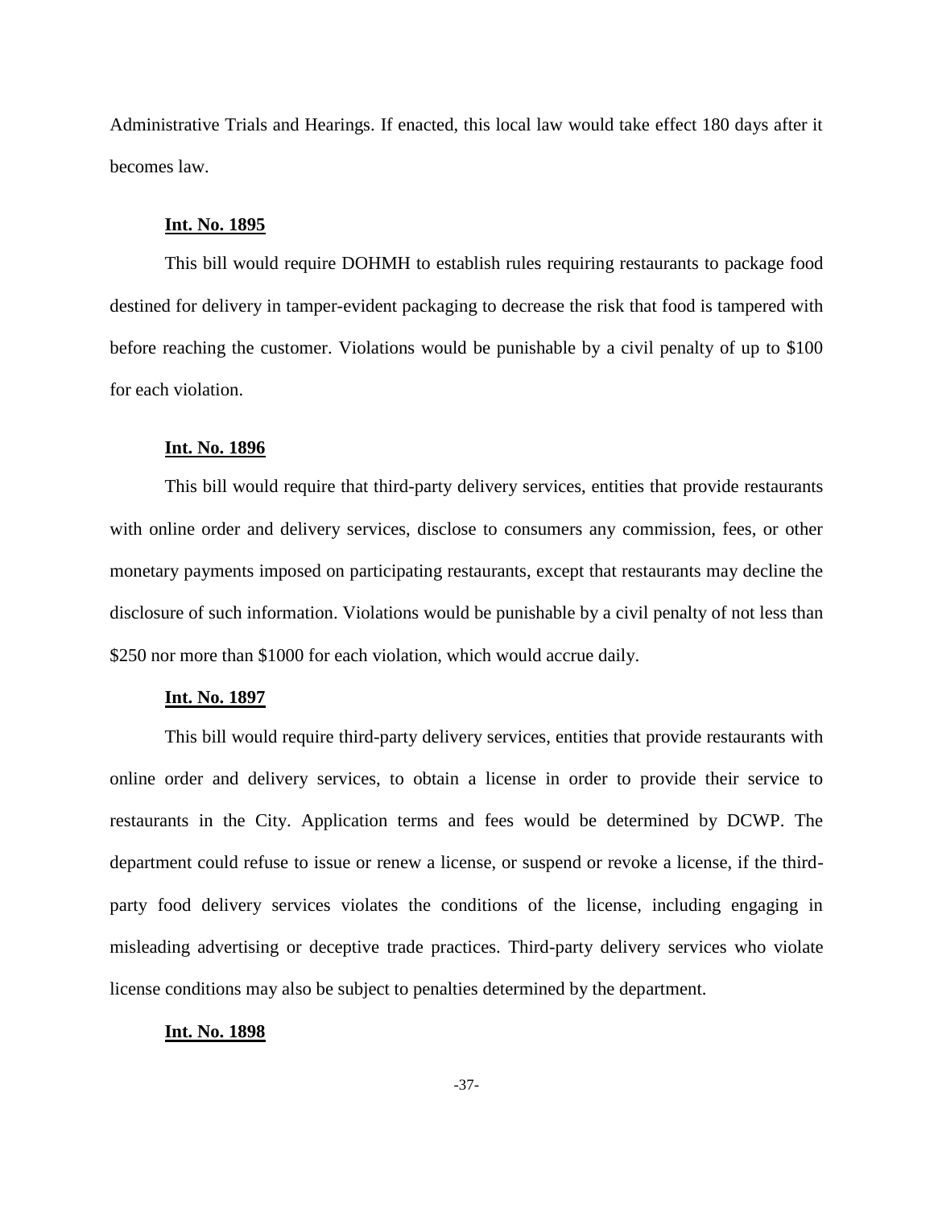Administrative Trials and Hearings. If enacted, this local law would take effect 180 days after it becomes law.

**Int. No. 1895**

This bill would require DOHMH to establish rules requiring restaurants to package food destined for delivery in tamper-evident packaging to decrease the risk that food is tampered with before reaching the customer. Violations would be punishable by a civil penalty of up to $100 for each violation.

**Int. No. 1896**

This bill would require that third-party delivery services, entities that provide restaurants with online order and delivery services, disclose to consumers any commission, fees, or other monetary payments imposed on participating restaurants, except that restaurants may decline the disclosure of such information. Violations would be punishable by a civil penalty of not less than $250 nor more than $1000 for each violation, which would accrue daily.

**Int. No. 1897**

This bill would require third-party delivery services, entities that provide restaurants with online order and delivery services, to obtain a license in order to provide their service to restaurants in the City. Application terms and fees would be determined by DCWP. The department could refuse to issue or renew a license, or suspend or revoke a license, if the third-party food delivery services violates the conditions of the license, including engaging in misleading advertising or deceptive trade practices. Third-party delivery services who violate license conditions may also be subject to penalties determined by the department.

**Int. No. 1898**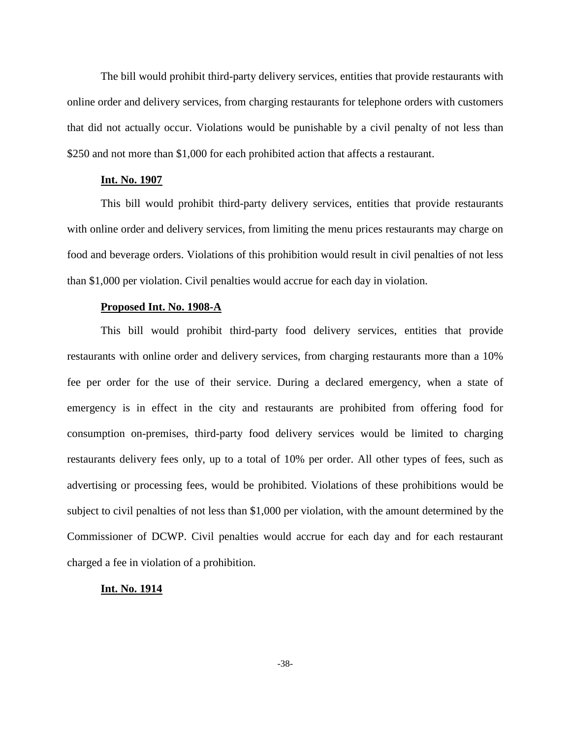The bill would prohibit third-party delivery services, entities that provide restaurants with online order and delivery services, from charging restaurants for telephone orders with customers that did not actually occur. Violations would be punishable by a civil penalty of not less than $250 and not more than $1,000 for each prohibited action that affects a restaurant.

**Int. No. 1907**

This bill would prohibit third-party delivery services, entities that provide restaurants with online order and delivery services, from limiting the menu prices restaurants may charge on food and beverage orders. Violations of this prohibition would result in civil penalties of not less than $1,000 per violation. Civil penalties would accrue for each day in violation.

**Proposed Int. No. 1908-A**

This bill would prohibit third-party food delivery services, entities that provide restaurants with online order and delivery services, from charging restaurants more than a 10% fee per order for the use of their service. During a declared emergency, when a state of emergency is in effect in the city and restaurants are prohibited from offering food for consumption on-premises, third-party food delivery services would be limited to charging restaurants delivery fees only, up to a total of 10% per order. All other types of fees, such as advertising or processing fees, would be prohibited. Violations of these prohibitions would be subject to civil penalties of not less than $1,000 per violation, with the amount determined by the Commissioner of DCWP. Civil penalties would accrue for each day and for each restaurant charged a fee in violation of a prohibition.

**Int. No. 1914**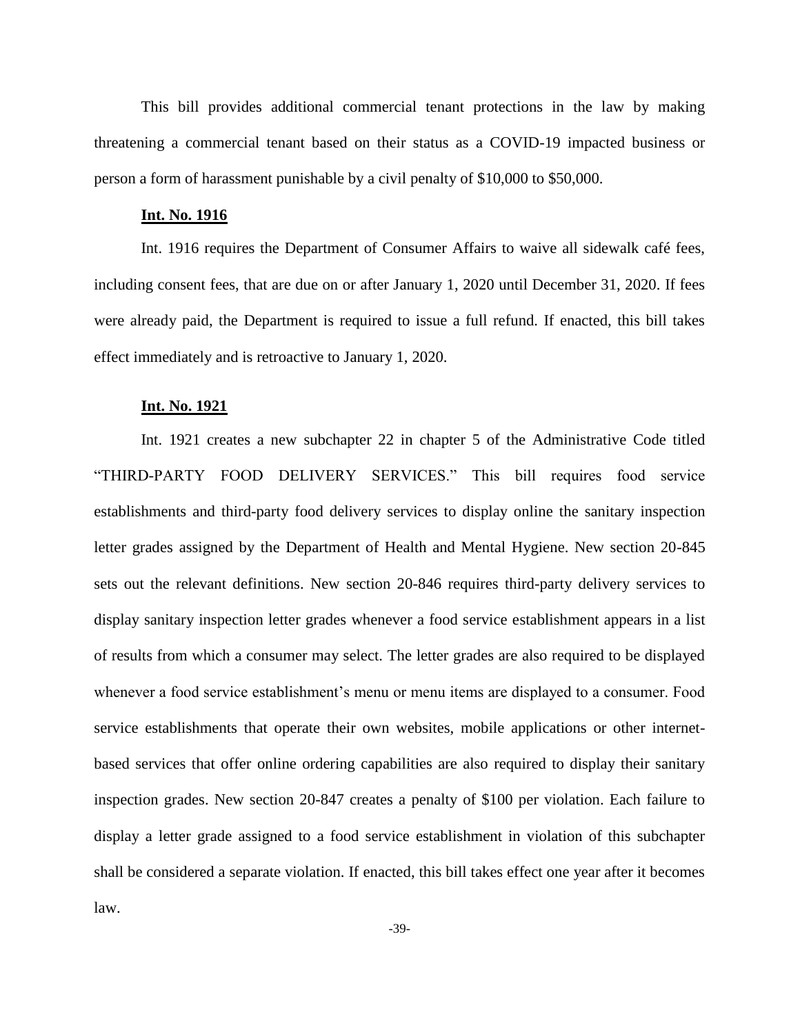This bill provides additional commercial tenant protections in the law by making threatening a commercial tenant based on their status as a COVID-19 impacted business or person a form of harassment punishable by a civil penalty of $10,000 to $50,000.

**Int. No. 1916**

Int. 1916 requires the Department of Consumer Affairs to waive all sidewalk café fees, including consent fees, that are due on or after January 1, 2020 until December 31, 2020. If fees were already paid, the Department is required to issue a full refund. If enacted, this bill takes effect immediately and is retroactive to January 1, 2020.

**Int. No. 1921**

Int. 1921 creates a new subchapter 22 in chapter 5 of the Administrative Code titled "THIRD-PARTY FOOD DELIVERY SERVICES." This bill requires food service establishments and third-party food delivery services to display online the sanitary inspection letter grades assigned by the Department of Health and Mental Hygiene. New section 20-845 sets out the relevant definitions. New section 20-846 requires third-party delivery services to display sanitary inspection letter grades whenever a food service establishment appears in a list of results from which a consumer may select. The letter grades are also required to be displayed whenever a food service establishment's menu or menu items are displayed to a consumer. Food service establishments that operate their own websites, mobile applications or other internet-based services that offer online ordering capabilities are also required to display their sanitary inspection grades. New section 20-847 creates a penalty of $100 per violation. Each failure to display a letter grade assigned to a food service establishment in violation of this subchapter shall be considered a separate violation. If enacted, this bill takes effect one year after it becomes law.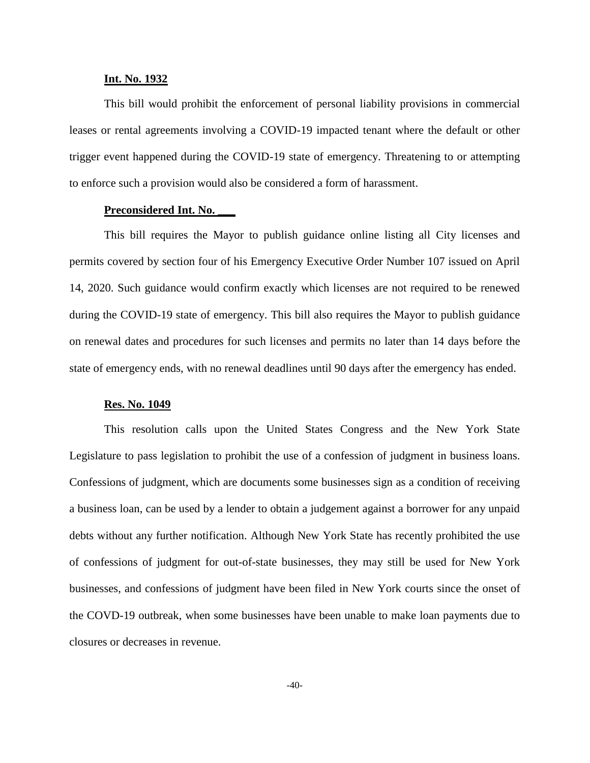**Int. No. 1932**

This bill would prohibit the enforcement of personal liability provisions in commercial leases or rental agreements involving a COVID-19 impacted tenant where the default or other trigger event happened during the COVID-19 state of emergency. Threatening to or attempting to enforce such a provision would also be considered a form of harassment.

**Preconsidered Int. No. \_\_\_**

This bill requires the Mayor to publish guidance online listing all City licenses and permits covered by section four of his Emergency Executive Order Number 107 issued on April 14, 2020. Such guidance would confirm exactly which licenses are not required to be renewed during the COVID-19 state of emergency. This bill also requires the Mayor to publish guidance on renewal dates and procedures for such licenses and permits no later than 14 days before the state of emergency ends, with no renewal deadlines until 90 days after the emergency has ended.

**Res. No. 1049**

This resolution calls upon the United States Congress and the New York State Legislature to pass legislation to prohibit the use of a confession of judgment in business loans. Confessions of judgment, which are documents some businesses sign as a condition of receiving a business loan, can be used by a lender to obtain a judgement against a borrower for any unpaid debts without any further notification. Although New York State has recently prohibited the use of confessions of judgment for out-of-state businesses, they may still be used for New York businesses, and confessions of judgment have been filed in New York courts since the onset of the COVD-19 outbreak, when some businesses have been unable to make loan payments due to closures or decreases in revenue.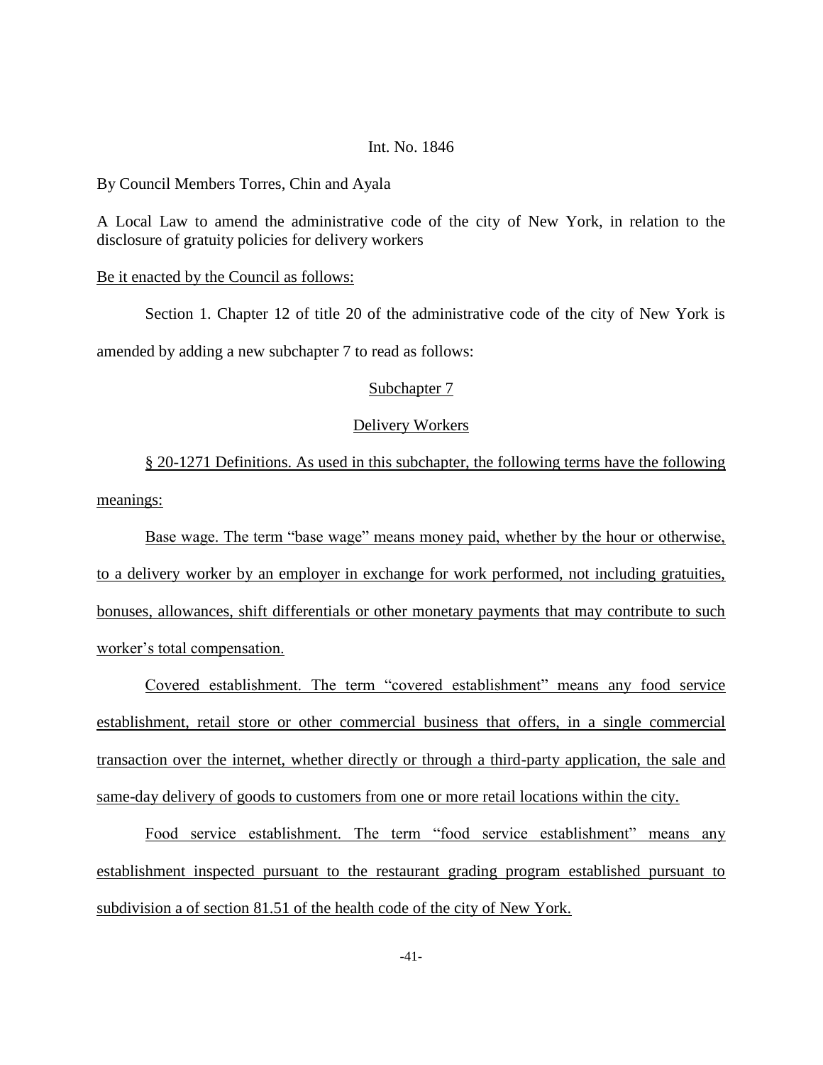Int. No. 1846

By Council Members Torres, Chin and Ayala

A Local Law to amend the administrative code of the city of New York, in relation to the disclosure of gratuity policies for delivery workers

Be it enacted by the Council as follows:

Section 1. Chapter 12 of title 20 of the administrative code of the city of New York is amended by adding a new subchapter 7 to read as follows:

Subchapter 7

Delivery Workers

§ 20-1271 Definitions. As used in this subchapter, the following terms have the following meanings:

Base wage. The term "base wage" means money paid, whether by the hour or otherwise, to a delivery worker by an employer in exchange for work performed, not including gratuities, bonuses, allowances, shift differentials or other monetary payments that may contribute to such worker's total compensation.

Covered establishment. The term "covered establishment" means any food service establishment, retail store or other commercial business that offers, in a single commercial transaction over the internet, whether directly or through a third-party application, the sale and same-day delivery of goods to customers from one or more retail locations within the city.

Food service establishment. The term "food service establishment" means any establishment inspected pursuant to the restaurant grading program established pursuant to subdivision a of section 81.51 of the health code of the city of New York.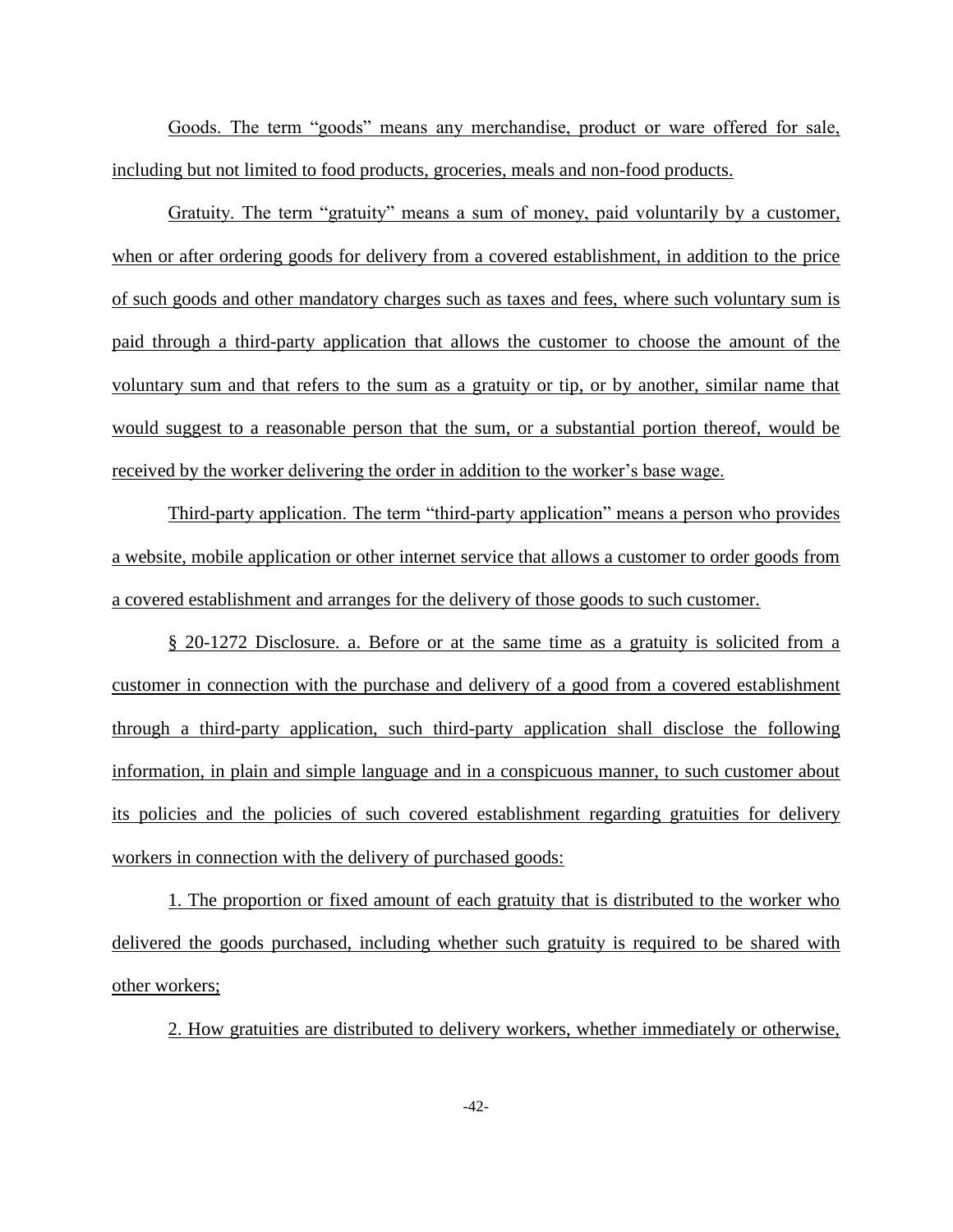Goods. The term "goods" means any merchandise, product or ware offered for sale, including but not limited to food products, groceries, meals and non-food products.

Gratuity. The term "gratuity" means a sum of money, paid voluntarily by a customer, when or after ordering goods for delivery from a covered establishment, in addition to the price of such goods and other mandatory charges such as taxes and fees, where such voluntary sum is paid through a third-party application that allows the customer to choose the amount of the voluntary sum and that refers to the sum as a gratuity or tip, or by another, similar name that would suggest to a reasonable person that the sum, or a substantial portion thereof, would be received by the worker delivering the order in addition to the worker's base wage.

Third-party application. The term "third-party application" means a person who provides a website, mobile application or other internet service that allows a customer to order goods from a covered establishment and arranges for the delivery of those goods to such customer.

§ 20-1272 Disclosure. a. Before or at the same time as a gratuity is solicited from a customer in connection with the purchase and delivery of a good from a covered establishment through a third-party application, such third-party application shall disclose the following information, in plain and simple language and in a conspicuous manner, to such customer about its policies and the policies of such covered establishment regarding gratuities for delivery workers in connection with the delivery of purchased goods:

1. The proportion or fixed amount of each gratuity that is distributed to the worker who delivered the goods purchased, including whether such gratuity is required to be shared with other workers;

2. How gratuities are distributed to delivery workers, whether immediately or otherwise,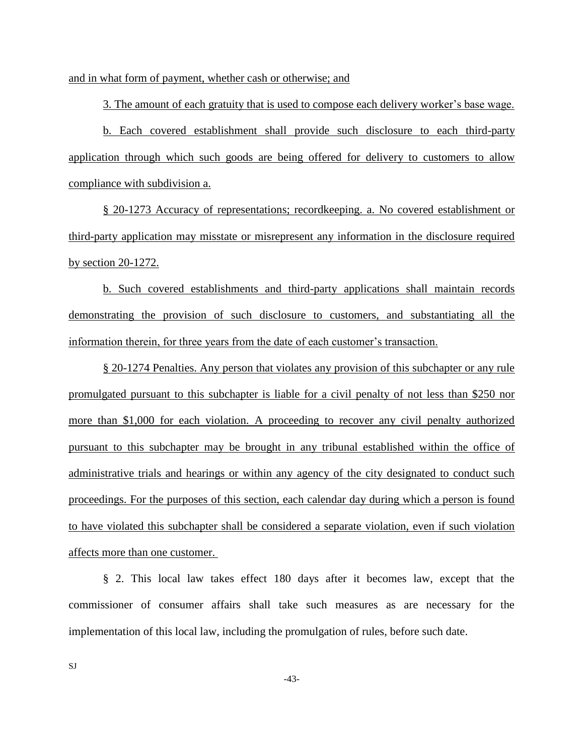and in what form of payment, whether cash or otherwise; and

3. The amount of each gratuity that is used to compose each delivery worker's base wage.

b. Each covered establishment shall provide such disclosure to each third-party application through which such goods are being offered for delivery to customers to allow compliance with subdivision a.

§ 20-1273 Accuracy of representations; recordkeeping. a. No covered establishment or third-party application may misstate or misrepresent any information in the disclosure required by section 20-1272.

b. Such covered establishments and third-party applications shall maintain records demonstrating the provision of such disclosure to customers, and substantiating all the information therein, for three years from the date of each customer's transaction.

§ 20-1274 Penalties. Any person that violates any provision of this subchapter or any rule promulgated pursuant to this subchapter is liable for a civil penalty of not less than $250 nor more than $1,000 for each violation. A proceeding to recover any civil penalty authorized pursuant to this subchapter may be brought in any tribunal established within the office of administrative trials and hearings or within any agency of the city designated to conduct such proceedings. For the purposes of this section, each calendar day during which a person is found to have violated this subchapter shall be considered a separate violation, even if such violation affects more than one customer.

§ 2. This local law takes effect 180 days after it becomes law, except that the commissioner of consumer affairs shall take such measures as are necessary for the implementation of this local law, including the promulgation of rules, before such date.

SJ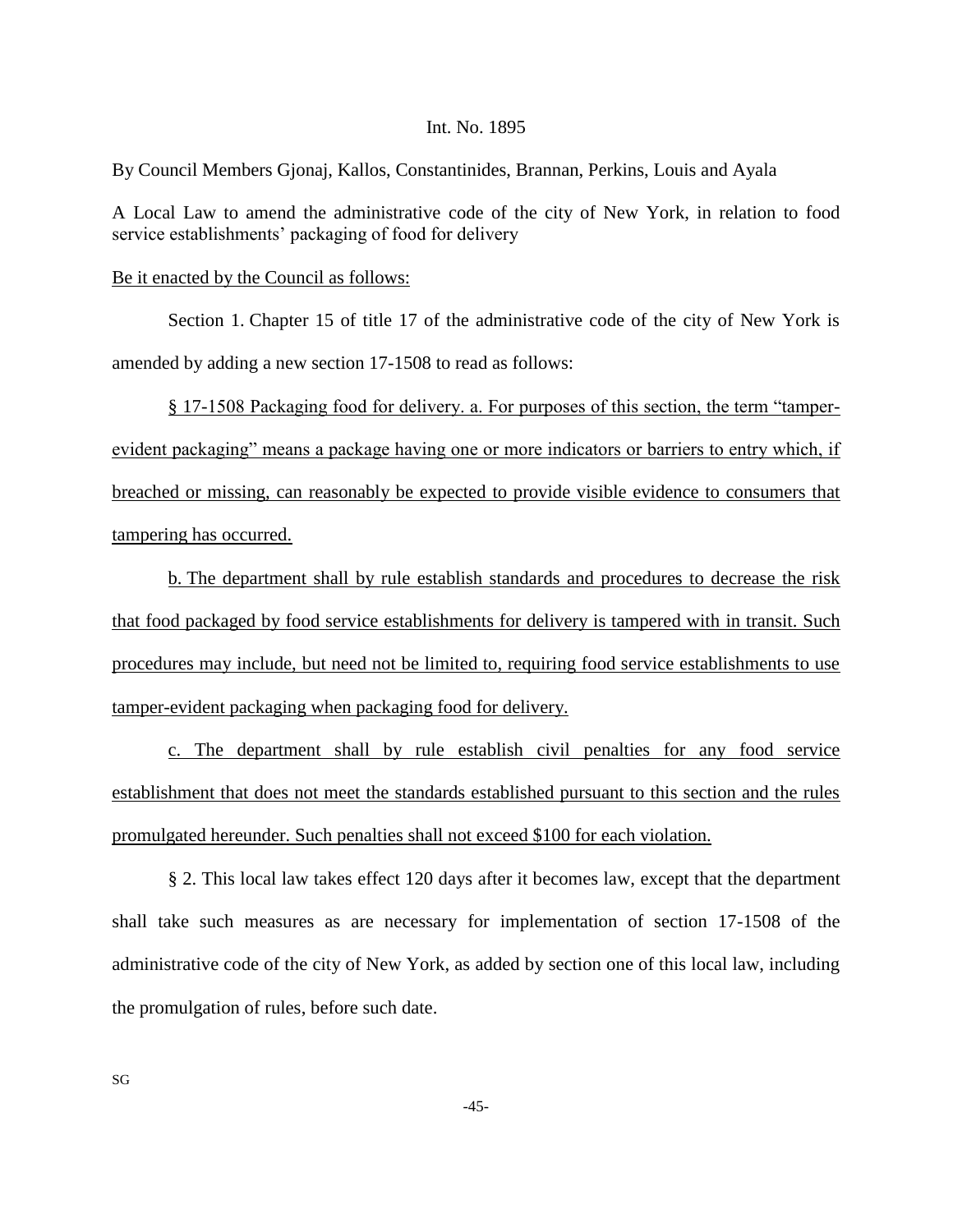Int. No. 1895

By Council Members Gjonaj, Kallos, Constantinides, Brannan, Perkins, Louis and Ayala

A Local Law to amend the administrative code of the city of New York, in relation to food service establishments' packaging of food for delivery

Be it enacted by the Council as follows:

Section 1. Chapter 15 of title 17 of the administrative code of the city of New York is amended by adding a new section 17-1508 to read as follows:

§ 17-1508 Packaging food for delivery. a. For purposes of this section, the term "tamper-evident packaging" means a package having one or more indicators or barriers to entry which, if breached or missing, can reasonably be expected to provide visible evidence to consumers that tampering has occurred.

b. The department shall by rule establish standards and procedures to decrease the risk that food packaged by food service establishments for delivery is tampered with in transit. Such procedures may include, but need not be limited to, requiring food service establishments to use tamper-evident packaging when packaging food for delivery.

c. The department shall by rule establish civil penalties for any food service establishment that does not meet the standards established pursuant to this section and the rules promulgated hereunder. Such penalties shall not exceed $100 for each violation.

§ 2. This local law takes effect 120 days after it becomes law, except that the department shall take such measures as are necessary for implementation of section 17-1508 of the administrative code of the city of New York, as added by section one of this local law, including the promulgation of rules, before such date.

SG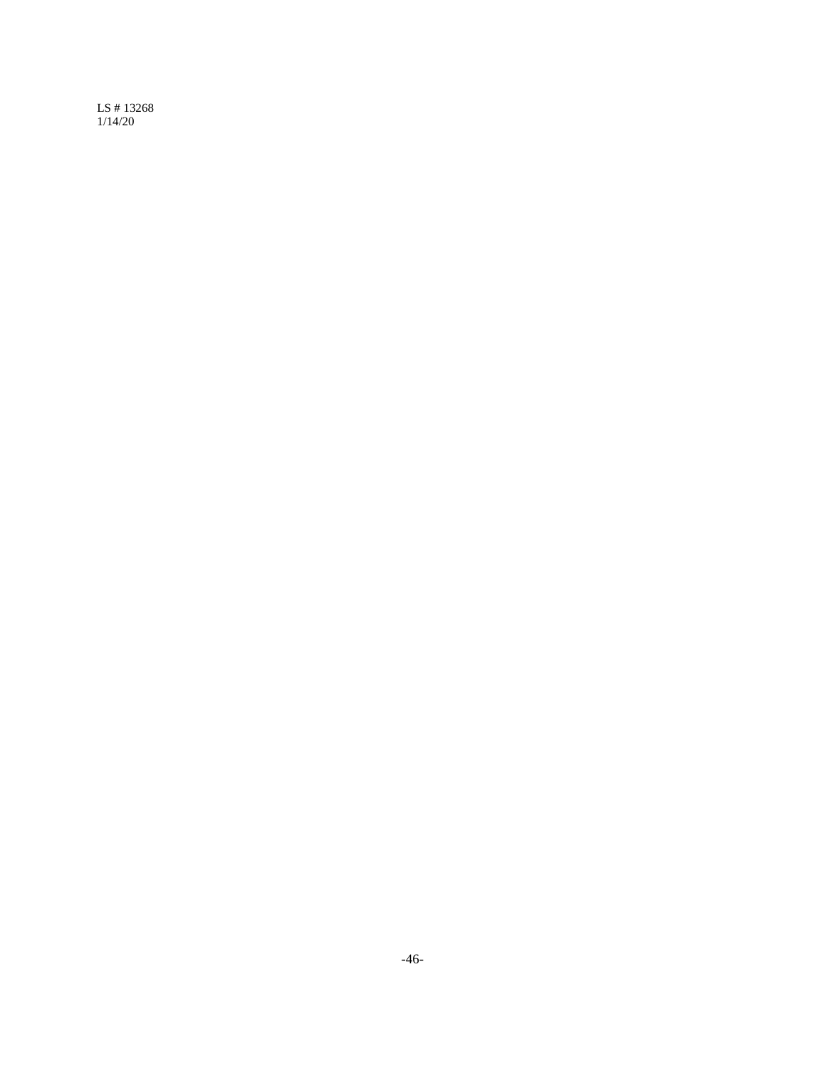LS # 13268
1/14/20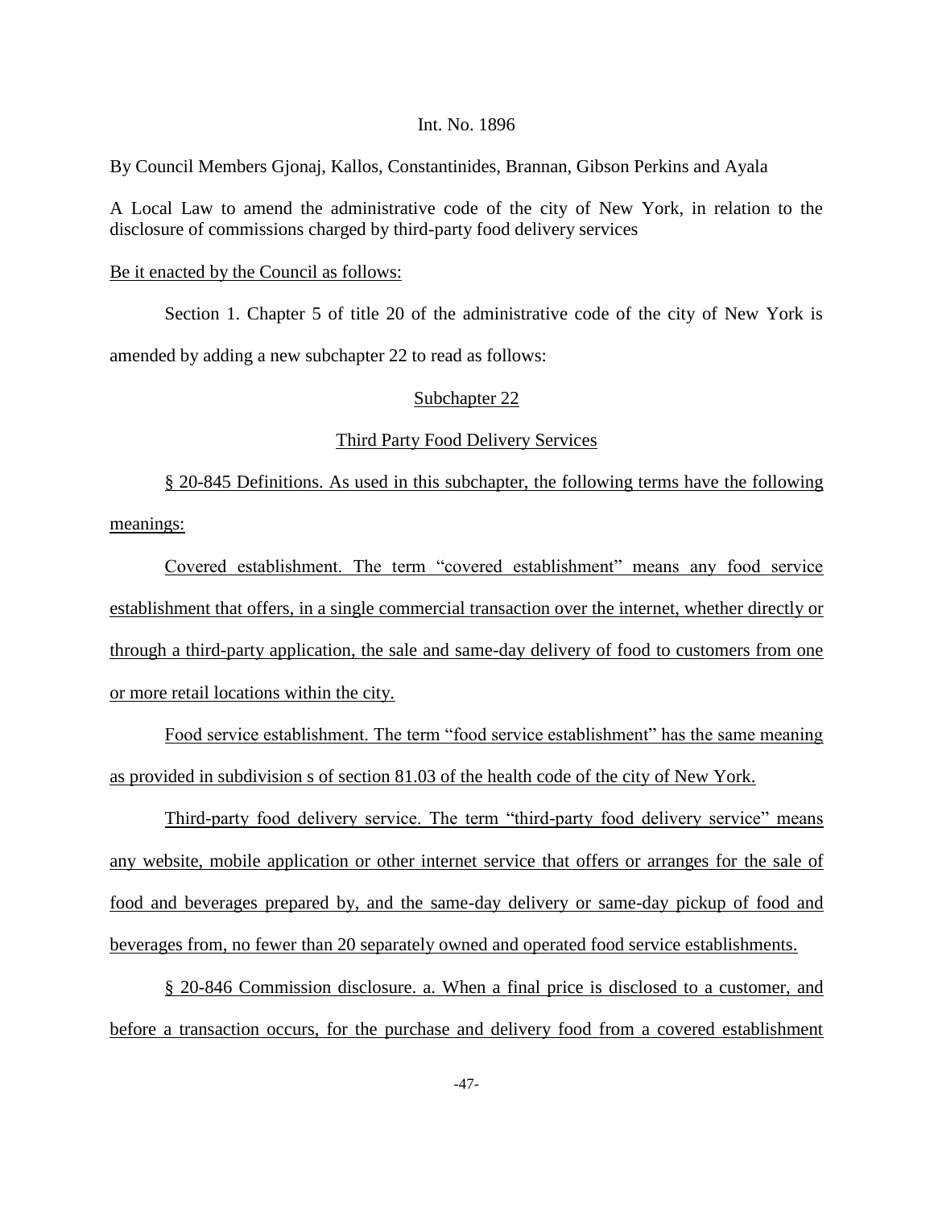Int. No. 1896

By Council Members Gjonaj, Kallos, Constantinides, Brannan, Gibson Perkins and Ayala

A Local Law to amend the administrative code of the city of New York, in relation to the disclosure of commissions charged by third-party food delivery services

Be it enacted by the Council as follows:

Section 1. Chapter 5 of title 20 of the administrative code of the city of New York is amended by adding a new subchapter 22 to read as follows:

Subchapter 22

Third Party Food Delivery Services

§ 20-845 Definitions. As used in this subchapter, the following terms have the following meanings:

Covered establishment. The term "covered establishment" means any food service establishment that offers, in a single commercial transaction over the internet, whether directly or through a third-party application, the sale and same-day delivery of food to customers from one or more retail locations within the city.

Food service establishment. The term "food service establishment" has the same meaning as provided in subdivision s of section 81.03 of the health code of the city of New York.

Third-party food delivery service. The term "third-party food delivery service" means any website, mobile application or other internet service that offers or arranges for the sale of food and beverages prepared by, and the same-day delivery or same-day pickup of food and beverages from, no fewer than 20 separately owned and operated food service establishments.

§ 20-846 Commission disclosure. a. When a final price is disclosed to a customer, and before a transaction occurs, for the purchase and delivery food from a covered establishment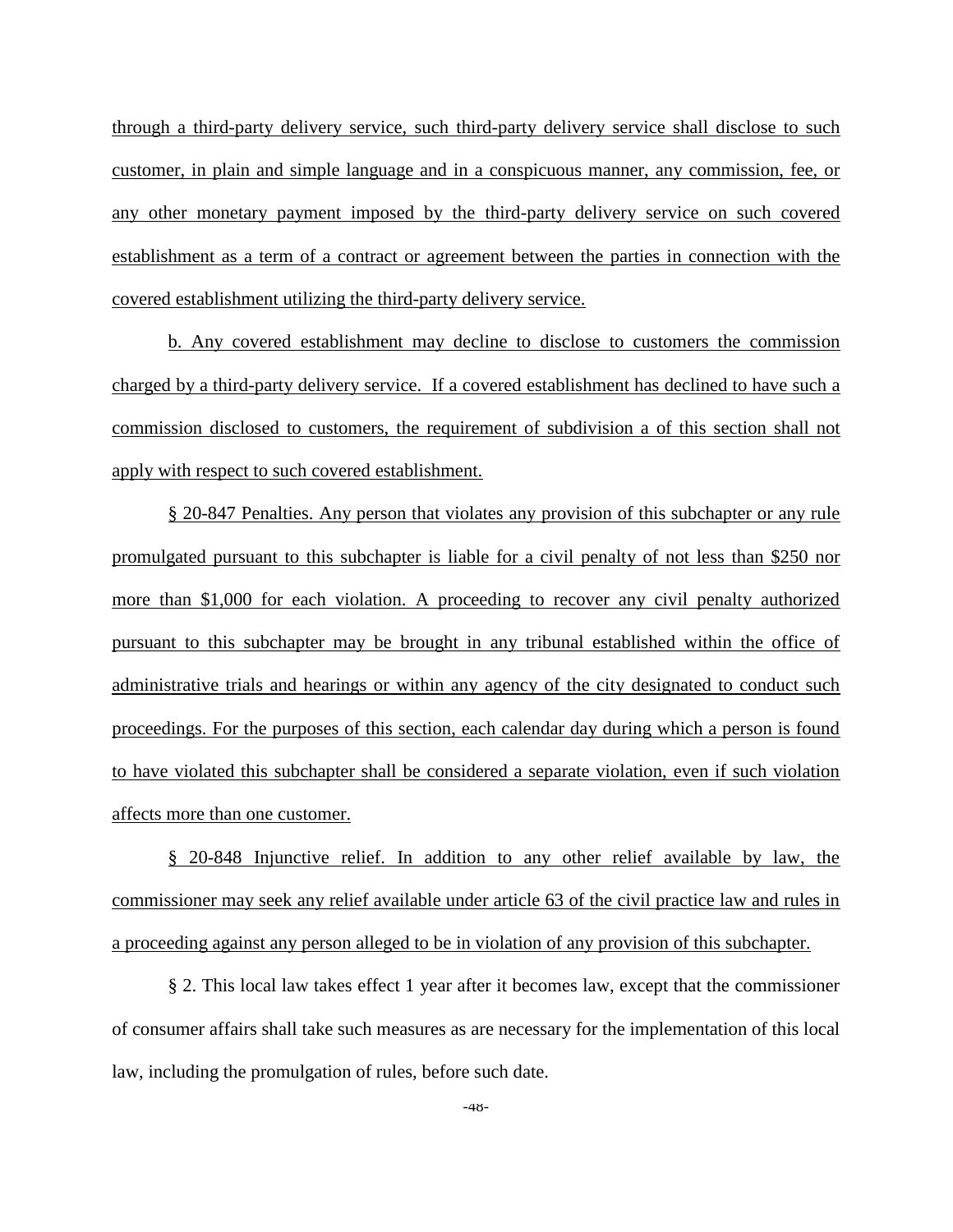through a third-party delivery service, such third-party delivery service shall disclose to such customer, in plain and simple language and in a conspicuous manner, any commission, fee, or any other monetary payment imposed by the third-party delivery service on such covered establishment as a term of a contract or agreement between the parties in connection with the covered establishment utilizing the third-party delivery service.

b. Any covered establishment may decline to disclose to customers the commission charged by a third-party delivery service. If a covered establishment has declined to have such a commission disclosed to customers, the requirement of subdivision a of this section shall not apply with respect to such covered establishment.

§ 20-847 Penalties. Any person that violates any provision of this subchapter or any rule promulgated pursuant to this subchapter is liable for a civil penalty of not less than $250 nor more than $1,000 for each violation. A proceeding to recover any civil penalty authorized pursuant to this subchapter may be brought in any tribunal established within the office of administrative trials and hearings or within any agency of the city designated to conduct such proceedings. For the purposes of this section, each calendar day during which a person is found to have violated this subchapter shall be considered a separate violation, even if such violation affects more than one customer.

§ 20-848 Injunctive relief. In addition to any other relief available by law, the commissioner may seek any relief available under article 63 of the civil practice law and rules in a proceeding against any person alleged to be in violation of any provision of this subchapter.

§ 2. This local law takes effect 1 year after it becomes law, except that the commissioner of consumer affairs shall take such measures as are necessary for the implementation of this local law, including the promulgation of rules, before such date.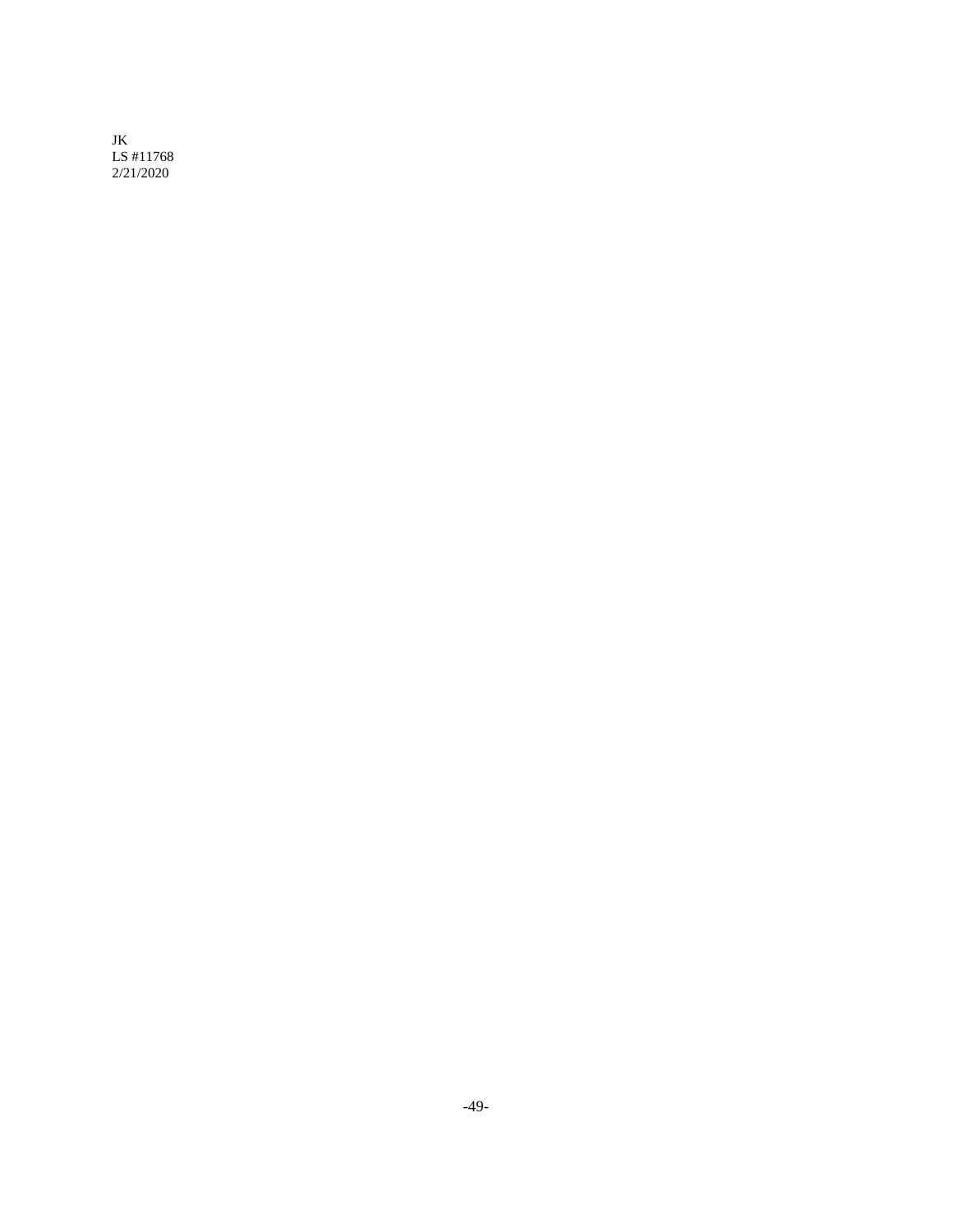JK
LS #11768
2/21/2020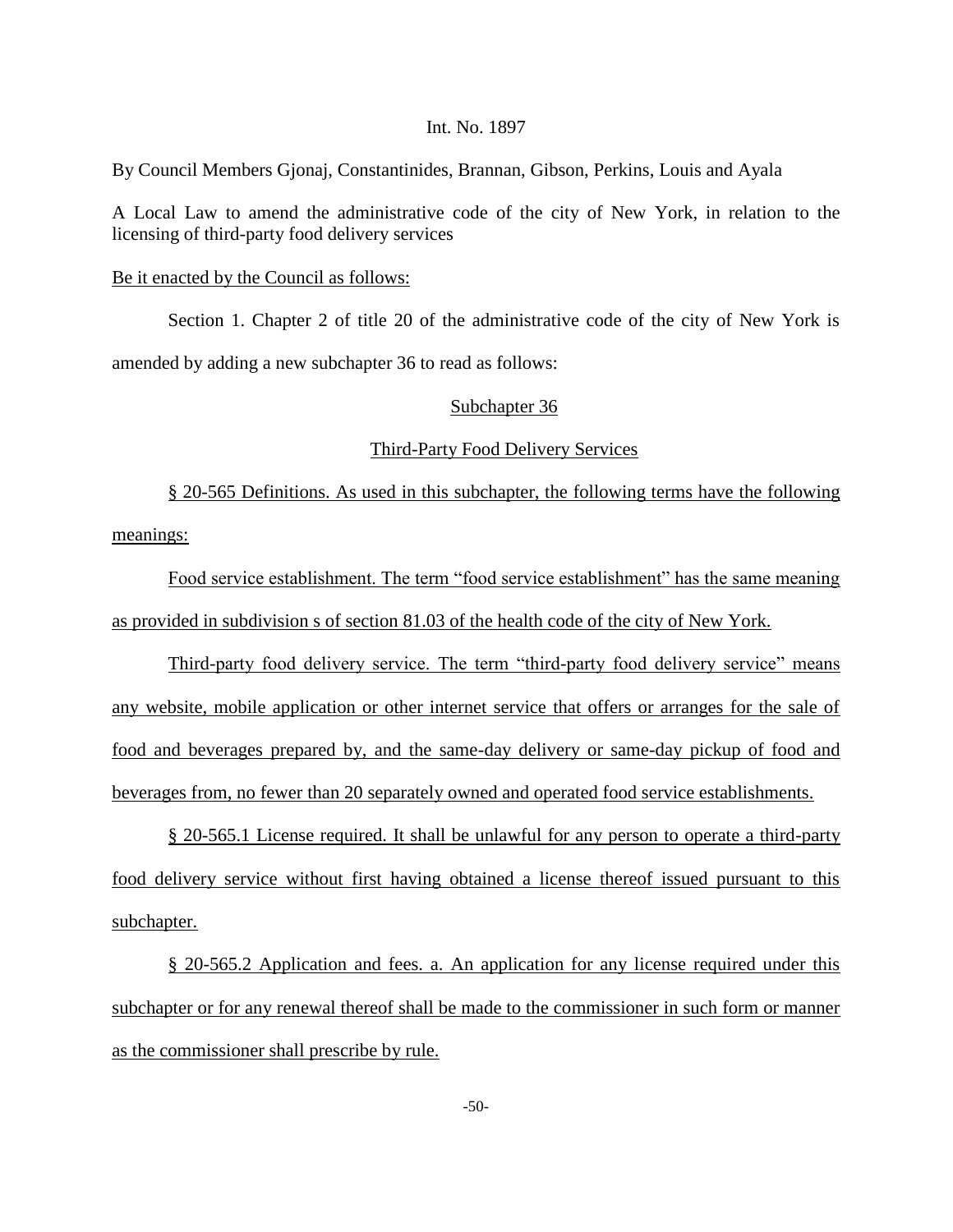Int. No. 1897

By Council Members Gjonaj, Constantinides, Brannan, Gibson, Perkins, Louis and Ayala

A Local Law to amend the administrative code of the city of New York, in relation to the licensing of third-party food delivery services

Be it enacted by the Council as follows:

Section 1. Chapter 2 of title 20 of the administrative code of the city of New York is amended by adding a new subchapter 36 to read as follows:

Subchapter 36

Third-Party Food Delivery Services

§ 20-565 Definitions. As used in this subchapter, the following terms have the following meanings:

Food service establishment. The term "food service establishment" has the same meaning as provided in subdivision s of section 81.03 of the health code of the city of New York.

Third-party food delivery service. The term "third-party food delivery service" means any website, mobile application or other internet service that offers or arranges for the sale of food and beverages prepared by, and the same-day delivery or same-day pickup of food and beverages from, no fewer than 20 separately owned and operated food service establishments.

§ 20-565.1 License required. It shall be unlawful for any person to operate a third-party food delivery service without first having obtained a license thereof issued pursuant to this subchapter.

§ 20-565.2 Application and fees. a. An application for any license required under this subchapter or for any renewal thereof shall be made to the commissioner in such form or manner as the commissioner shall prescribe by rule.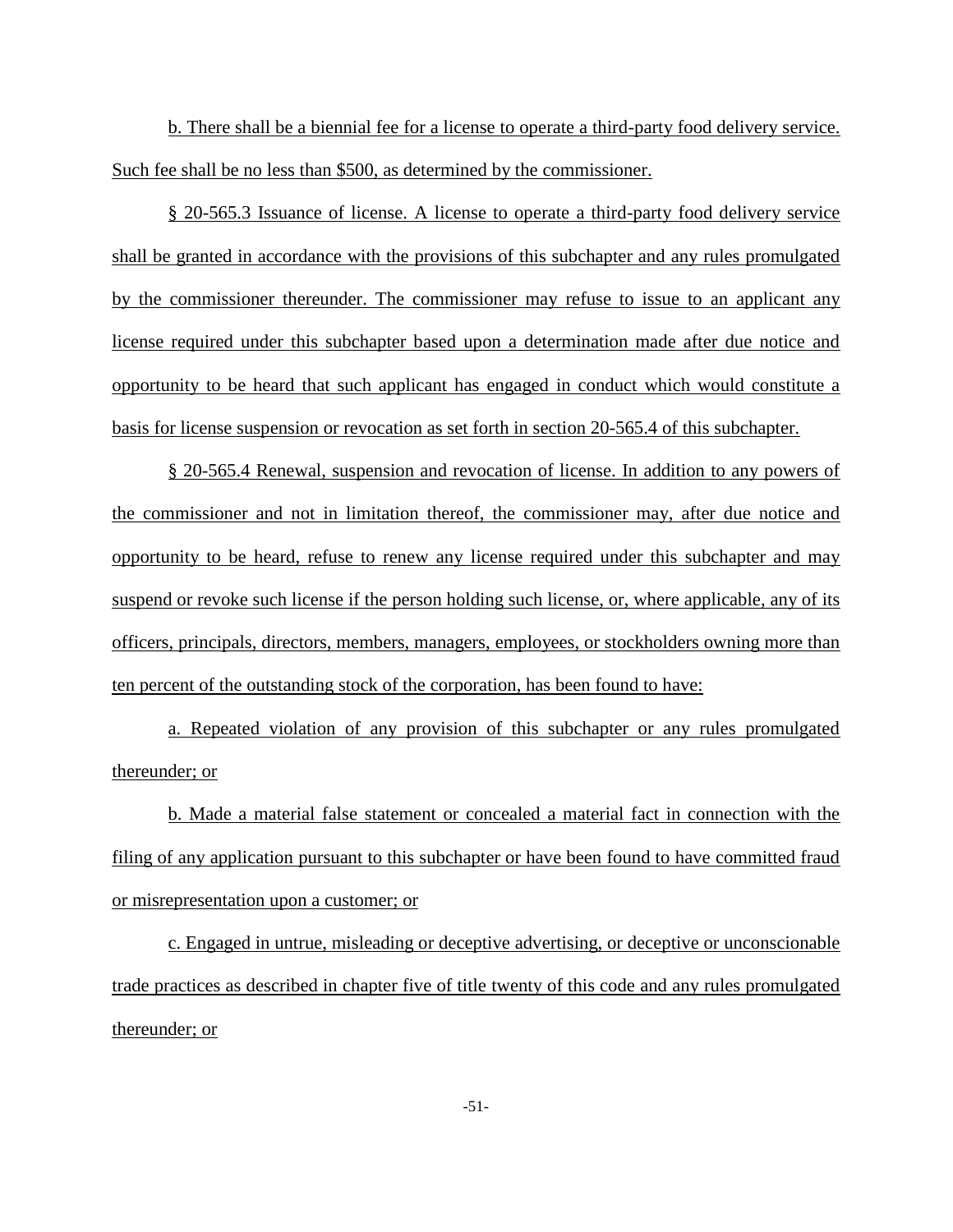b. There shall be a biennial fee for a license to operate a third-party food delivery service. Such fee shall be no less than $500, as determined by the commissioner.

§ 20-565.3 Issuance of license. A license to operate a third-party food delivery service shall be granted in accordance with the provisions of this subchapter and any rules promulgated by the commissioner thereunder. The commissioner may refuse to issue to an applicant any license required under this subchapter based upon a determination made after due notice and opportunity to be heard that such applicant has engaged in conduct which would constitute a basis for license suspension or revocation as set forth in section 20-565.4 of this subchapter.

§ 20-565.4 Renewal, suspension and revocation of license. In addition to any powers of the commissioner and not in limitation thereof, the commissioner may, after due notice and opportunity to be heard, refuse to renew any license required under this subchapter and may suspend or revoke such license if the person holding such license, or, where applicable, any of its officers, principals, directors, members, managers, employees, or stockholders owning more than ten percent of the outstanding stock of the corporation, has been found to have:

a. Repeated violation of any provision of this subchapter or any rules promulgated thereunder; or

b. Made a material false statement or concealed a material fact in connection with the filing of any application pursuant to this subchapter or have been found to have committed fraud or misrepresentation upon a customer; or

c. Engaged in untrue, misleading or deceptive advertising, or deceptive or unconscionable trade practices as described in chapter five of title twenty of this code and any rules promulgated thereunder; or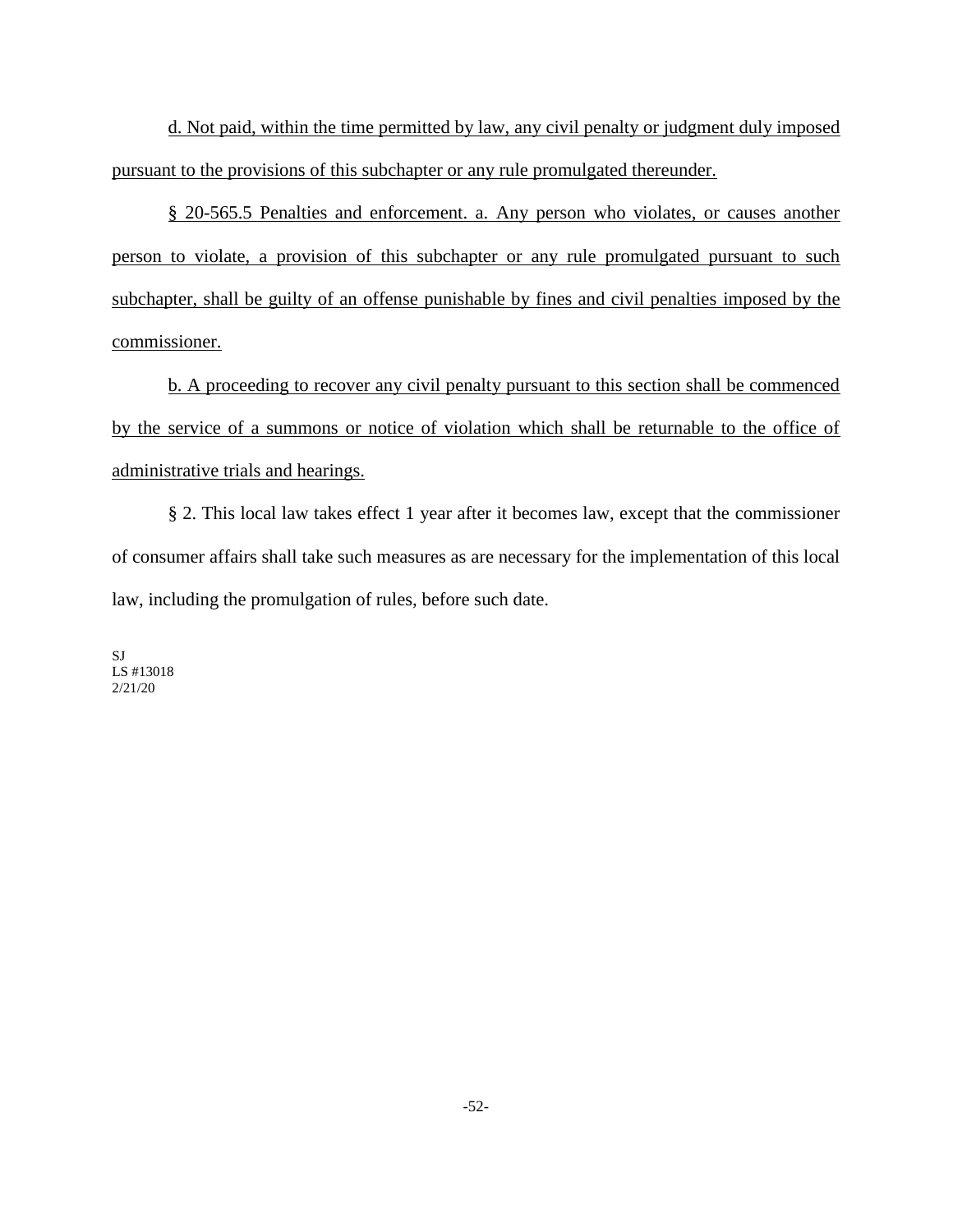d. Not paid, within the time permitted by law, any civil penalty or judgment duly imposed pursuant to the provisions of this subchapter or any rule promulgated thereunder.

§ 20-565.5 Penalties and enforcement. a. Any person who violates, or causes another person to violate, a provision of this subchapter or any rule promulgated pursuant to such subchapter, shall be guilty of an offense punishable by fines and civil penalties imposed by the commissioner.

b. A proceeding to recover any civil penalty pursuant to this section shall be commenced by the service of a summons or notice of violation which shall be returnable to the office of administrative trials and hearings.

§ 2. This local law takes effect 1 year after it becomes law, except that the commissioner of consumer affairs shall take such measures as are necessary for the implementation of this local law, including the promulgation of rules, before such date.

SJ
LS #13018
2/21/20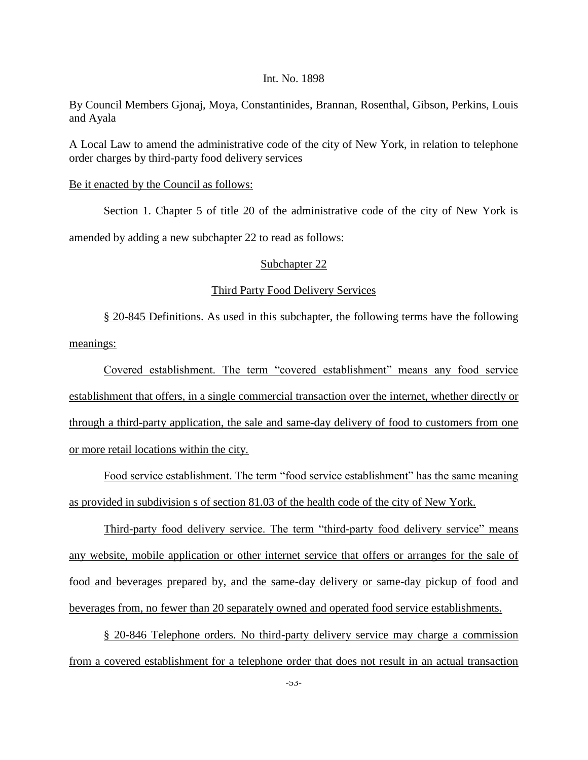Int. No. 1898

By Council Members Gjonaj, Moya, Constantinides, Brannan, Rosenthal, Gibson, Perkins, Louis and Ayala

A Local Law to amend the administrative code of the city of New York, in relation to telephone order charges by third-party food delivery services

Be it enacted by the Council as follows:

Section 1. Chapter 5 of title 20 of the administrative code of the city of New York is amended by adding a new subchapter 22 to read as follows:

Subchapter 22

Third Party Food Delivery Services

§ 20-845 Definitions. As used in this subchapter, the following terms have the following meanings:

Covered establishment. The term "covered establishment" means any food service establishment that offers, in a single commercial transaction over the internet, whether directly or through a third-party application, the sale and same-day delivery of food to customers from one or more retail locations within the city.

Food service establishment. The term "food service establishment" has the same meaning as provided in subdivision s of section 81.03 of the health code of the city of New York.

Third-party food delivery service. The term "third-party food delivery service" means any website, mobile application or other internet service that offers or arranges for the sale of food and beverages prepared by, and the same-day delivery or same-day pickup of food and beverages from, no fewer than 20 separately owned and operated food service establishments.

§ 20-846 Telephone orders. No third-party delivery service may charge a commission from a covered establishment for a telephone order that does not result in an actual transaction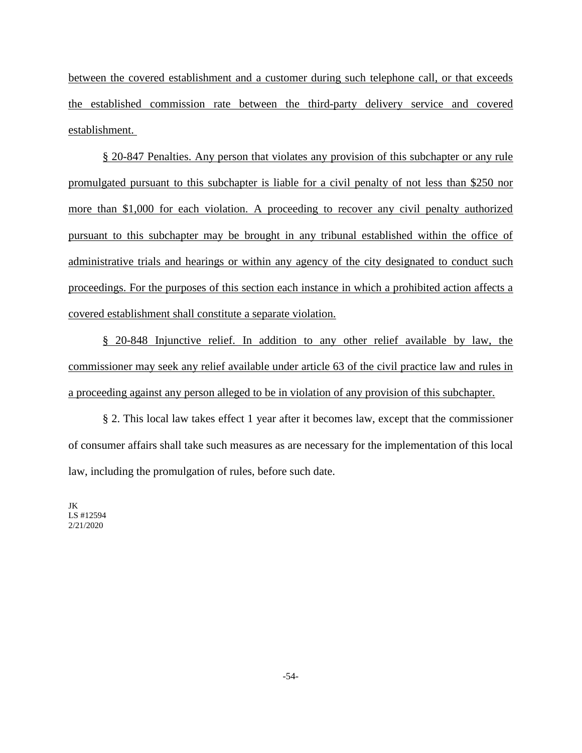between the covered establishment and a customer during such telephone call, or that exceeds the established commission rate between the third-party delivery service and covered establishment.

§ 20-847 Penalties. Any person that violates any provision of this subchapter or any rule promulgated pursuant to this subchapter is liable for a civil penalty of not less than $250 nor more than $1,000 for each violation. A proceeding to recover any civil penalty authorized pursuant to this subchapter may be brought in any tribunal established within the office of administrative trials and hearings or within any agency of the city designated to conduct such proceedings. For the purposes of this section each instance in which a prohibited action affects a covered establishment shall constitute a separate violation.

§ 20-848 Injunctive relief. In addition to any other relief available by law, the commissioner may seek any relief available under article 63 of the civil practice law and rules in a proceeding against any person alleged to be in violation of any provision of this subchapter.

§ 2. This local law takes effect 1 year after it becomes law, except that the commissioner of consumer affairs shall take such measures as are necessary for the implementation of this local law, including the promulgation of rules, before such date.

JK
LS #12594
2/21/2020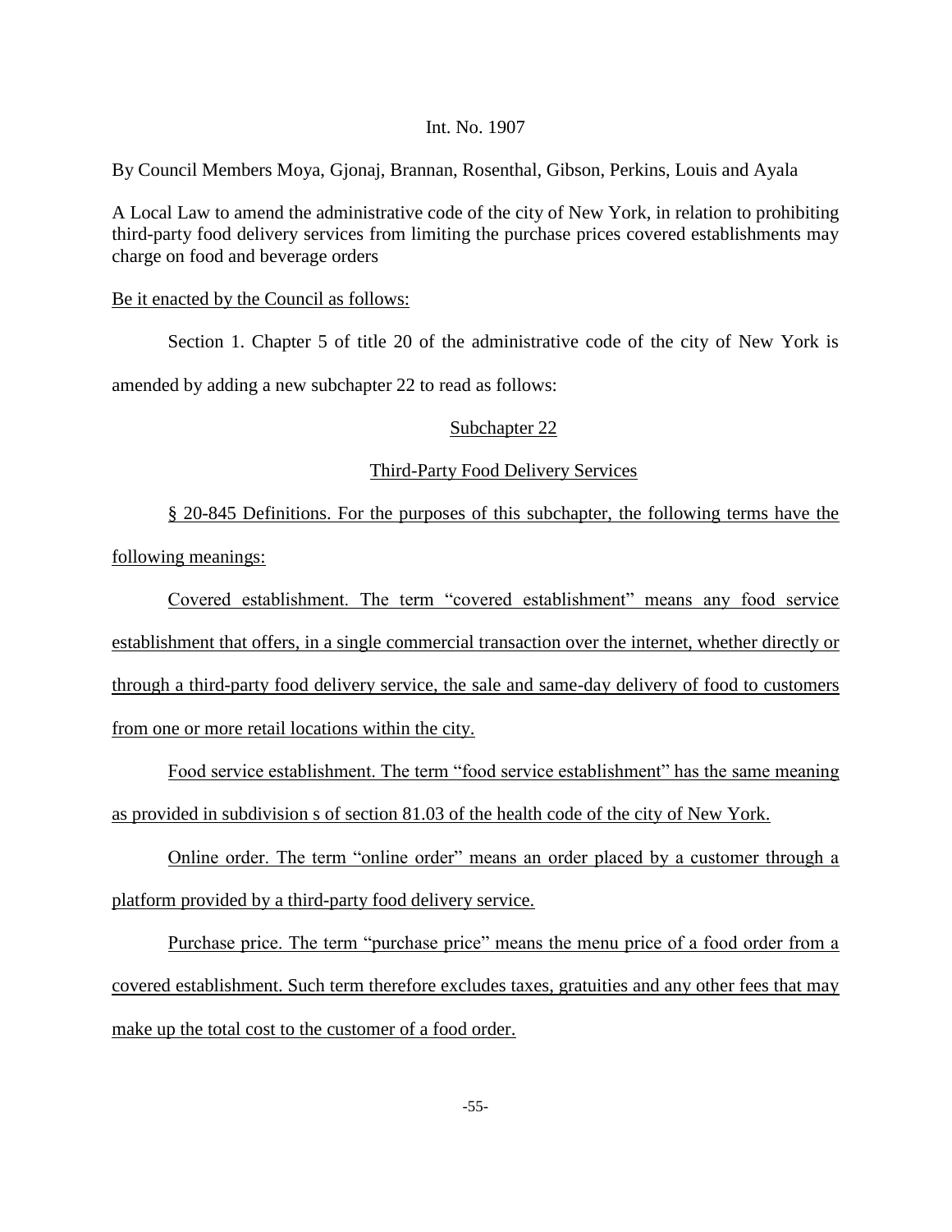Int. No. 1907

By Council Members Moya, Gjonaj, Brannan, Rosenthal, Gibson, Perkins, Louis and Ayala

A Local Law to amend the administrative code of the city of New York, in relation to prohibiting third-party food delivery services from limiting the purchase prices covered establishments may charge on food and beverage orders

Be it enacted by the Council as follows:

Section 1. Chapter 5 of title 20 of the administrative code of the city of New York is amended by adding a new subchapter 22 to read as follows:

Subchapter 22

Third-Party Food Delivery Services

§ 20-845 Definitions. For the purposes of this subchapter, the following terms have the following meanings:

Covered establishment. The term "covered establishment" means any food service establishment that offers, in a single commercial transaction over the internet, whether directly or through a third-party food delivery service, the sale and same-day delivery of food to customers from one or more retail locations within the city.

Food service establishment. The term "food service establishment" has the same meaning as provided in subdivision s of section 81.03 of the health code of the city of New York.

Online order. The term "online order" means an order placed by a customer through a platform provided by a third-party food delivery service.

Purchase price. The term "purchase price" means the menu price of a food order from a covered establishment. Such term therefore excludes taxes, gratuities and any other fees that may make up the total cost to the customer of a food order.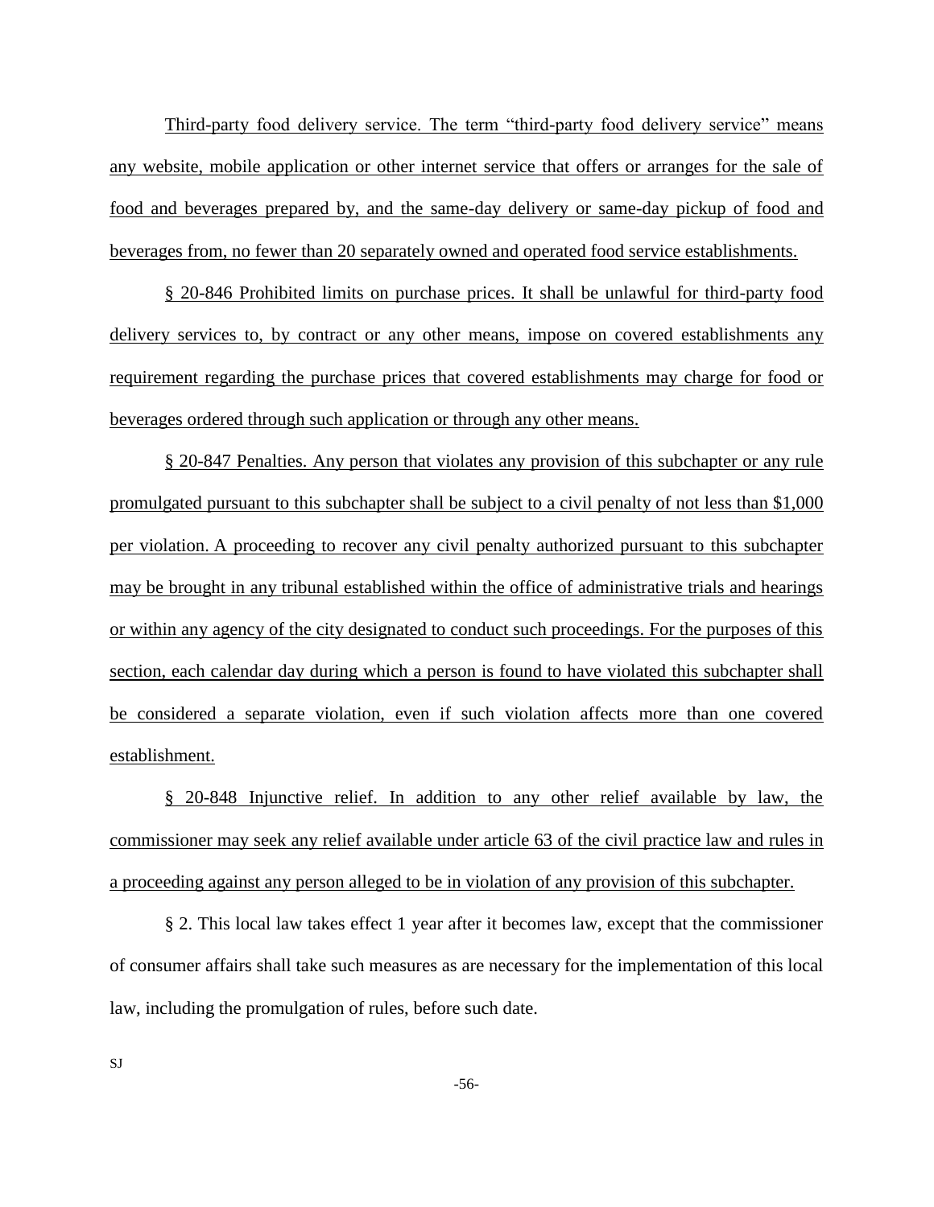Third-party food delivery service. The term "third-party food delivery service" means any website, mobile application or other internet service that offers or arranges for the sale of food and beverages prepared by, and the same-day delivery or same-day pickup of food and beverages from, no fewer than 20 separately owned and operated food service establishments.

§ 20-846 Prohibited limits on purchase prices. It shall be unlawful for third-party food delivery services to, by contract or any other means, impose on covered establishments any requirement regarding the purchase prices that covered establishments may charge for food or beverages ordered through such application or through any other means.

§ 20-847 Penalties. Any person that violates any provision of this subchapter or any rule promulgated pursuant to this subchapter shall be subject to a civil penalty of not less than $1,000 per violation. A proceeding to recover any civil penalty authorized pursuant to this subchapter may be brought in any tribunal established within the office of administrative trials and hearings or within any agency of the city designated to conduct such proceedings. For the purposes of this section, each calendar day during which a person is found to have violated this subchapter shall be considered a separate violation, even if such violation affects more than one covered establishment.

§ 20-848 Injunctive relief. In addition to any other relief available by law, the commissioner may seek any relief available under article 63 of the civil practice law and rules in a proceeding against any person alleged to be in violation of any provision of this subchapter.

§ 2. This local law takes effect 1 year after it becomes law, except that the commissioner of consumer affairs shall take such measures as are necessary for the implementation of this local law, including the promulgation of rules, before such date.

SJ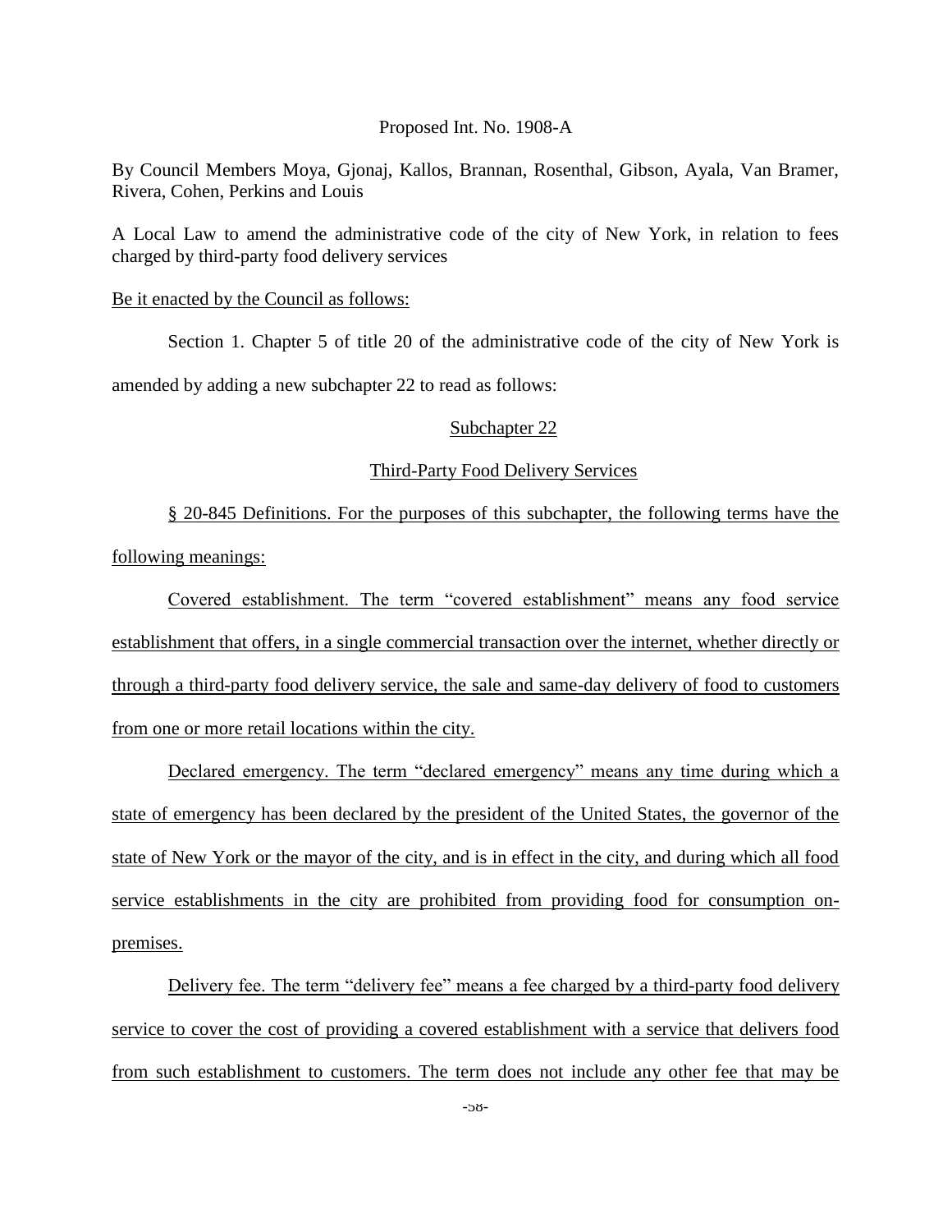Proposed Int. No. 1908-A

By Council Members Moya, Gjonaj, Kallos, Brannan, Rosenthal, Gibson, Ayala, Van Bramer, Rivera, Cohen, Perkins and Louis

A Local Law to amend the administrative code of the city of New York, in relation to fees charged by third-party food delivery services

<u>Be it enacted by the Council as follows:</u>

Section 1. Chapter 5 of title 20 of the administrative code of the city of New York is amended by adding a new subchapter 22 to read as follows:

<u>Subchapter 22</u>

<u>Third-Party Food Delivery Services</u>

<u>§ 20-845 Definitions. For the purposes of this subchapter, the following terms have the following meanings:</u>

<u>Covered establishment. The term "covered establishment" means any food service establishment that offers, in a single commercial transaction over the internet, whether directly or through a third-party food delivery service, the sale and same-day delivery of food to customers from one or more retail locations within the city.</u>

<u>Declared emergency. The term "declared emergency" means any time during which a state of emergency has been declared by the president of the United States, the governor of the state of New York or the mayor of the city, and is in effect in the city, and during which all food service establishments in the city are prohibited from providing food for consumption on-premises.</u>

<u>Delivery fee. The term "delivery fee" means a fee charged by a third-party food delivery service to cover the cost of providing a covered establishment with a service that delivers food from such establishment to customers. The term does not include any other fee that may be</u>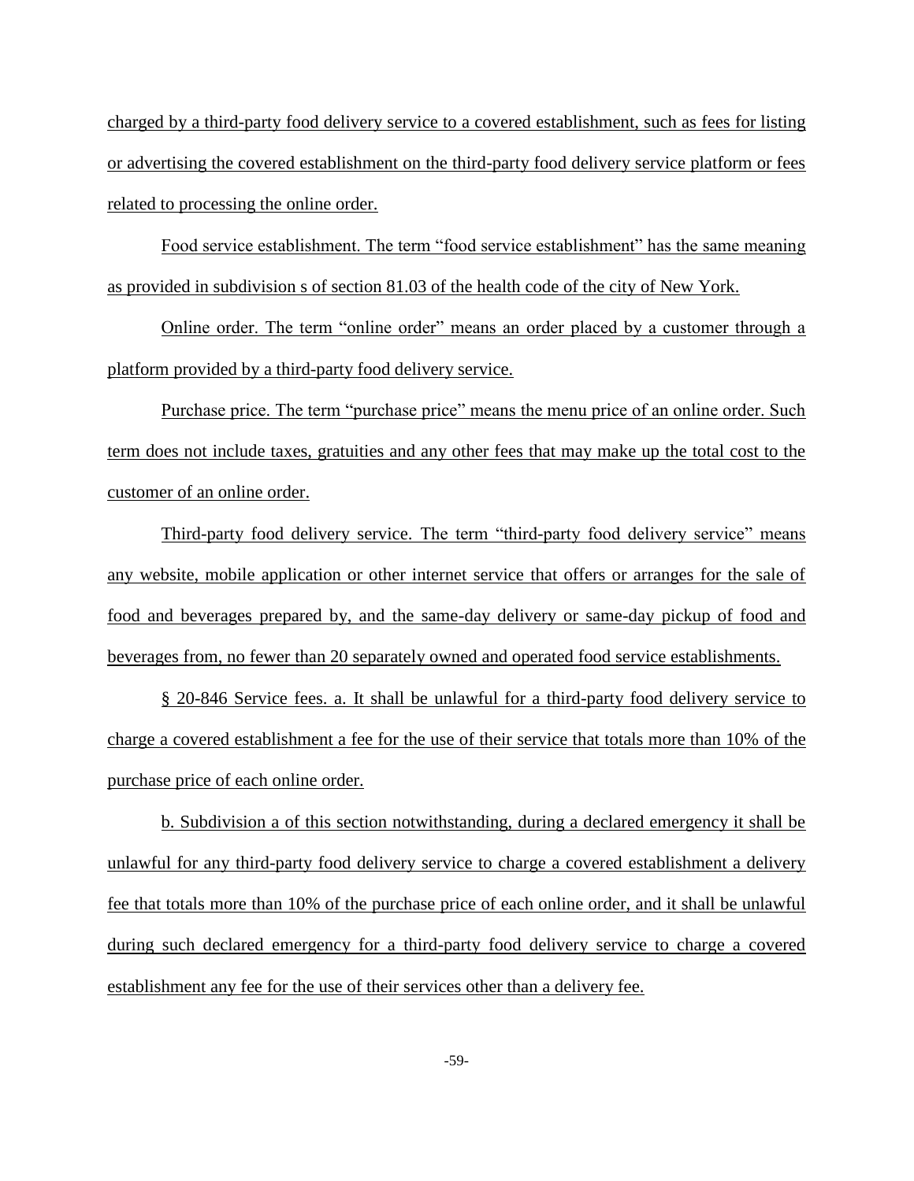charged by a third-party food delivery service to a covered establishment, such as fees for listing or advertising the covered establishment on the third-party food delivery service platform or fees related to processing the online order.

Food service establishment. The term "food service establishment" has the same meaning as provided in subdivision s of section 81.03 of the health code of the city of New York.

Online order. The term "online order" means an order placed by a customer through a platform provided by a third-party food delivery service.

Purchase price. The term "purchase price" means the menu price of an online order. Such term does not include taxes, gratuities and any other fees that may make up the total cost to the customer of an online order.

Third-party food delivery service. The term "third-party food delivery service" means any website, mobile application or other internet service that offers or arranges for the sale of food and beverages prepared by, and the same-day delivery or same-day pickup of food and beverages from, no fewer than 20 separately owned and operated food service establishments.

§ 20-846 Service fees. a. It shall be unlawful for a third-party food delivery service to charge a covered establishment a fee for the use of their service that totals more than 10% of the purchase price of each online order.

b. Subdivision a of this section notwithstanding, during a declared emergency it shall be unlawful for any third-party food delivery service to charge a covered establishment a delivery fee that totals more than 10% of the purchase price of each online order, and it shall be unlawful during such declared emergency for a third-party food delivery service to charge a covered establishment any fee for the use of their services other than a delivery fee.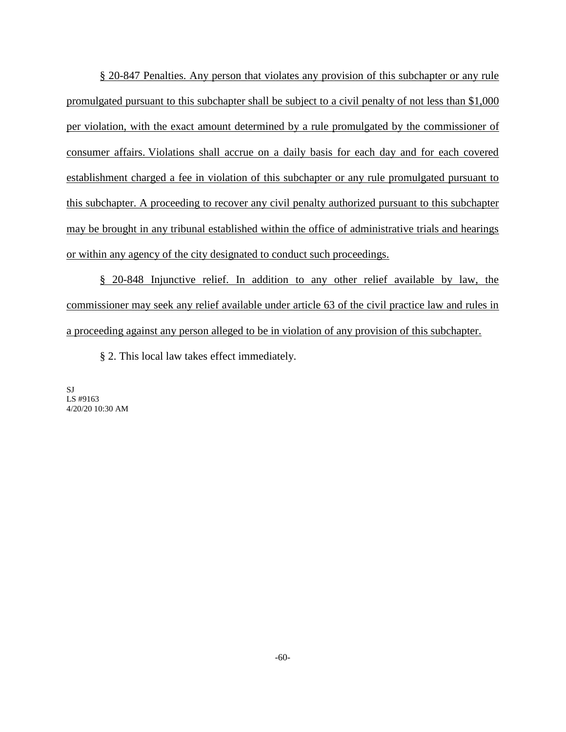§ 20-847 Penalties. Any person that violates any provision of this subchapter or any rule promulgated pursuant to this subchapter shall be subject to a civil penalty of not less than $1,000 per violation, with the exact amount determined by a rule promulgated by the commissioner of consumer affairs. Violations shall accrue on a daily basis for each day and for each covered establishment charged a fee in violation of this subchapter or any rule promulgated pursuant to this subchapter. A proceeding to recover any civil penalty authorized pursuant to this subchapter may be brought in any tribunal established within the office of administrative trials and hearings or within any agency of the city designated to conduct such proceedings.

§ 20-848 Injunctive relief. In addition to any other relief available by law, the commissioner may seek any relief available under article 63 of the civil practice law and rules in a proceeding against any person alleged to be in violation of any provision of this subchapter.

§ 2. This local law takes effect immediately.

SJ
LS #9163
4/20/20 10:30 AM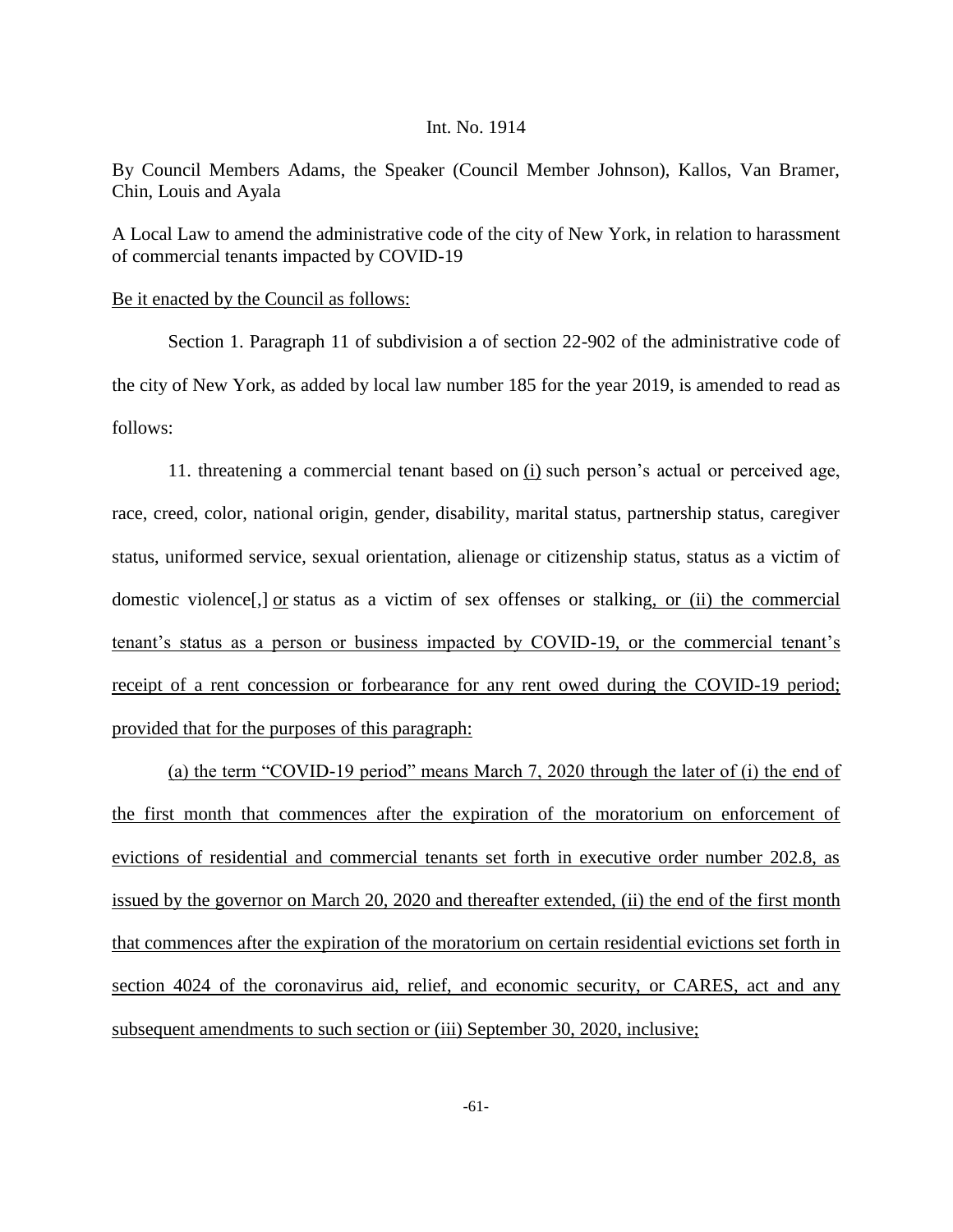Int. No. 1914

By Council Members Adams, the Speaker (Council Member Johnson), Kallos, Van Bramer, Chin, Louis and Ayala

A Local Law to amend the administrative code of the city of New York, in relation to harassment of commercial tenants impacted by COVID-19

<u>Be it enacted by the Council as follows:</u>

Section 1. Paragraph 11 of subdivision a of section 22-902 of the administrative code of the city of New York, as added by local law number 185 for the year 2019, is amended to read as follows:

11. threatening a commercial tenant based on <u>(i)</u> such person's actual or perceived age, race, creed, color, national origin, gender, disability, marital status, partnership status, caregiver status, uniformed service, sexual orientation, alienage or citizenship status, status as a victim of domestic violence[,] <u>or</u> status as a victim of sex offenses or stalking<u>, or (ii) the commercial tenant's status as a person or business impacted by COVID-19, or the commercial tenant's receipt of a rent concession or forbearance for any rent owed during the COVID-19 period; provided that for the purposes of this paragraph:</u>

<u>(a) the term "COVID-19 period" means March 7, 2020 through the later of (i) the end of the first month that commences after the expiration of the moratorium on enforcement of evictions of residential and commercial tenants set forth in executive order number 202.8, as issued by the governor on March 20, 2020 and thereafter extended, (ii) the end of the first month that commences after the expiration of the moratorium on certain residential evictions set forth in section 4024 of the coronavirus aid, relief, and economic security, or CARES, act and any subsequent amendments to such section or (iii) September 30, 2020, inclusive;</u>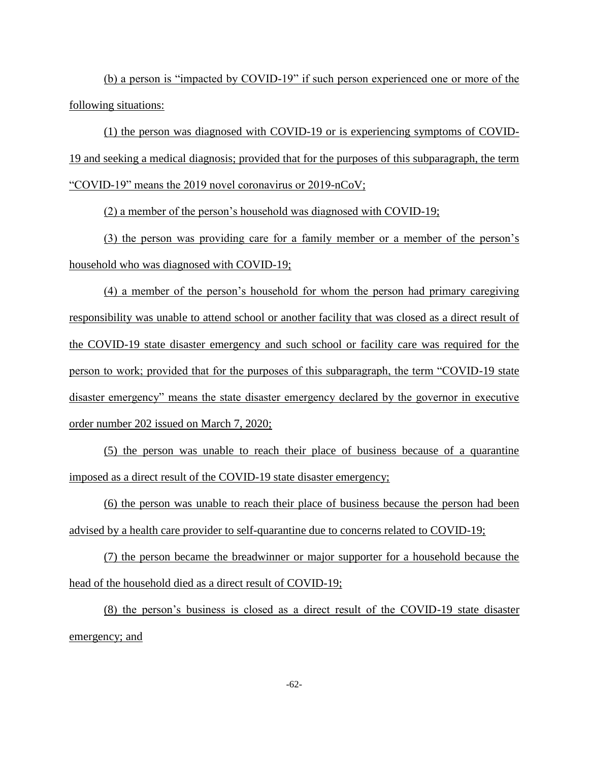(b) a person is "impacted by COVID-19" if such person experienced one or more of the following situations:

(1) the person was diagnosed with COVID-19 or is experiencing symptoms of COVID-19 and seeking a medical diagnosis; provided that for the purposes of this subparagraph, the term "COVID-19" means the 2019 novel coronavirus or 2019-nCoV;

(2) a member of the person's household was diagnosed with COVID-19;

(3) the person was providing care for a family member or a member of the person's household who was diagnosed with COVID-19;

(4) a member of the person's household for whom the person had primary caregiving responsibility was unable to attend school or another facility that was closed as a direct result of the COVID-19 state disaster emergency and such school or facility care was required for the person to work; provided that for the purposes of this subparagraph, the term "COVID-19 state disaster emergency" means the state disaster emergency declared by the governor in executive order number 202 issued on March 7, 2020;

(5) the person was unable to reach their place of business because of a quarantine imposed as a direct result of the COVID-19 state disaster emergency;

(6) the person was unable to reach their place of business because the person had been advised by a health care provider to self-quarantine due to concerns related to COVID-19;

(7) the person became the breadwinner or major supporter for a household because the head of the household died as a direct result of COVID-19;

(8) the person's business is closed as a direct result of the COVID-19 state disaster emergency; and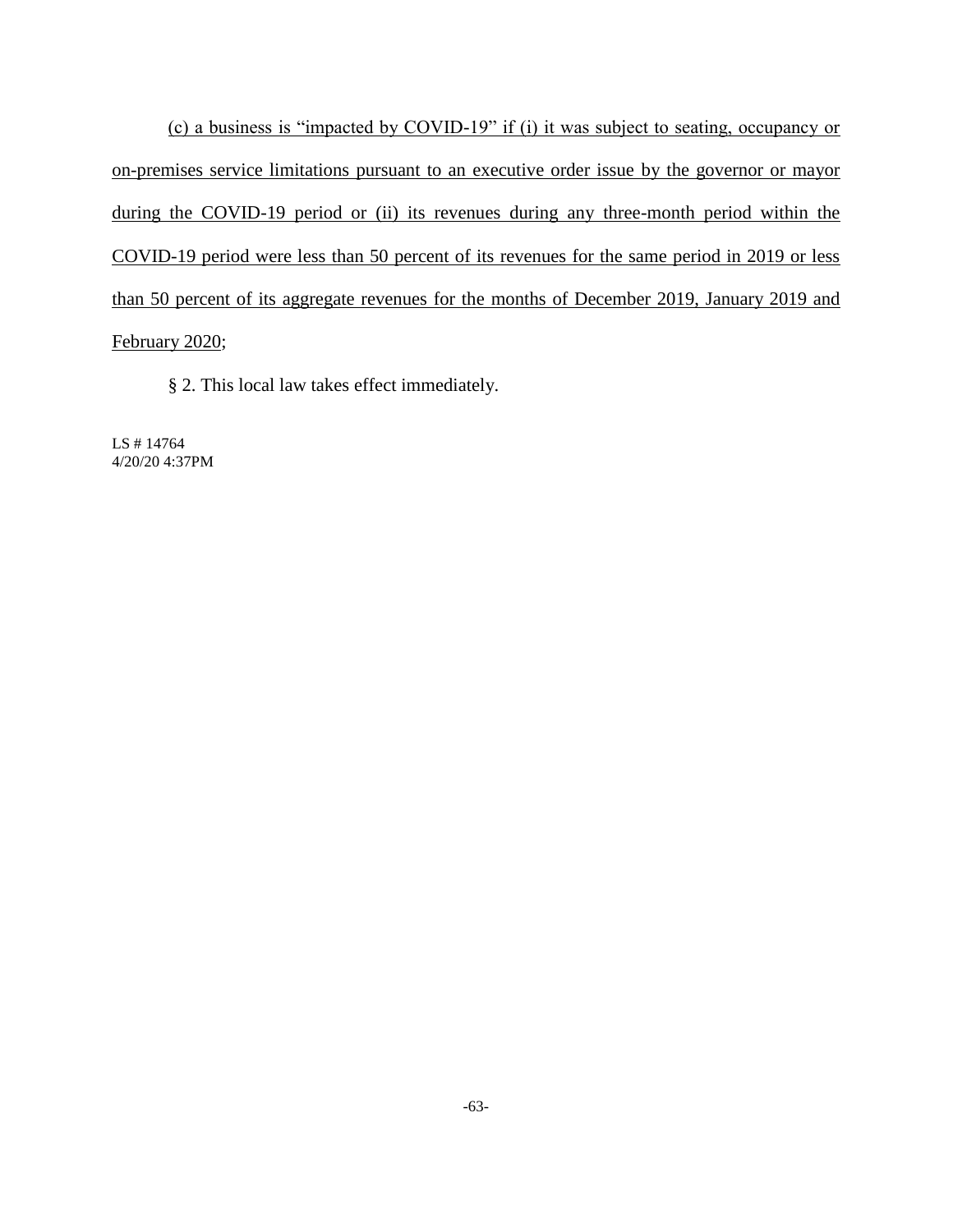<u>(c) a business is "impacted by COVID-19" if (i) it was subject to seating, occupancy or on-premises service limitations pursuant to an executive order issue by the governor or mayor during the COVID-19 period or (ii) its revenues during any three-month period within the COVID-19 period were less than 50 percent of its revenues for the same period in 2019 or less than 50 percent of its aggregate revenues for the months of December 2019, January 2019 and February 2020</u>;

§ 2. This local law takes effect immediately.

LS # 14764
4/20/20 4:37PM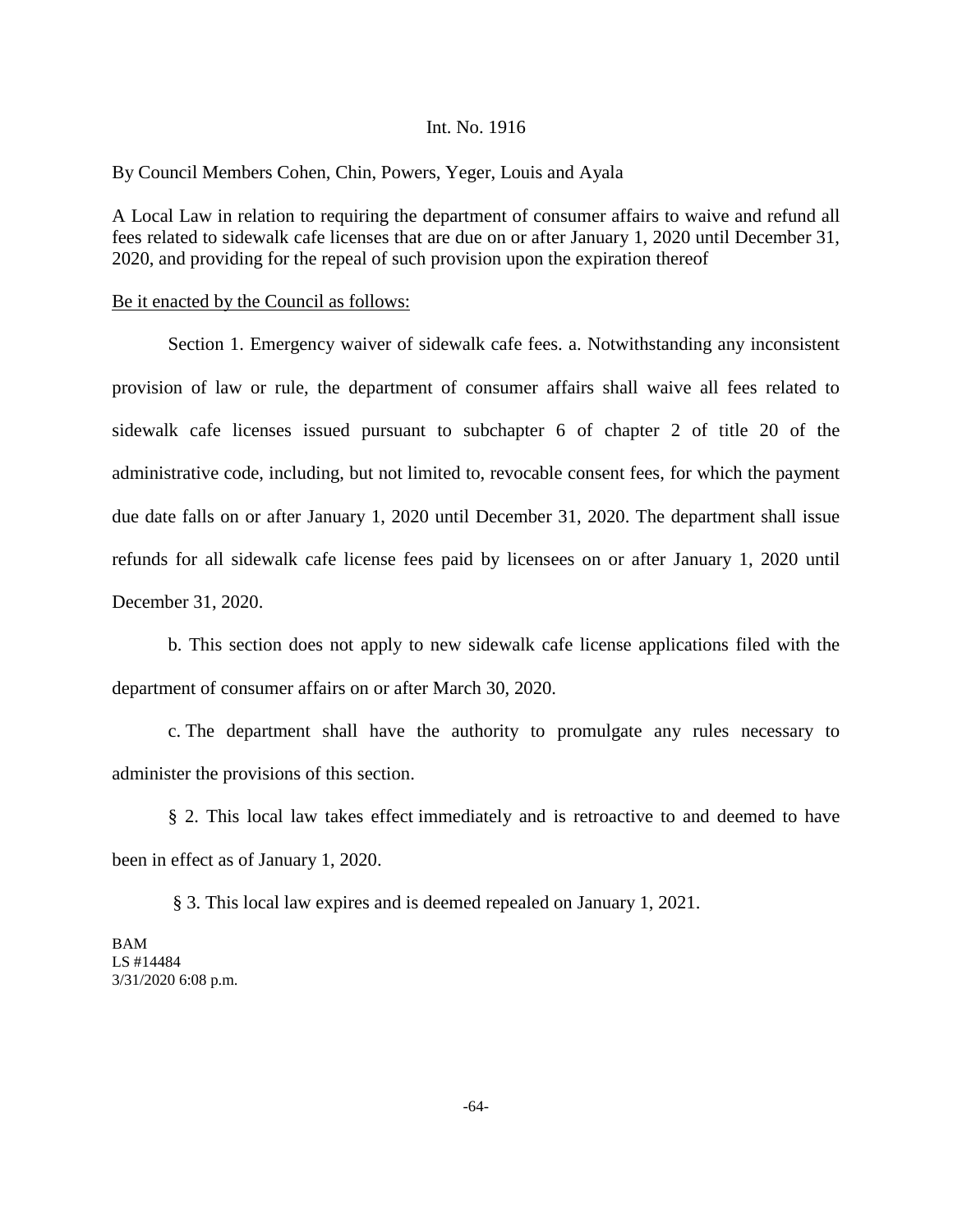Int. No. 1916

By Council Members Cohen, Chin, Powers, Yeger, Louis and Ayala

A Local Law in relation to requiring the department of consumer affairs to waive and refund all fees related to sidewalk cafe licenses that are due on or after January 1, 2020 until December 31, 2020, and providing for the repeal of such provision upon the expiration thereof

Be it enacted by the Council as follows:

Section 1. Emergency waiver of sidewalk cafe fees. a. Notwithstanding any inconsistent provision of law or rule, the department of consumer affairs shall waive all fees related to sidewalk cafe licenses issued pursuant to subchapter 6 of chapter 2 of title 20 of the administrative code, including, but not limited to, revocable consent fees, for which the payment due date falls on or after January 1, 2020 until December 31, 2020. The department shall issue refunds for all sidewalk cafe license fees paid by licensees on or after January 1, 2020 until December 31, 2020.

b. This section does not apply to new sidewalk cafe license applications filed with the department of consumer affairs on or after March 30, 2020.

c. The department shall have the authority to promulgate any rules necessary to administer the provisions of this section.

§ 2. This local law takes effect immediately and is retroactive to and deemed to have been in effect as of January 1, 2020.

§ 3. This local law expires and is deemed repealed on January 1, 2021.

BAM
LS #14484
3/31/2020 6:08 p.m.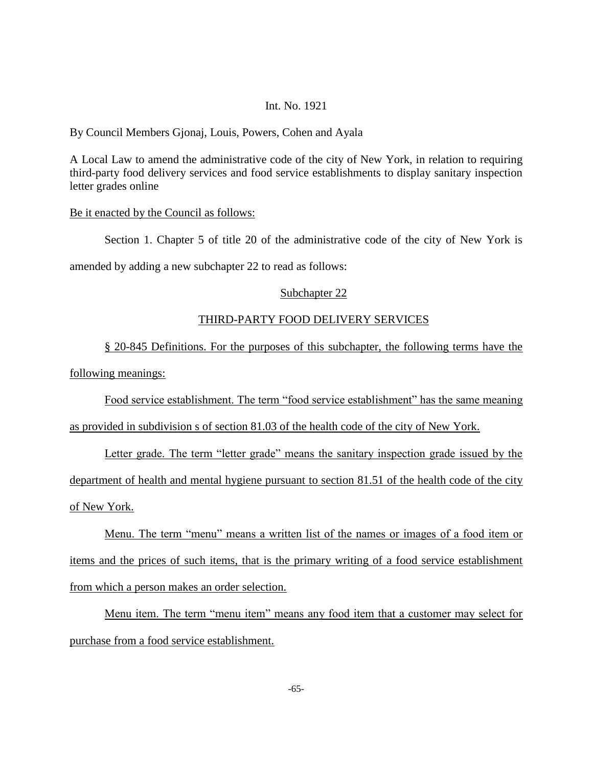Int. No. 1921

By Council Members Gjonaj, Louis, Powers, Cohen and Ayala

A Local Law to amend the administrative code of the city of New York, in relation to requiring third-party food delivery services and food service establishments to display sanitary inspection letter grades online

Be it enacted by the Council as follows:

Section 1. Chapter 5 of title 20 of the administrative code of the city of New York is amended by adding a new subchapter 22 to read as follows:

Subchapter 22

THIRD-PARTY FOOD DELIVERY SERVICES

§ 20-845 Definitions. For the purposes of this subchapter, the following terms have the following meanings:

Food service establishment. The term "food service establishment" has the same meaning as provided in subdivision s of section 81.03 of the health code of the city of New York.

Letter grade. The term "letter grade" means the sanitary inspection grade issued by the department of health and mental hygiene pursuant to section 81.51 of the health code of the city of New York.

Menu. The term "menu" means a written list of the names or images of a food item or items and the prices of such items, that is the primary writing of a food service establishment from which a person makes an order selection.

Menu item. The term "menu item" means any food item that a customer may select for purchase from a food service establishment.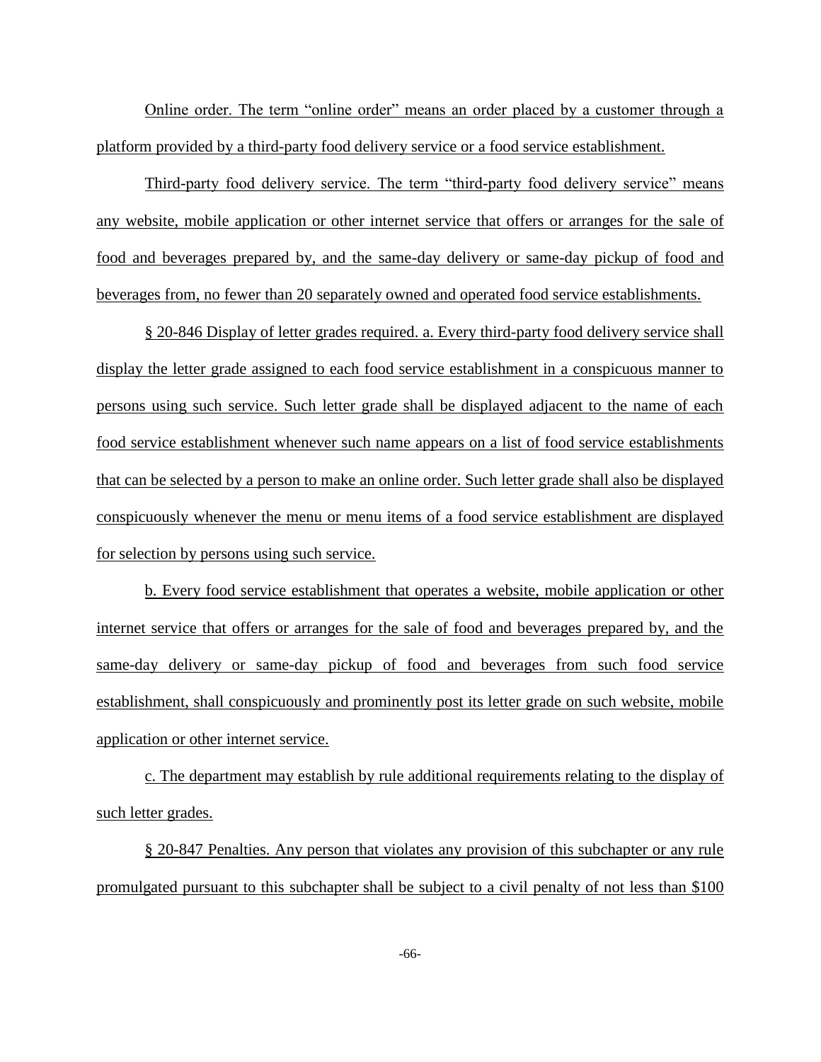Online order. The term "online order" means an order placed by a customer through a platform provided by a third-party food delivery service or a food service establishment.

Third-party food delivery service. The term "third-party food delivery service" means any website, mobile application or other internet service that offers or arranges for the sale of food and beverages prepared by, and the same-day delivery or same-day pickup of food and beverages from, no fewer than 20 separately owned and operated food service establishments.

§ 20-846 Display of letter grades required. a. Every third-party food delivery service shall display the letter grade assigned to each food service establishment in a conspicuous manner to persons using such service. Such letter grade shall be displayed adjacent to the name of each food service establishment whenever such name appears on a list of food service establishments that can be selected by a person to make an online order. Such letter grade shall also be displayed conspicuously whenever the menu or menu items of a food service establishment are displayed for selection by persons using such service.

b. Every food service establishment that operates a website, mobile application or other internet service that offers or arranges for the sale of food and beverages prepared by, and the same-day delivery or same-day pickup of food and beverages from such food service establishment, shall conspicuously and prominently post its letter grade on such website, mobile application or other internet service.

c. The department may establish by rule additional requirements relating to the display of such letter grades.

§ 20-847 Penalties. Any person that violates any provision of this subchapter or any rule promulgated pursuant to this subchapter shall be subject to a civil penalty of not less than $100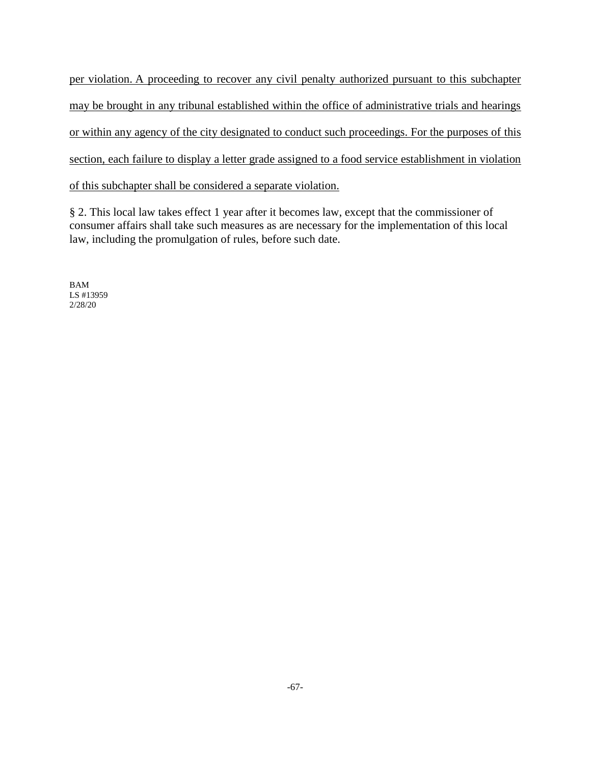per violation. A proceeding to recover any civil penalty authorized pursuant to this subchapter may be brought in any tribunal established within the office of administrative trials and hearings or within any agency of the city designated to conduct such proceedings. For the purposes of this section, each failure to display a letter grade assigned to a food service establishment in violation of this subchapter shall be considered a separate violation.

§ 2. This local law takes effect 1 year after it becomes law, except that the commissioner of consumer affairs shall take such measures as are necessary for the implementation of this local law, including the promulgation of rules, before such date.

BAM
LS #13959
2/28/20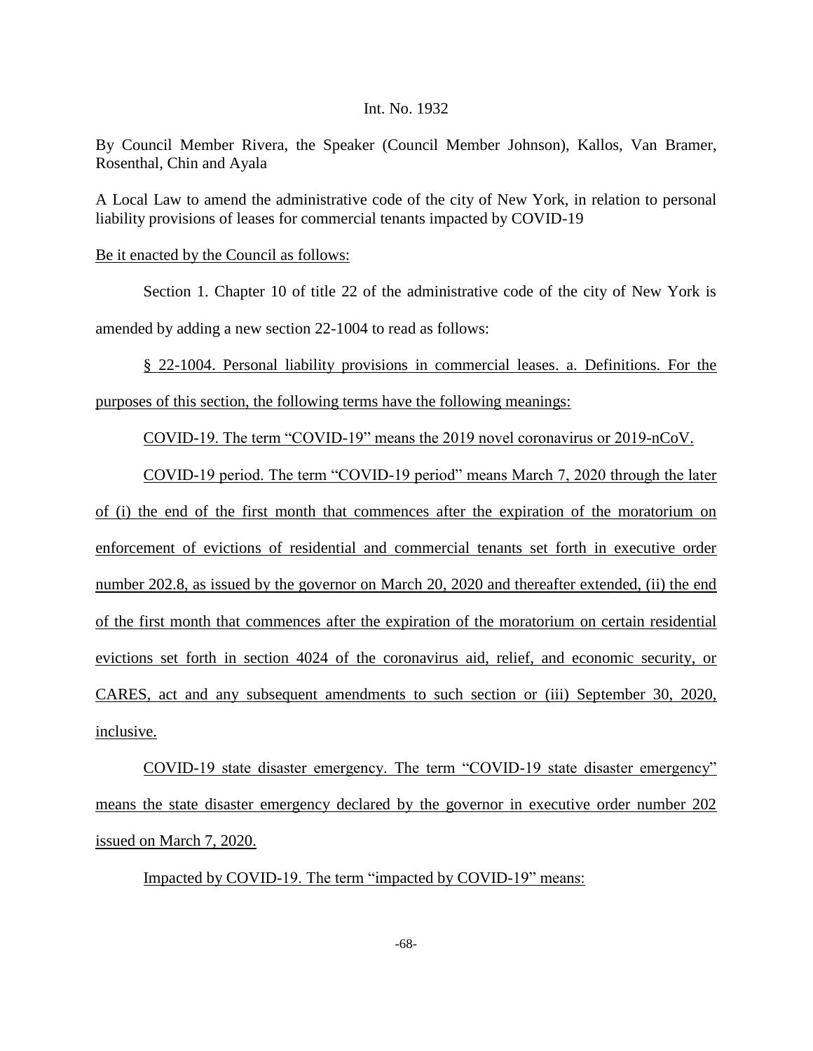Int. No. 1932

By Council Member Rivera, the Speaker (Council Member Johnson), Kallos, Van Bramer, Rosenthal, Chin and Ayala

A Local Law to amend the administrative code of the city of New York, in relation to personal liability provisions of leases for commercial tenants impacted by COVID-19

Be it enacted by the Council as follows:

Section 1. Chapter 10 of title 22 of the administrative code of the city of New York is amended by adding a new section 22-1004 to read as follows:

§ 22-1004. Personal liability provisions in commercial leases. a. Definitions. For the purposes of this section, the following terms have the following meanings:

COVID-19. The term "COVID-19" means the 2019 novel coronavirus or 2019-nCoV.

COVID-19 period. The term "COVID-19 period" means March 7, 2020 through the later of (i) the end of the first month that commences after the expiration of the moratorium on enforcement of evictions of residential and commercial tenants set forth in executive order number 202.8, as issued by the governor on March 20, 2020 and thereafter extended, (ii) the end of the first month that commences after the expiration of the moratorium on certain residential evictions set forth in section 4024 of the coronavirus aid, relief, and economic security, or CARES, act and any subsequent amendments to such section or (iii) September 30, 2020, inclusive.

COVID-19 state disaster emergency. The term "COVID-19 state disaster emergency" means the state disaster emergency declared by the governor in executive order number 202 issued on March 7, 2020.

Impacted by COVID-19. The term "impacted by COVID-19" means: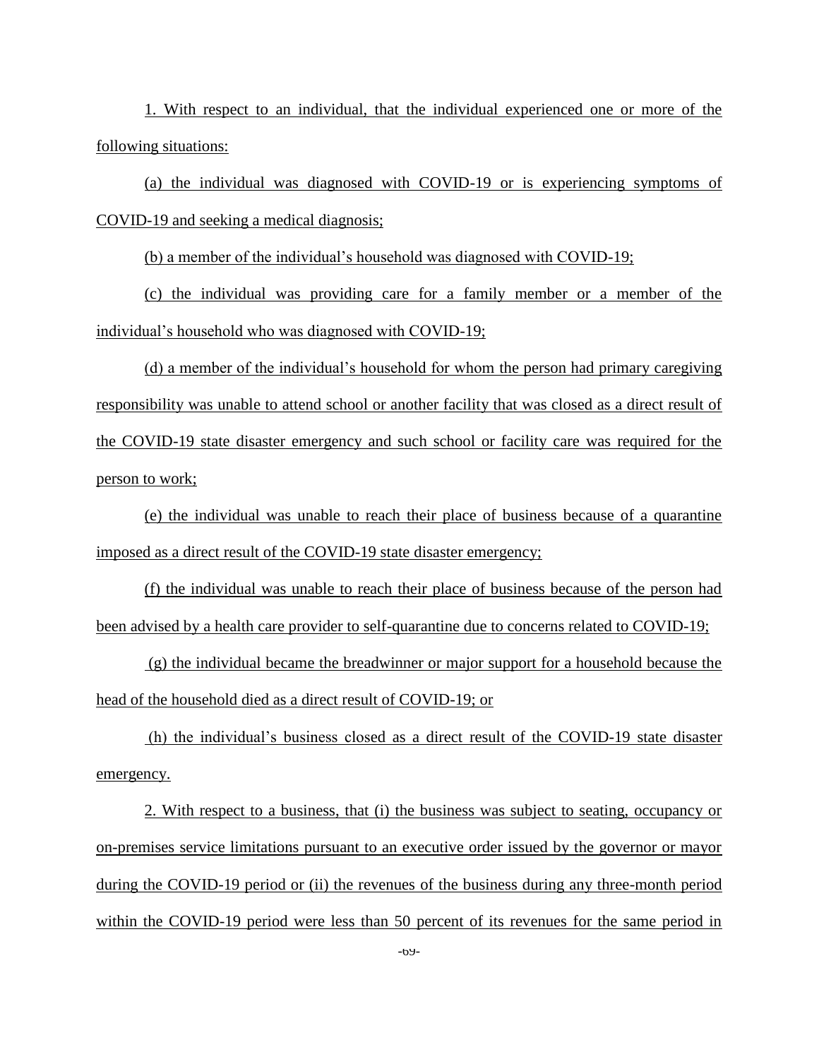1. With respect to an individual, that the individual experienced one or more of the following situations:

(a) the individual was diagnosed with COVID-19 or is experiencing symptoms of COVID-19 and seeking a medical diagnosis;

(b) a member of the individual's household was diagnosed with COVID-19;

(c) the individual was providing care for a family member or a member of the individual's household who was diagnosed with COVID-19;

(d) a member of the individual's household for whom the person had primary caregiving responsibility was unable to attend school or another facility that was closed as a direct result of the COVID-19 state disaster emergency and such school or facility care was required for the person to work;

(e) the individual was unable to reach their place of business because of a quarantine imposed as a direct result of the COVID-19 state disaster emergency;

(f) the individual was unable to reach their place of business because of the person had been advised by a health care provider to self-quarantine due to concerns related to COVID-19;

(g) the individual became the breadwinner or major support for a household because the head of the household died as a direct result of COVID-19; or

(h) the individual's business closed as a direct result of the COVID-19 state disaster emergency.

2. With respect to a business, that (i) the business was subject to seating, occupancy or on-premises service limitations pursuant to an executive order issued by the governor or mayor during the COVID-19 period or (ii) the revenues of the business during any three-month period within the COVID-19 period were less than 50 percent of its revenues for the same period in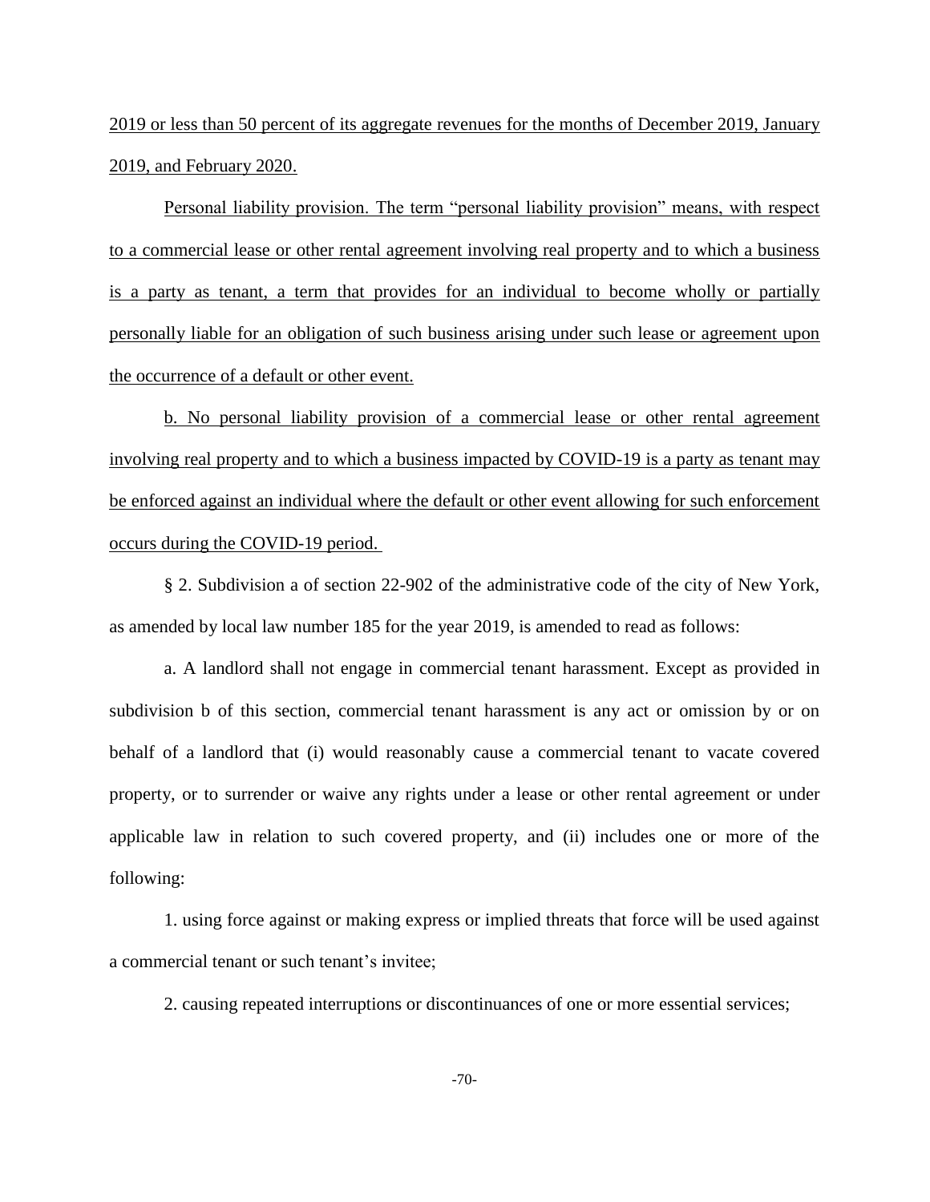2019 or less than 50 percent of its aggregate revenues for the months of December 2019, January 2019, and February 2020.

Personal liability provision. The term "personal liability provision" means, with respect to a commercial lease or other rental agreement involving real property and to which a business is a party as tenant, a term that provides for an individual to become wholly or partially personally liable for an obligation of such business arising under such lease or agreement upon the occurrence of a default or other event.

b. No personal liability provision of a commercial lease or other rental agreement involving real property and to which a business impacted by COVID-19 is a party as tenant may be enforced against an individual where the default or other event allowing for such enforcement occurs during the COVID-19 period.

§ 2. Subdivision a of section 22-902 of the administrative code of the city of New York, as amended by local law number 185 for the year 2019, is amended to read as follows:

a. A landlord shall not engage in commercial tenant harassment. Except as provided in subdivision b of this section, commercial tenant harassment is any act or omission by or on behalf of a landlord that (i) would reasonably cause a commercial tenant to vacate covered property, or to surrender or waive any rights under a lease or other rental agreement or under applicable law in relation to such covered property, and (ii) includes one or more of the following:

1. using force against or making express or implied threats that force will be used against a commercial tenant or such tenant's invitee;

2. causing repeated interruptions or discontinuances of one or more essential services;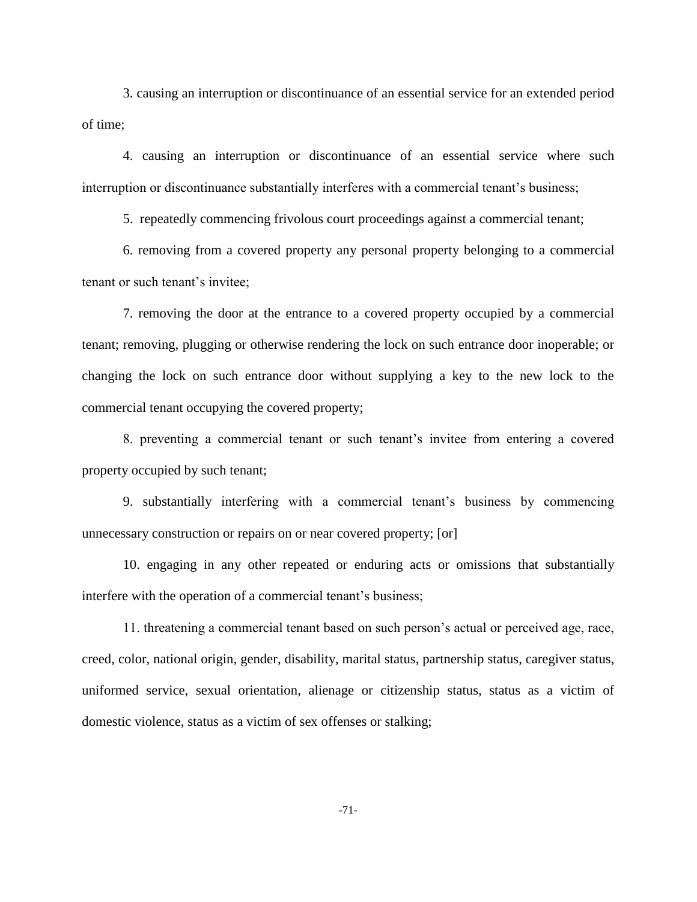3. causing an interruption or discontinuance of an essential service for an extended period of time;

4. causing an interruption or discontinuance of an essential service where such interruption or discontinuance substantially interferes with a commercial tenant's business;

5. repeatedly commencing frivolous court proceedings against a commercial tenant;

6. removing from a covered property any personal property belonging to a commercial tenant or such tenant's invitee;

7. removing the door at the entrance to a covered property occupied by a commercial tenant; removing, plugging or otherwise rendering the lock on such entrance door inoperable; or changing the lock on such entrance door without supplying a key to the new lock to the commercial tenant occupying the covered property;

8. preventing a commercial tenant or such tenant's invitee from entering a covered property occupied by such tenant;

9. substantially interfering with a commercial tenant's business by commencing unnecessary construction or repairs on or near covered property; [or]

10. engaging in any other repeated or enduring acts or omissions that substantially interfere with the operation of a commercial tenant's business;

11. threatening a commercial tenant based on such person's actual or perceived age, race, creed, color, national origin, gender, disability, marital status, partnership status, caregiver status, uniformed service, sexual orientation, alienage or citizenship status, status as a victim of domestic violence, status as a victim of sex offenses or stalking;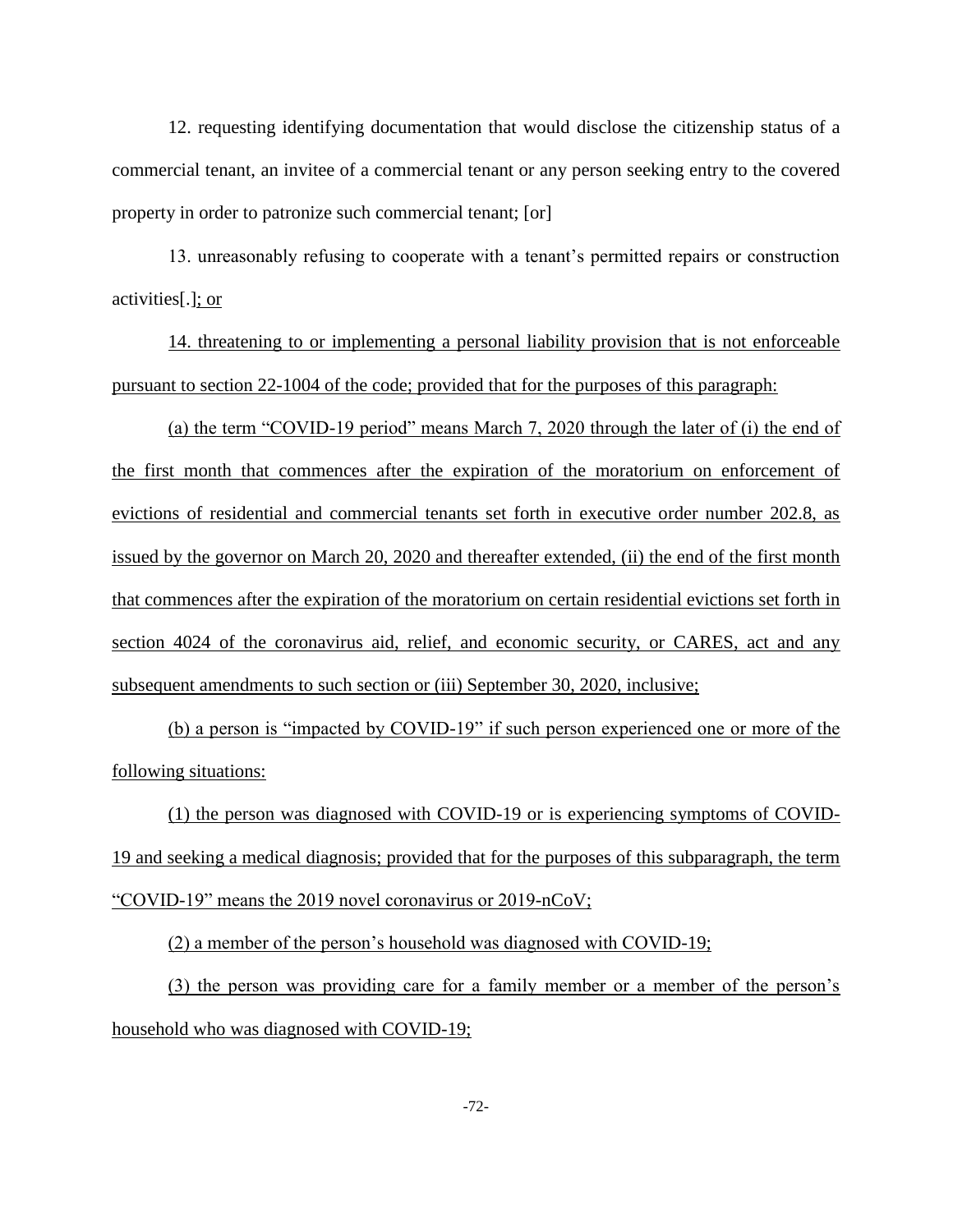12. requesting identifying documentation that would disclose the citizenship status of a commercial tenant, an invitee of a commercial tenant or any person seeking entry to the covered property in order to patronize such commercial tenant; [or]

13. unreasonably refusing to cooperate with a tenant's permitted repairs or construction activities[.]; or

14. threatening to or implementing a personal liability provision that is not enforceable pursuant to section 22-1004 of the code; provided that for the purposes of this paragraph:

(a) the term "COVID-19 period" means March 7, 2020 through the later of (i) the end of the first month that commences after the expiration of the moratorium on enforcement of evictions of residential and commercial tenants set forth in executive order number 202.8, as issued by the governor on March 20, 2020 and thereafter extended, (ii) the end of the first month that commences after the expiration of the moratorium on certain residential evictions set forth in section 4024 of the coronavirus aid, relief, and economic security, or CARES, act and any subsequent amendments to such section or (iii) September 30, 2020, inclusive;

(b) a person is "impacted by COVID-19" if such person experienced one or more of the following situations:

(1) the person was diagnosed with COVID-19 or is experiencing symptoms of COVID-19 and seeking a medical diagnosis; provided that for the purposes of this subparagraph, the term "COVID-19" means the 2019 novel coronavirus or 2019-nCoV;

(2) a member of the person's household was diagnosed with COVID-19;

(3) the person was providing care for a family member or a member of the person's household who was diagnosed with COVID-19;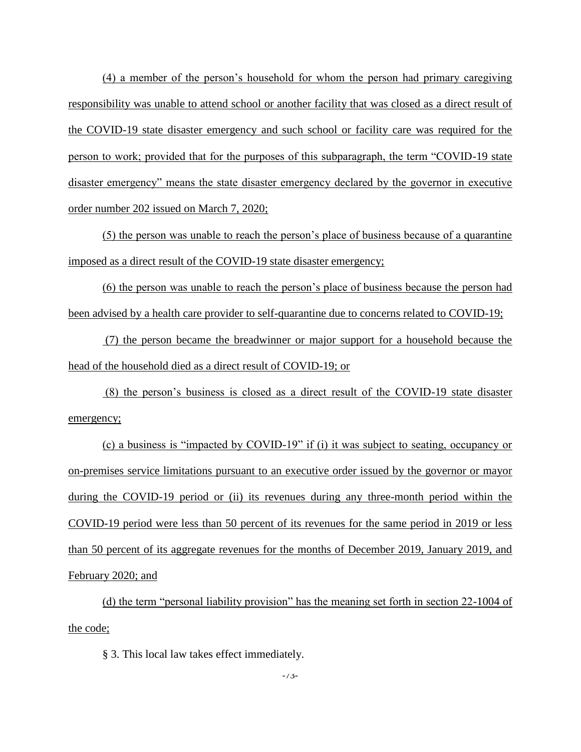(4) a member of the person's household for whom the person had primary caregiving responsibility was unable to attend school or another facility that was closed as a direct result of the COVID-19 state disaster emergency and such school or facility care was required for the person to work; provided that for the purposes of this subparagraph, the term "COVID-19 state disaster emergency" means the state disaster emergency declared by the governor in executive order number 202 issued on March 7, 2020;

(5) the person was unable to reach the person's place of business because of a quarantine imposed as a direct result of the COVID-19 state disaster emergency;

(6) the person was unable to reach the person's place of business because the person had been advised by a health care provider to self-quarantine due to concerns related to COVID-19;

(7) the person became the breadwinner or major support for a household because the head of the household died as a direct result of COVID-19; or

(8) the person's business is closed as a direct result of the COVID-19 state disaster emergency;

(c) a business is "impacted by COVID-19" if (i) it was subject to seating, occupancy or on-premises service limitations pursuant to an executive order issued by the governor or mayor during the COVID-19 period or (ii) its revenues during any three-month period within the COVID-19 period were less than 50 percent of its revenues for the same period in 2019 or less than 50 percent of its aggregate revenues for the months of December 2019, January 2019, and February 2020; and

(d) the term "personal liability provision" has the meaning set forth in section 22-1004 of the code;

§ 3. This local law takes effect immediately.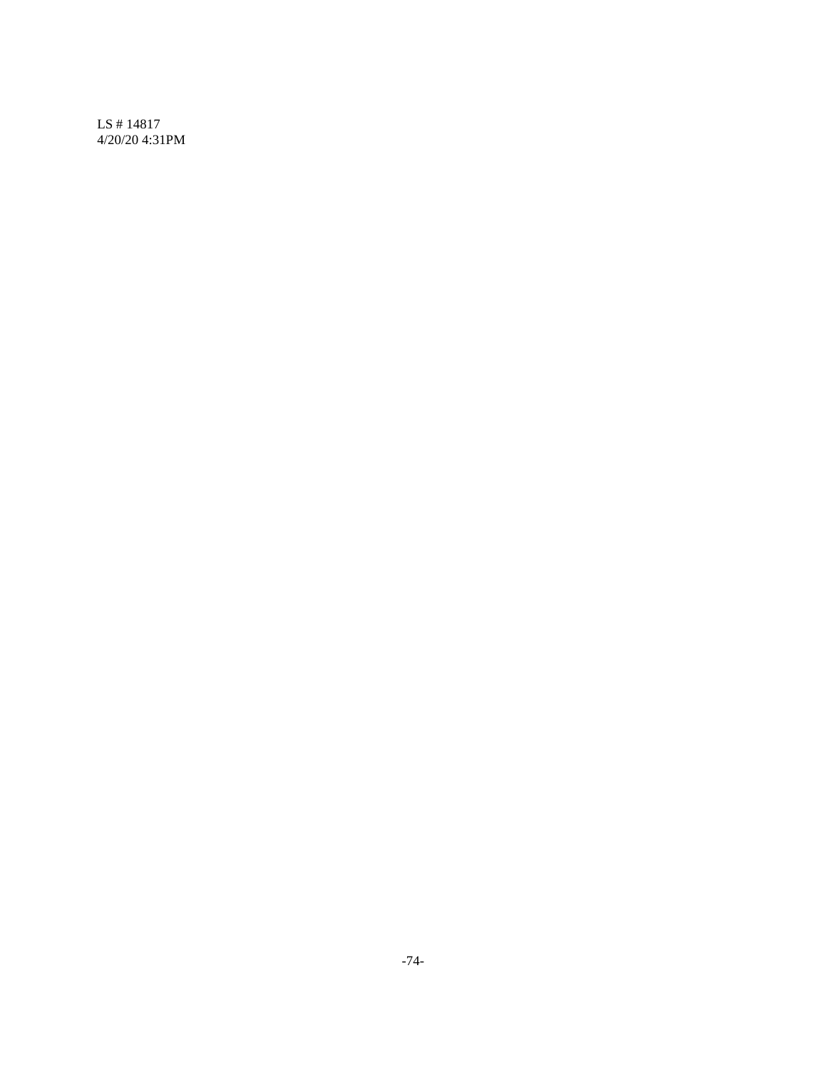LS # 14817
4/20/20 4:31PM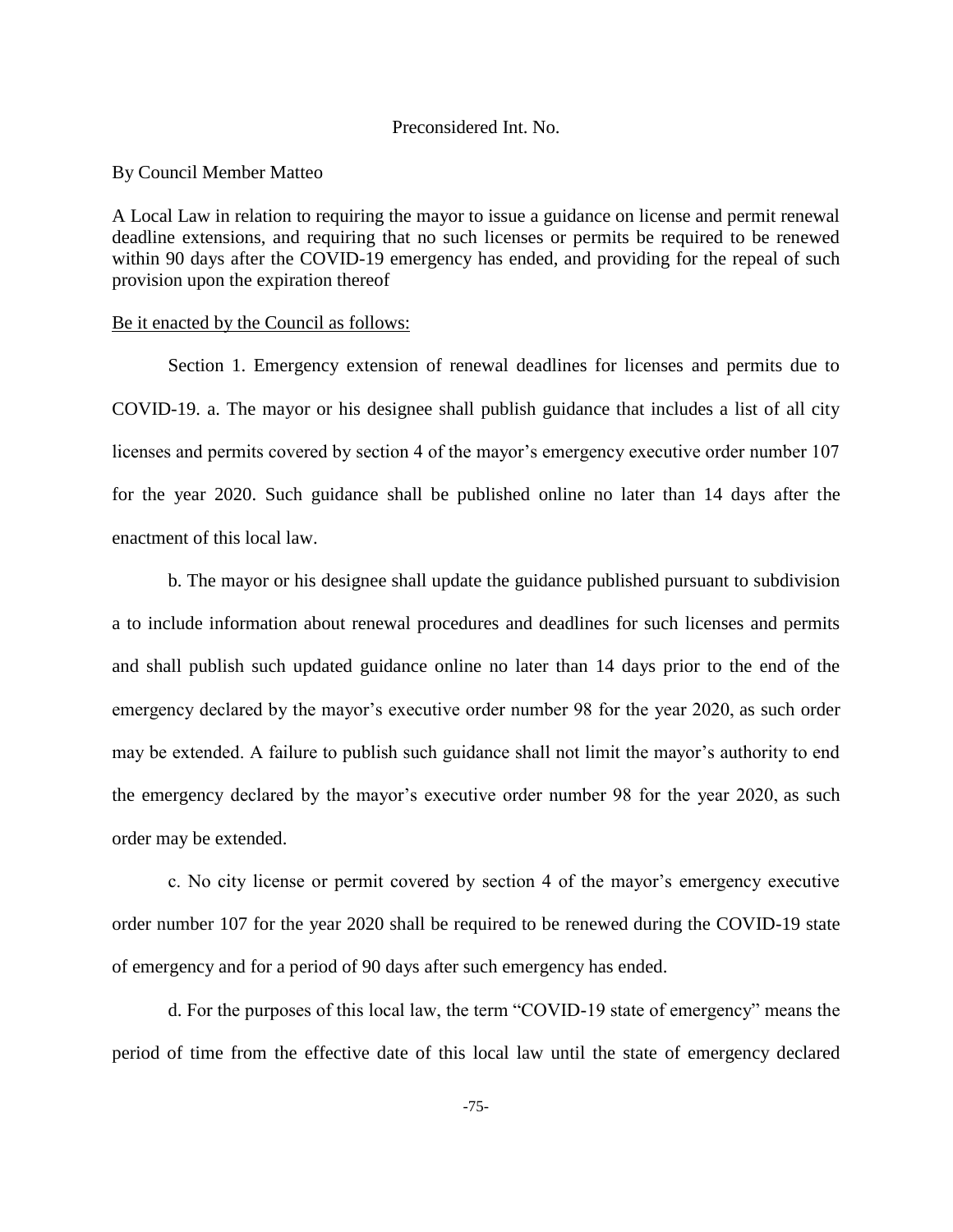Preconsidered Int. No.

By Council Member Matteo

A Local Law in relation to requiring the mayor to issue a guidance on license and permit renewal deadline extensions, and requiring that no such licenses or permits be required to be renewed within 90 days after the COVID-19 emergency has ended, and providing for the repeal of such provision upon the expiration thereof

Be it enacted by the Council as follows:

Section 1. Emergency extension of renewal deadlines for licenses and permits due to COVID-19. a. The mayor or his designee shall publish guidance that includes a list of all city licenses and permits covered by section 4 of the mayor's emergency executive order number 107 for the year 2020. Such guidance shall be published online no later than 14 days after the enactment of this local law.

b. The mayor or his designee shall update the guidance published pursuant to subdivision a to include information about renewal procedures and deadlines for such licenses and permits and shall publish such updated guidance online no later than 14 days prior to the end of the emergency declared by the mayor's executive order number 98 for the year 2020, as such order may be extended. A failure to publish such guidance shall not limit the mayor's authority to end the emergency declared by the mayor's executive order number 98 for the year 2020, as such order may be extended.

c. No city license or permit covered by section 4 of the mayor's emergency executive order number 107 for the year 2020 shall be required to be renewed during the COVID-19 state of emergency and for a period of 90 days after such emergency has ended.

d. For the purposes of this local law, the term "COVID-19 state of emergency" means the period of time from the effective date of this local law until the state of emergency declared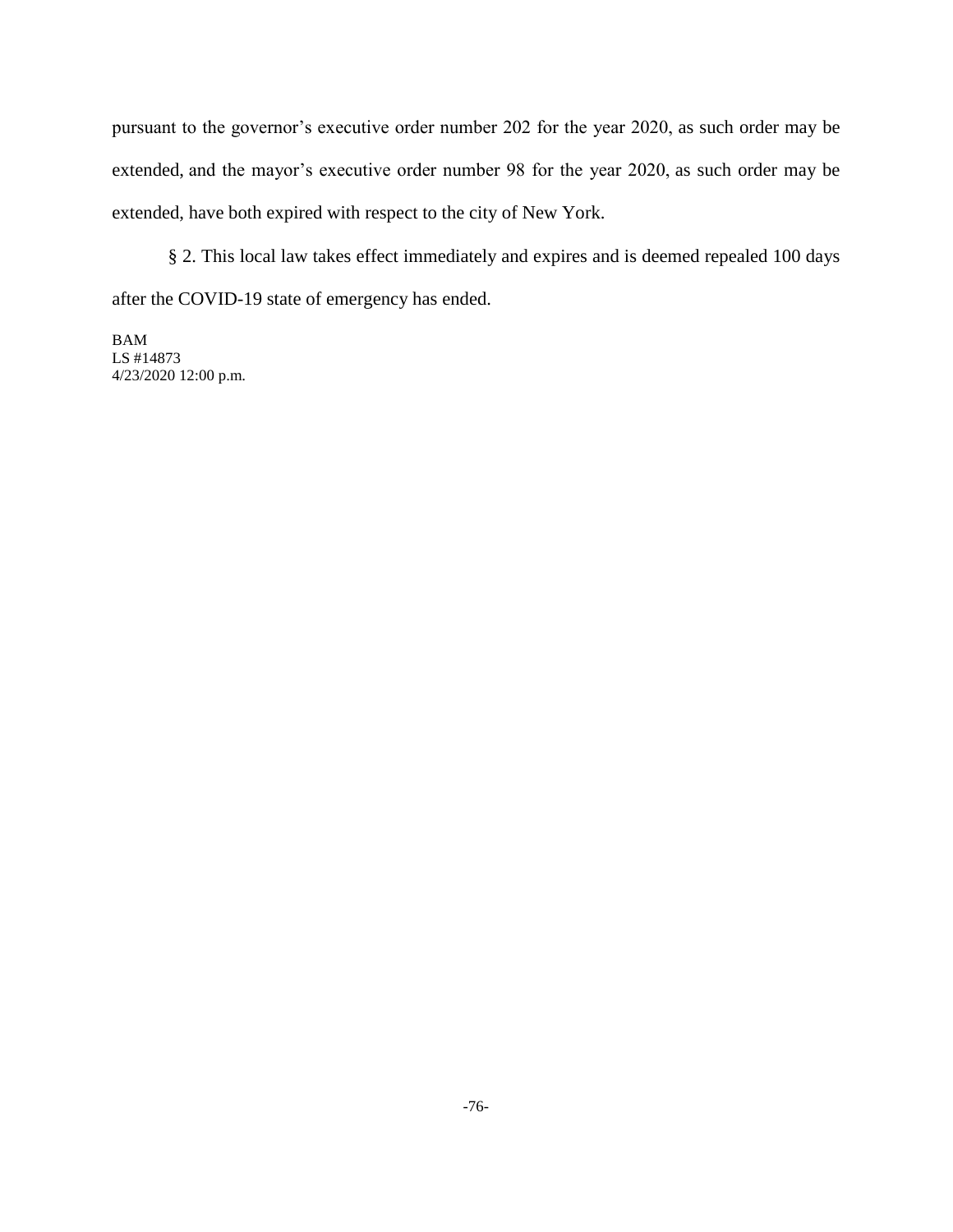pursuant to the governor's executive order number 202 for the year 2020, as such order may be extended, and the mayor's executive order number 98 for the year 2020, as such order may be extended, have both expired with respect to the city of New York.

§ 2. This local law takes effect immediately and expires and is deemed repealed 100 days after the COVID-19 state of emergency has ended.

BAM
LS #14873
4/23/2020 12:00 p.m.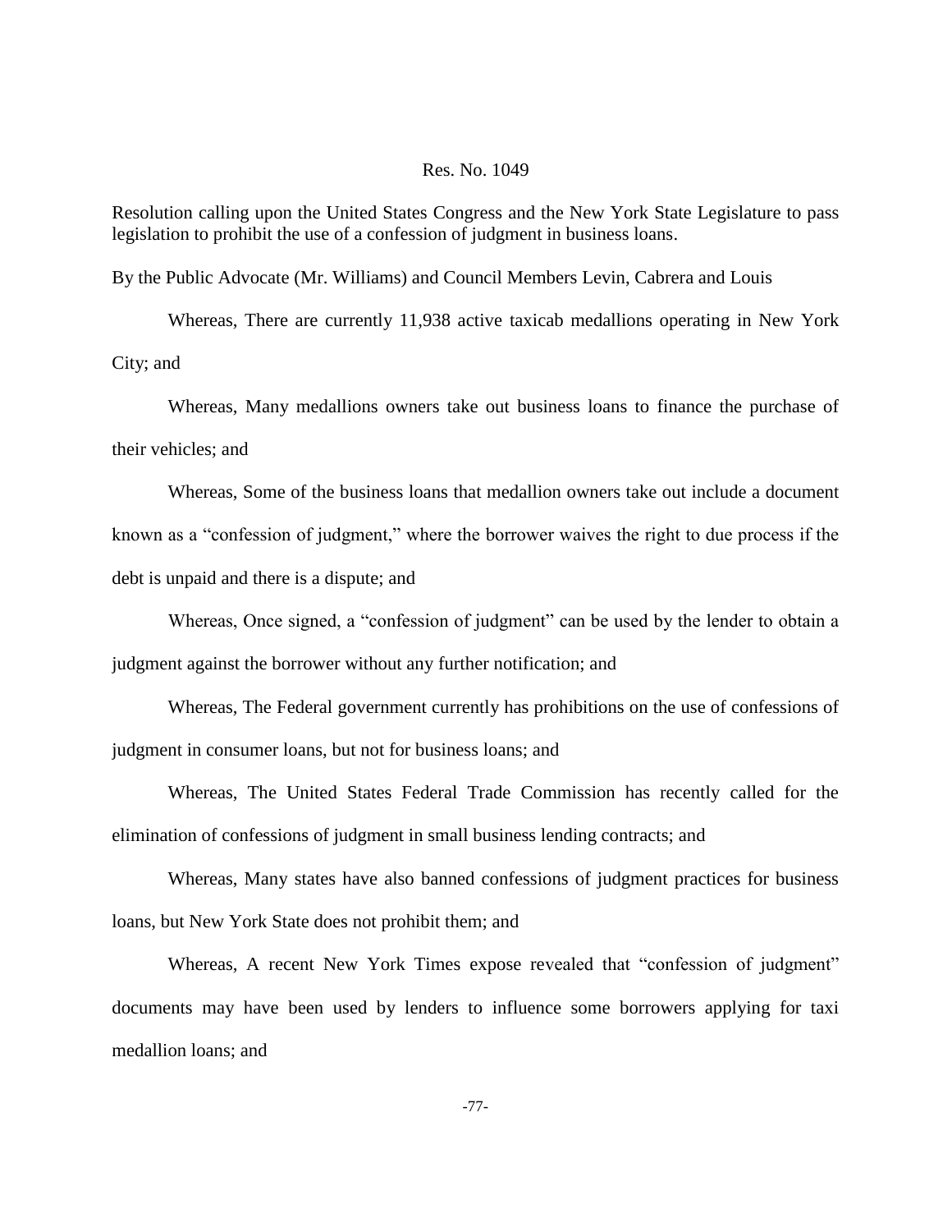Res. No. 1049

Resolution calling upon the United States Congress and the New York State Legislature to pass legislation to prohibit the use of a confession of judgment in business loans.

By the Public Advocate (Mr. Williams) and Council Members Levin, Cabrera and Louis

Whereas, There are currently 11,938 active taxicab medallions operating in New York City; and

Whereas, Many medallions owners take out business loans to finance the purchase of their vehicles; and

Whereas, Some of the business loans that medallion owners take out include a document known as a "confession of judgment," where the borrower waives the right to due process if the debt is unpaid and there is a dispute; and

Whereas, Once signed, a "confession of judgment" can be used by the lender to obtain a judgment against the borrower without any further notification; and

Whereas, The Federal government currently has prohibitions on the use of confessions of judgment in consumer loans, but not for business loans; and

Whereas, The United States Federal Trade Commission has recently called for the elimination of confessions of judgment in small business lending contracts; and

Whereas, Many states have also banned confessions of judgment practices for business loans, but New York State does not prohibit them; and

Whereas, A recent New York Times expose revealed that "confession of judgment" documents may have been used by lenders to influence some borrowers applying for taxi medallion loans; and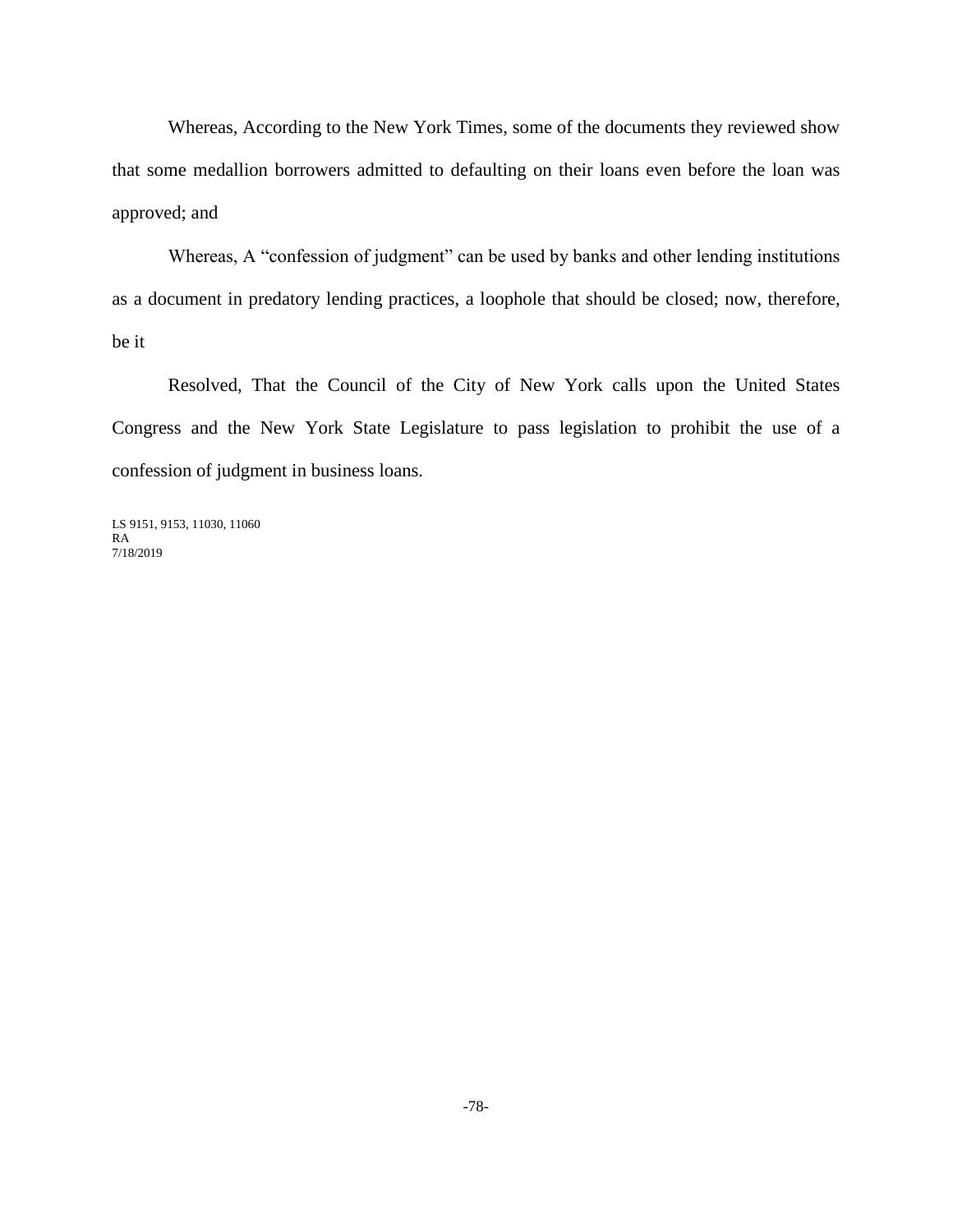Whereas, According to the New York Times, some of the documents they reviewed show that some medallion borrowers admitted to defaulting on their loans even before the loan was approved; and

Whereas, A "confession of judgment" can be used by banks and other lending institutions as a document in predatory lending practices, a loophole that should be closed; now, therefore, be it

Resolved, That the Council of the City of New York calls upon the United States Congress and the New York State Legislature to pass legislation to prohibit the use of a confession of judgment in business loans.

LS 9151, 9153, 11030, 11060
RA
7/18/2019